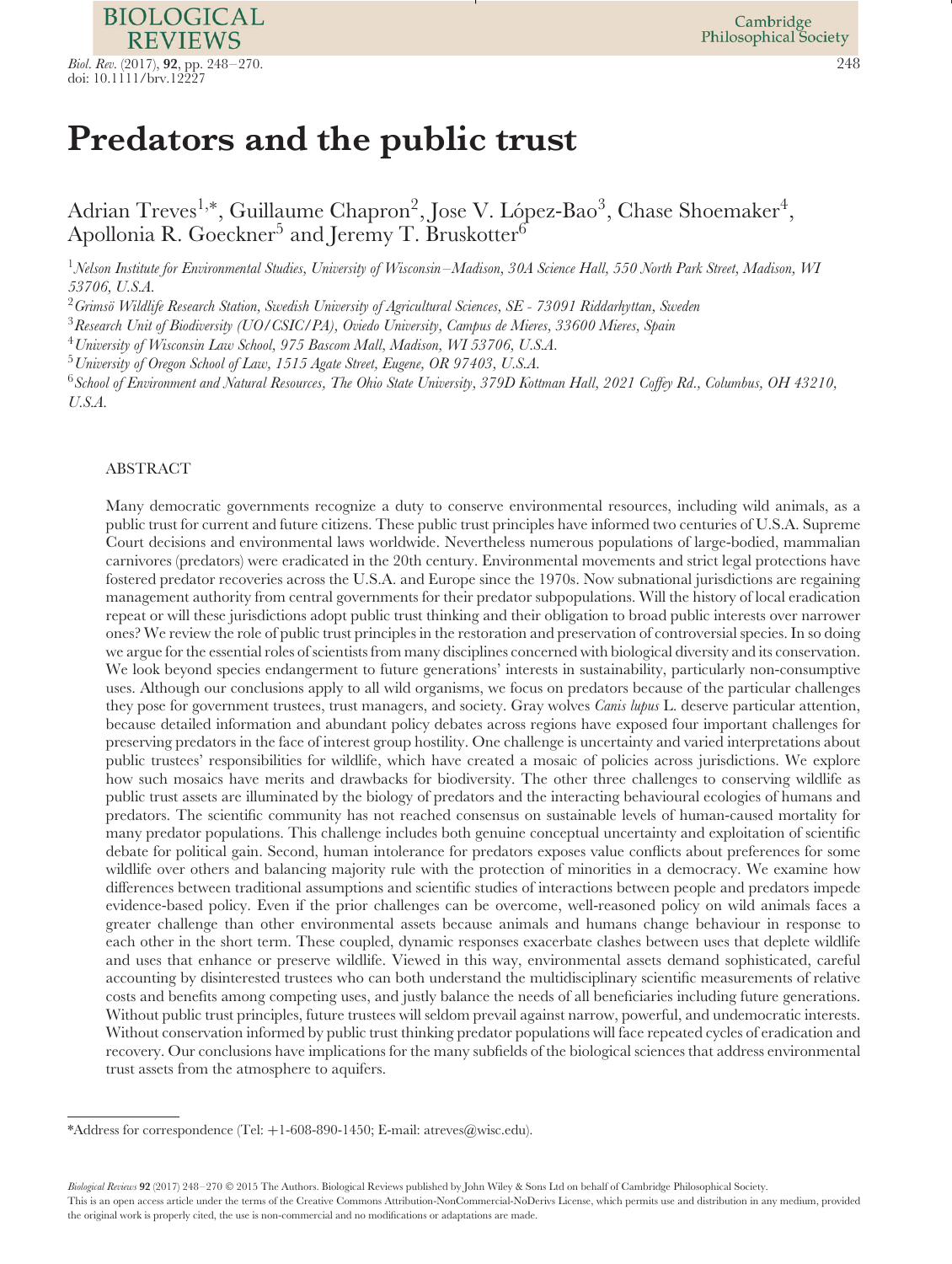# Predators and the public trust

Adrian Treves[1,*], Guillaume Chapron[2], Jose V. López-Bao[3], Chase Shoemaker[4], Apollonia R. Goeckner[5] and Jeremy T. Bruskotter[6]

[1]*Nelson Institute for Environmental Studies, University of Wisconsin–Madison, 30A Science Hall, 550 North Park Street, Madison, WI 53706, U.S.A.*

[2]*Grimsö Wildlife Research Station, Swedish University of Agricultural Sciences, SE - 73091 Riddarhyttan, Sweden*

[3]*Research Unit of Biodiversity (UO/CSIC/PA), Oviedo University, Campus de Mieres, 33600 Mieres, Spain*

[4]*University of Wisconsin Law School, 975 Bascom Mall, Madison, WI 53706, U.S.A.*

[5]*University of Oregon School of Law, 1515 Agate Street, Eugene, OR 97403, U.S.A.*

[6]*School of Environment and Natural Resources, The Ohio State University, 379D Kottman Hall, 2021 Coffey Rd., Columbus, OH 43210, U.S.A.*

## ABSTRACT

Many democratic governments recognize a duty to conserve environmental resources, including wild animals, as a public trust for current and future citizens. These public trust principles have informed two centuries of U.S.A. Supreme Court decisions and environmental laws worldwide. Nevertheless numerous populations of large-bodied, mammalian carnivores (predators) were eradicated in the 20th century. Environmental movements and strict legal protections have fostered predator recoveries across the U.S.A. and Europe since the 1970s. Now subnational jurisdictions are regaining management authority from central governments for their predator subpopulations. Will the history of local eradication repeat or will these jurisdictions adopt public trust thinking and their obligation to broad public interests over narrower ones? We review the role of public trust principles in the restoration and preservation of controversial species. In so doing we argue for the essential roles of scientists from many disciplines concerned with biological diversity and its conservation. We look beyond species endangerment to future generations' interests in sustainability, particularly non-consumptive uses. Although our conclusions apply to all wild organisms, we focus on predators because of the particular challenges they pose for government trustees, trust managers, and society. Gray wolves *Canis lupus* L. deserve particular attention, because detailed information and abundant policy debates across regions have exposed four important challenges for preserving predators in the face of interest group hostility. One challenge is uncertainty and varied interpretations about public trustees' responsibilities for wildlife, which have created a mosaic of policies across jurisdictions. We explore how such mosaics have merits and drawbacks for biodiversity. The other three challenges to conserving wildlife as public trust assets are illuminated by the biology of predators and the interacting behavioural ecologies of humans and predators. The scientific community has not reached consensus on sustainable levels of human-caused mortality for many predator populations. This challenge includes both genuine conceptual uncertainty and exploitation of scientific debate for political gain. Second, human intolerance for predators exposes value conflicts about preferences for some wildlife over others and balancing majority rule with the protection of minorities in a democracy. We examine how differences between traditional assumptions and scientific studies of interactions between people and predators impede evidence-based policy. Even if the prior challenges can be overcome, well-reasoned policy on wild animals faces a greater challenge than other environmental assets because animals and humans change behaviour in response to each other in the short term. These coupled, dynamic responses exacerbate clashes between uses that deplete wildlife and uses that enhance or preserve wildlife. Viewed in this way, environmental assets demand sophisticated, careful accounting by disinterested trustees who can both understand the multidisciplinary scientific measurements of relative costs and benefits among competing uses, and justly balance the needs of all beneficiaries including future generations. Without public trust principles, future trustees will seldom prevail against narrow, powerful, and undemocratic interests. Without conservation informed by public trust thinking predator populations will face repeated cycles of eradication and recovery. Our conclusions have implications for the many subfields of the biological sciences that address environmental trust assets from the atmosphere to aquifers.

---

*Address for correspondence (Tel: +1-608-890-1450; E-mail: atreves@wisc.edu).

*Biological Reviews* **92** (2017) 248–270 © 2015 The Authors. Biological Reviews published by John Wiley & Sons Ltd on behalf of Cambridge Philosophical Society.
This is an open access article under the terms of the Creative Commons Attribution-NonCommercial-NoDerivs License, which permits use and distribution in any medium, provided the original work is properly cited, the use is non-commercial and no modifications or adaptations are made.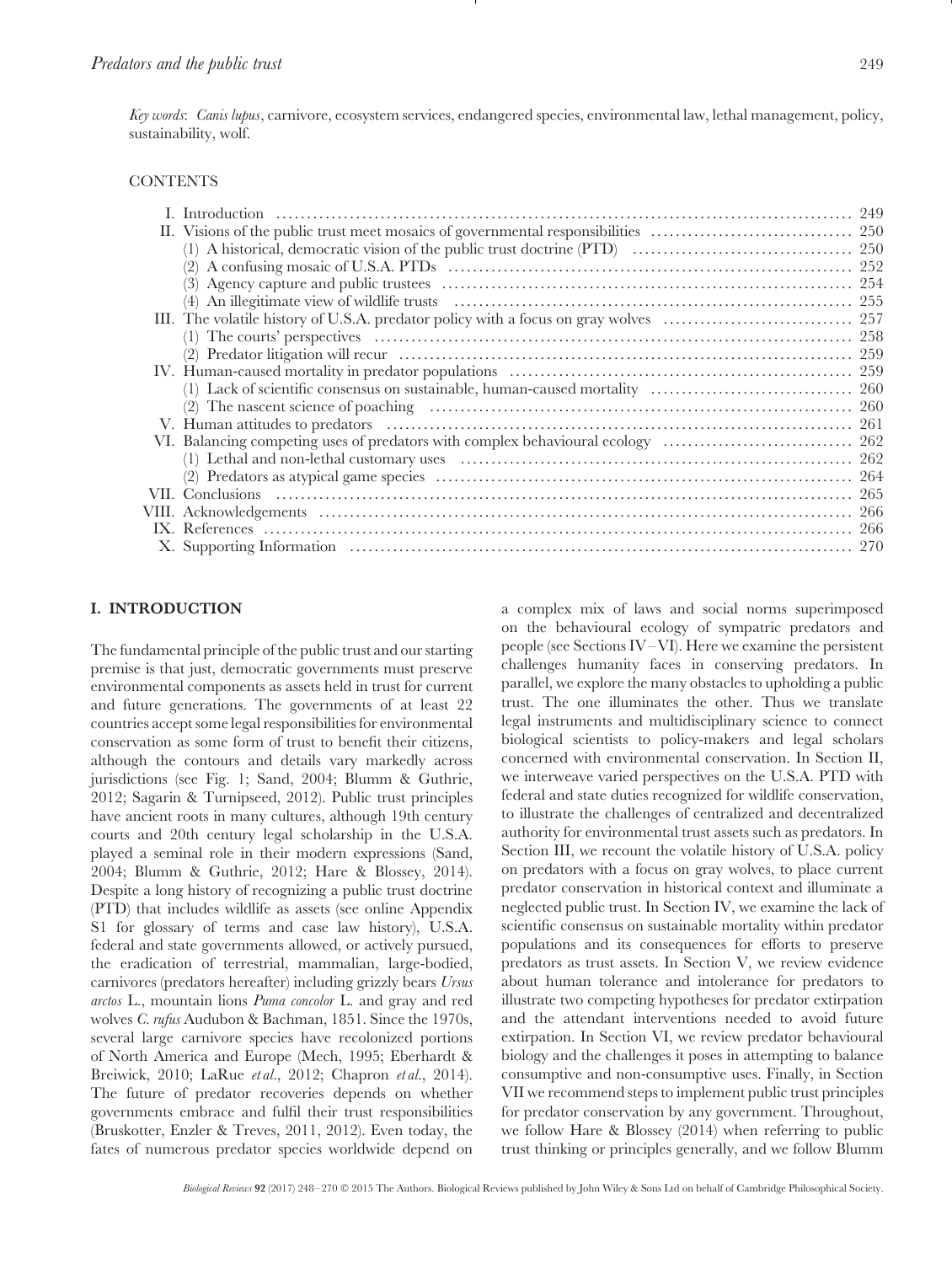*Key words*: *Canis lupus*, carnivore, ecosystem services, endangered species, environmental law, lethal management, policy, sustainability, wolf.

CONTENTS

I. Introduction ..... 249
II. Visions of the public trust meet mosaics of governmental responsibilities ..... 250
  (1) A historical, democratic vision of the public trust doctrine (PTD) ..... 250
  (2) A confusing mosaic of U.S.A. PTDs ..... 252
  (3) Agency capture and public trustees ..... 254
  (4) An illegitimate view of wildlife trusts ..... 255
III. The volatile history of U.S.A. predator policy with a focus on gray wolves ..... 257
  (1) The courts' perspectives ..... 258
  (2) Predator litigation will recur ..... 259
IV. Human-caused mortality in predator populations ..... 259
  (1) Lack of scientific consensus on sustainable, human-caused mortality ..... 260
  (2) The nascent science of poaching ..... 260
V. Human attitudes to predators ..... 261
VI. Balancing competing uses of predators with complex behavioural ecology ..... 262
  (1) Lethal and non-lethal customary uses ..... 262
  (2) Predators as atypical game species ..... 264
VII. Conclusions ..... 265
VIII. Acknowledgements ..... 266
IX. References ..... 266
X. Supporting Information ..... 270

## I. INTRODUCTION

The fundamental principle of the public trust and our starting premise is that just, democratic governments must preserve environmental components as assets held in trust for current and future generations. The governments of at least 22 countries accept some legal responsibilities for environmental conservation as some form of trust to benefit their citizens, although the contours and details vary markedly across jurisdictions (see Fig. 1; Sand, 2004; Blumm & Guthrie, 2012; Sagarin & Turnipseed, 2012). Public trust principles have ancient roots in many cultures, although 19th century courts and 20th century legal scholarship in the U.S.A. played a seminal role in their modern expressions (Sand, 2004; Blumm & Guthrie, 2012; Hare & Blossey, 2014). Despite a long history of recognizing a public trust doctrine (PTD) that includes wildlife as assets (see online Appendix S1 for glossary of terms and case law history), U.S.A. federal and state governments allowed, or actively pursued, the eradication of terrestrial, mammalian, large-bodied, carnivores (predators hereafter) including grizzly bears *Ursus arctos* L., mountain lions *Puma concolor* L. and gray and red wolves *C. rufus* Audubon & Bachman, 1851. Since the 1970s, several large carnivore species have recolonized portions of North America and Europe (Mech, 1995; Eberhardt & Breiwick, 2010; LaRue *et al.*, 2012; Chapron *et al.*, 2014). The future of predator recoveries depends on whether governments embrace and fulfil their trust responsibilities (Bruskotter, Enzler & Treves, 2011, 2012). Even today, the fates of numerous predator species worldwide depend on a complex mix of laws and social norms superimposed on the behavioural ecology of sympatric predators and people (see Sections IV–VI). Here we examine the persistent challenges humanity faces in conserving predators. In parallel, we explore the many obstacles to upholding a public trust. The one illuminates the other. Thus we translate legal instruments and multidisciplinary science to connect biological scientists to policy-makers and legal scholars concerned with environmental conservation. In Section II, we interweave varied perspectives on the U.S.A. PTD with federal and state duties recognized for wildlife conservation, to illustrate the challenges of centralized and decentralized authority for environmental trust assets such as predators. In Section III, we recount the volatile history of U.S.A. policy on predators with a focus on gray wolves, to place current predator conservation in historical context and illuminate a neglected public trust. In Section IV, we examine the lack of scientific consensus on sustainable mortality within predator populations and its consequences for efforts to preserve predators as trust assets. In Section V, we review evidence about human tolerance and intolerance for predators to illustrate two competing hypotheses for predator extirpation and the attendant interventions needed to avoid future extirpation. In Section VI, we review predator behavioural biology and the challenges it poses in attempting to balance consumptive and non-consumptive uses. Finally, in Section VII we recommend steps to implement public trust principles for predator conservation by any government. Throughout, we follow Hare & Blossey (2014) when referring to public trust thinking or principles generally, and we follow Blumm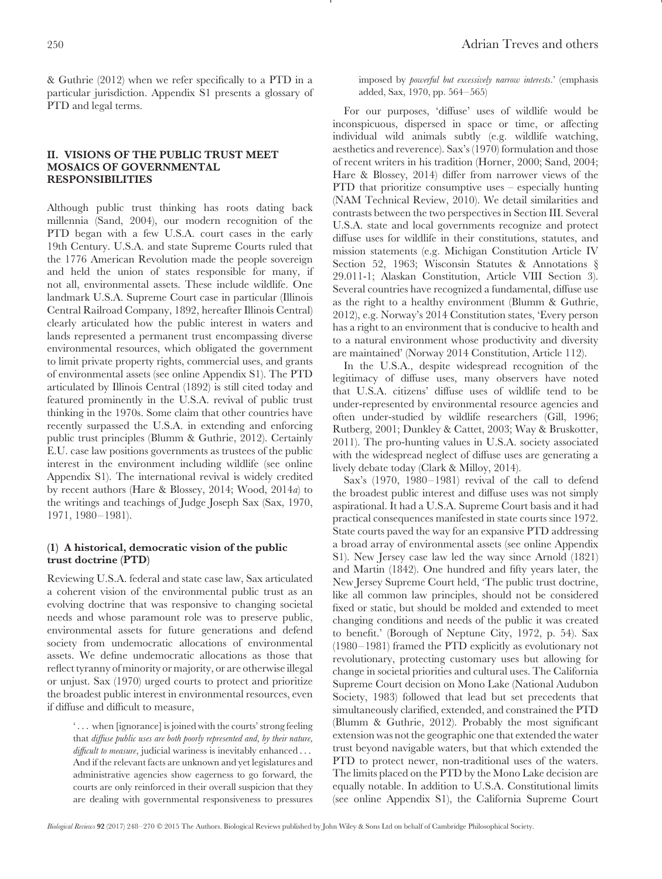& Guthrie (2012) when we refer specifically to a PTD in a particular jurisdiction. Appendix S1 presents a glossary of PTD and legal terms.

## II. VISIONS OF THE PUBLIC TRUST MEET MOSAICS OF GOVERNMENTAL RESPONSIBILITIES

Although public trust thinking has roots dating back millennia (Sand, 2004), our modern recognition of the PTD began with a few U.S.A. court cases in the early 19th Century. U.S.A. and state Supreme Courts ruled that the 1776 American Revolution made the people sovereign and held the union of states responsible for many, if not all, environmental assets. These include wildlife. One landmark U.S.A. Supreme Court case in particular (Illinois Central Railroad Company, 1892, hereafter Illinois Central) clearly articulated how the public interest in waters and lands represented a permanent trust encompassing diverse environmental resources, which obligated the government to limit private property rights, commercial uses, and grants of environmental assets (see online Appendix S1). The PTD articulated by Illinois Central (1892) is still cited today and featured prominently in the U.S.A. revival of public trust thinking in the 1970s. Some claim that other countries have recently surpassed the U.S.A. in extending and enforcing public trust principles (Blumm & Guthrie, 2012). Certainly E.U. case law positions governments as trustees of the public interest in the environment including wildlife (see online Appendix S1). The international revival is widely credited by recent authors (Hare & Blossey, 2014; Wood, 2014*a*) to the writings and teachings of Judge Joseph Sax (Sax, 1970, 1971, 1980–1981).

### (1) A historical, democratic vision of the public trust doctrine (PTD)

Reviewing U.S.A. federal and state case law, Sax articulated a coherent vision of the environmental public trust as an evolving doctrine that was responsive to changing societal needs and whose paramount role was to preserve public, environmental assets for future generations and defend society from undemocratic allocations of environmental assets. We define undemocratic allocations as those that reflect tyranny of minority or majority, or are otherwise illegal or unjust. Sax (1970) urged courts to protect and prioritize the broadest public interest in environmental resources, even if diffuse and difficult to measure,

> '... when [ignorance] is joined with the courts' strong feeling that *diffuse public uses are both poorly represented and, by their nature, difficult to measure*, judicial wariness is inevitably enhanced ... And if the relevant facts are unknown and yet legislatures and administrative agencies show eagerness to go forward, the courts are only reinforced in their overall suspicion that they are dealing with governmental responsiveness to pressures imposed by *powerful but excessively narrow interests*.' (emphasis added, Sax, 1970, pp. 564–565)

For our purposes, 'diffuse' uses of wildlife would be inconspicuous, dispersed in space or time, or affecting individual wild animals subtly (e.g. wildlife watching, aesthetics and reverence). Sax's (1970) formulation and those of recent writers in his tradition (Horner, 2000; Sand, 2004; Hare & Blossey, 2014) differ from narrower views of the PTD that prioritize consumptive uses – especially hunting (NAM Technical Review, 2010). We detail similarities and contrasts between the two perspectives in Section III. Several U.S.A. state and local governments recognize and protect diffuse uses for wildlife in their constitutions, statutes, and mission statements (e.g. Michigan Constitution Article IV Section 52, 1963; Wisconsin Statutes & Annotations § 29.011-1; Alaskan Constitution, Article VIII Section 3). Several countries have recognized a fundamental, diffuse use as the right to a healthy environment (Blumm & Guthrie, 2012), e.g. Norway's 2014 Constitution states, 'Every person has a right to an environment that is conducive to health and to a natural environment whose productivity and diversity are maintained' (Norway 2014 Constitution, Article 112).

In the U.S.A., despite widespread recognition of the legitimacy of diffuse uses, many observers have noted that U.S.A. citizens' diffuse uses of wildlife tend to be under-represented by environmental resource agencies and often under-studied by wildlife researchers (Gill, 1996; Rutberg, 2001; Dunkley & Cattet, 2003; Way & Bruskotter, 2011). The pro-hunting values in U.S.A. society associated with the widespread neglect of diffuse uses are generating a lively debate today (Clark & Milloy, 2014).

Sax's (1970, 1980–1981) revival of the call to defend the broadest public interest and diffuse uses was not simply aspirational. It had a U.S.A. Supreme Court basis and it had practical consequences manifested in state courts since 1972. State courts paved the way for an expansive PTD addressing a broad array of environmental assets (see online Appendix S1). New Jersey case law led the way since Arnold (1821) and Martin (1842). One hundred and fifty years later, the New Jersey Supreme Court held, 'The public trust doctrine, like all common law principles, should not be considered fixed or static, but should be molded and extended to meet changing conditions and needs of the public it was created to benefit.' (Borough of Neptune City, 1972, p. 54). Sax (1980–1981) framed the PTD explicitly as evolutionary not revolutionary, protecting customary uses but allowing for change in societal priorities and cultural uses. The California Supreme Court decision on Mono Lake (National Audubon Society, 1983) followed that lead but set precedents that simultaneously clarified, extended, and constrained the PTD (Blumm & Guthrie, 2012). Probably the most significant extension was not the geographic one that extended the water trust beyond navigable waters, but that which extended the PTD to protect newer, non-traditional uses of the waters. The limits placed on the PTD by the Mono Lake decision are equally notable. In addition to U.S.A. Constitutional limits (see online Appendix S1), the California Supreme Court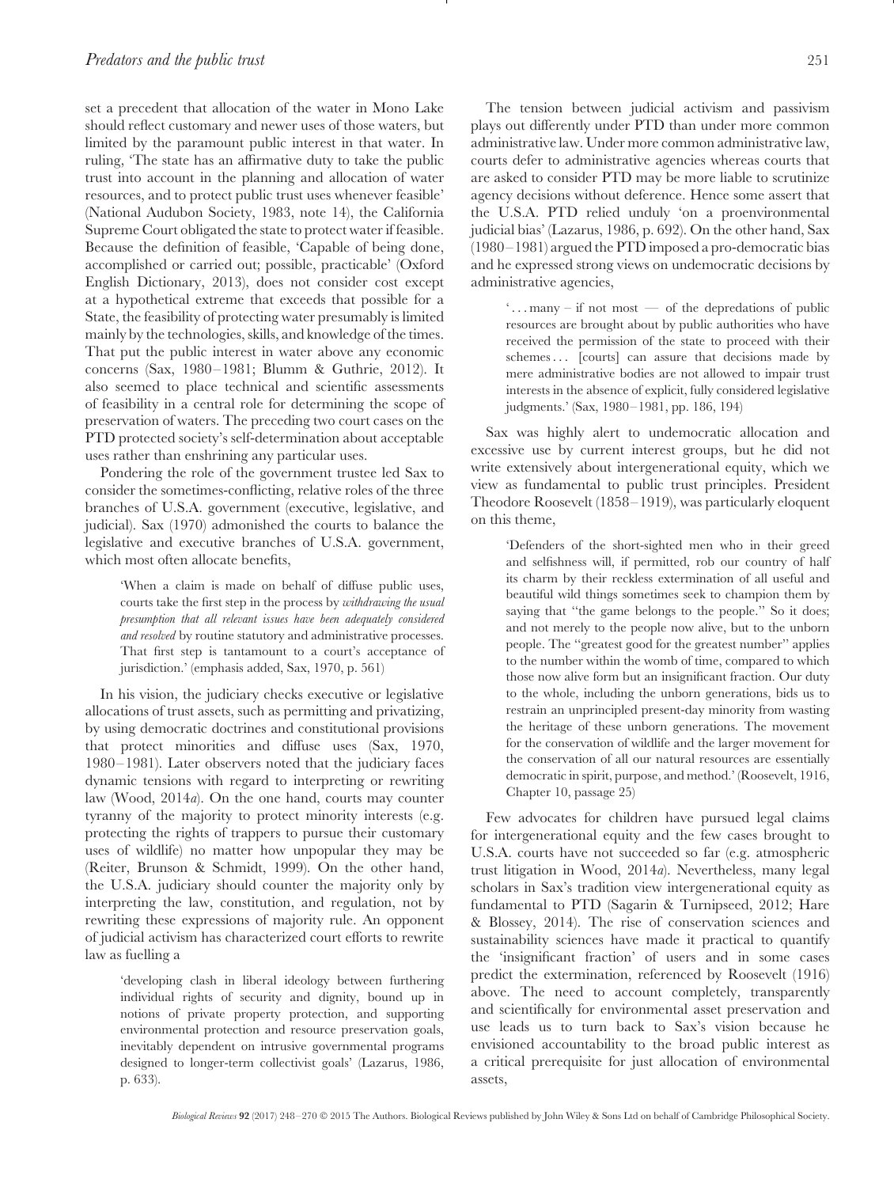set a precedent that allocation of the water in Mono Lake should reflect customary and newer uses of those waters, but limited by the paramount public interest in that water. In ruling, 'The state has an affirmative duty to take the public trust into account in the planning and allocation of water resources, and to protect public trust uses whenever feasible' (National Audubon Society, 1983, note 14), the California Supreme Court obligated the state to protect water if feasible. Because the definition of feasible, 'Capable of being done, accomplished or carried out; possible, practicable' (Oxford English Dictionary, 2013), does not consider cost except at a hypothetical extreme that exceeds that possible for a State, the feasibility of protecting water presumably is limited mainly by the technologies, skills, and knowledge of the times. That put the public interest in water above any economic concerns (Sax, 1980–1981; Blumm & Guthrie, 2012). It also seemed to place technical and scientific assessments of feasibility in a central role for determining the scope of preservation of waters. The preceding two court cases on the PTD protected society's self-determination about acceptable uses rather than enshrining any particular uses.

Pondering the role of the government trustee led Sax to consider the sometimes-conflicting, relative roles of the three branches of U.S.A. government (executive, legislative, and judicial). Sax (1970) admonished the courts to balance the legislative and executive branches of U.S.A. government, which most often allocate benefits,

> 'When a claim is made on behalf of diffuse public uses, courts take the first step in the process by *withdrawing the usual presumption that all relevant issues have been adequately considered and resolved* by routine statutory and administrative processes. That first step is tantamount to a court's acceptance of jurisdiction.' (emphasis added, Sax, 1970, p. 561)

In his vision, the judiciary checks executive or legislative allocations of trust assets, such as permitting and privatizing, by using democratic doctrines and constitutional provisions that protect minorities and diffuse uses (Sax, 1970, 1980–1981). Later observers noted that the judiciary faces dynamic tensions with regard to interpreting or rewriting law (Wood, 2014*a*). On the one hand, courts may counter tyranny of the majority to protect minority interests (e.g. protecting the rights of trappers to pursue their customary uses of wildlife) no matter how unpopular they may be (Reiter, Brunson & Schmidt, 1999). On the other hand, the U.S.A. judiciary should counter the majority only by interpreting the law, constitution, and regulation, not by rewriting these expressions of majority rule. An opponent of judicial activism has characterized court efforts to rewrite law as fuelling a

> 'developing clash in liberal ideology between furthering individual rights of security and dignity, bound up in notions of private property protection, and supporting environmental protection and resource preservation goals, inevitably dependent on intrusive governmental programs designed to longer-term collectivist goals' (Lazarus, 1986, p. 633).

The tension between judicial activism and passivism plays out differently under PTD than under more common administrative law. Under more common administrative law, courts defer to administrative agencies whereas courts that are asked to consider PTD may be more liable to scrutinize agency decisions without deference. Hence some assert that the U.S.A. PTD relied unduly 'on a proenvironmental judicial bias' (Lazarus, 1986, p. 692). On the other hand, Sax (1980–1981) argued the PTD imposed a pro-democratic bias and he expressed strong views on undemocratic decisions by administrative agencies,

> '... many – if not most — of the depredations of public resources are brought about by public authorities who have received the permission of the state to proceed with their schemes ... [courts] can assure that decisions made by mere administrative bodies are not allowed to impair trust interests in the absence of explicit, fully considered legislative judgments.' (Sax, 1980–1981, pp. 186, 194)

Sax was highly alert to undemocratic allocation and excessive use by current interest groups, but he did not write extensively about intergenerational equity, which we view as fundamental to public trust principles. President Theodore Roosevelt (1858–1919), was particularly eloquent on this theme,

> 'Defenders of the short-sighted men who in their greed and selfishness will, if permitted, rob our country of half its charm by their reckless extermination of all useful and beautiful wild things sometimes seek to champion them by saying that "the game belongs to the people." So it does; and not merely to the people now alive, but to the unborn people. The "greatest good for the greatest number" applies to the number within the womb of time, compared to which those now alive form but an insignificant fraction. Our duty to the whole, including the unborn generations, bids us to restrain an unprincipled present-day minority from wasting the heritage of these unborn generations. The movement for the conservation of wildlife and the larger movement for the conservation of all our natural resources are essentially democratic in spirit, purpose, and method.' (Roosevelt, 1916, Chapter 10, passage 25)

Few advocates for children have pursued legal claims for intergenerational equity and the few cases brought to U.S.A. courts have not succeeded so far (e.g. atmospheric trust litigation in Wood, 2014*a*). Nevertheless, many legal scholars in Sax's tradition view intergenerational equity as fundamental to PTD (Sagarin & Turnipseed, 2012; Hare & Blossey, 2014). The rise of conservation sciences and sustainability sciences have made it practical to quantify the 'insignificant fraction' of users and in some cases predict the extermination, referenced by Roosevelt (1916) above. The need to account completely, transparently and scientifically for environmental asset preservation and use leads us to turn back to Sax's vision because he envisioned accountability to the broad public interest as a critical prerequisite for just allocation of environmental assets,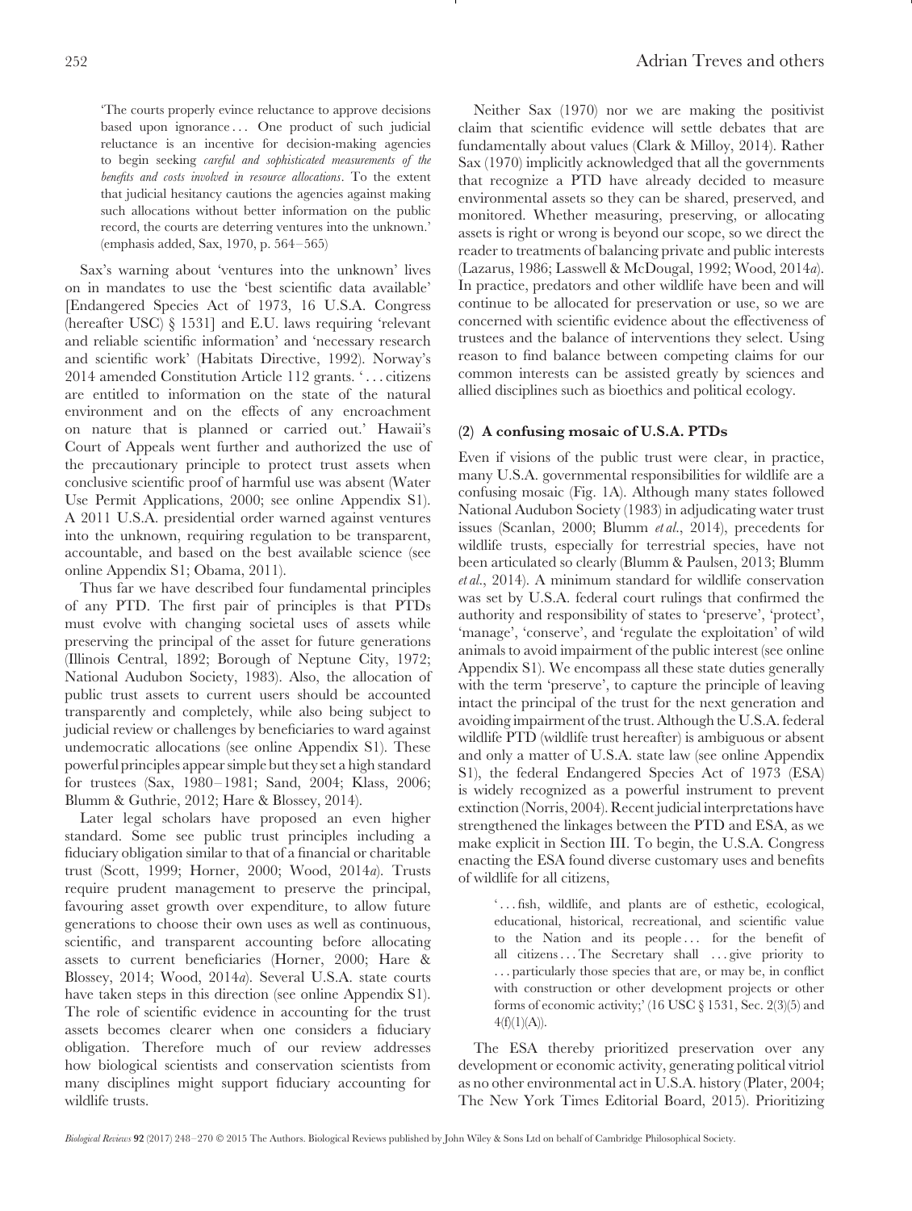> 'The courts properly evince reluctance to approve decisions based upon ignorance . . . One product of such judicial reluctance is an incentive for decision-making agencies to begin seeking *careful and sophisticated measurements of the benefits and costs involved in resource allocations*. To the extent that judicial hesitancy cautions the agencies against making such allocations without better information on the public record, the courts are deterring ventures into the unknown.' (emphasis added, Sax, 1970, p. 564–565)

Sax's warning about 'ventures into the unknown' lives on in mandates to use the 'best scientific data available' [Endangered Species Act of 1973, 16 U.S.A. Congress (hereafter USC) § 1531] and E.U. laws requiring 'relevant and reliable scientific information' and 'necessary research and scientific work' (Habitats Directive, 1992). Norway's 2014 amended Constitution Article 112 grants. ' . . . citizens are entitled to information on the state of the natural environment and on the effects of any encroachment on nature that is planned or carried out.' Hawaii's Court of Appeals went further and authorized the use of the precautionary principle to protect trust assets when conclusive scientific proof of harmful use was absent (Water Use Permit Applications, 2000; see online Appendix S1). A 2011 U.S.A. presidential order warned against ventures into the unknown, requiring regulation to be transparent, accountable, and based on the best available science (see online Appendix S1; Obama, 2011).

Thus far we have described four fundamental principles of any PTD. The first pair of principles is that PTDs must evolve with changing societal uses of assets while preserving the principal of the asset for future generations (Illinois Central, 1892; Borough of Neptune City, 1972; National Audubon Society, 1983). Also, the allocation of public trust assets to current users should be accounted transparently and completely, while also being subject to judicial review or challenges by beneficiaries to ward against undemocratic allocations (see online Appendix S1). These powerful principles appear simple but they set a high standard for trustees (Sax, 1980–1981; Sand, 2004; Klass, 2006; Blumm & Guthrie, 2012; Hare & Blossey, 2014).

Later legal scholars have proposed an even higher standard. Some see public trust principles including a fiduciary obligation similar to that of a financial or charitable trust (Scott, 1999; Horner, 2000; Wood, 2014*a*). Trusts require prudent management to preserve the principal, favouring asset growth over expenditure, to allow future generations to choose their own uses as well as continuous, scientific, and transparent accounting before allocating assets to current beneficiaries (Horner, 2000; Hare & Blossey, 2014; Wood, 2014*a*). Several U.S.A. state courts have taken steps in this direction (see online Appendix S1). The role of scientific evidence in accounting for the trust assets becomes clearer when one considers a fiduciary obligation. Therefore much of our review addresses how biological scientists and conservation scientists from many disciplines might support fiduciary accounting for wildlife trusts.

Neither Sax (1970) nor we are making the positivist claim that scientific evidence will settle debates that are fundamentally about values (Clark & Milloy, 2014). Rather Sax (1970) implicitly acknowledged that all the governments that recognize a PTD have already decided to measure environmental assets so they can be shared, preserved, and monitored. Whether measuring, preserving, or allocating assets is right or wrong is beyond our scope, so we direct the reader to treatments of balancing private and public interests (Lazarus, 1986; Lasswell & McDougal, 1992; Wood, 2014*a*). In practice, predators and other wildlife have been and will continue to be allocated for preservation or use, so we are concerned with scientific evidence about the effectiveness of trustees and the balance of interventions they select. Using reason to find balance between competing claims for our common interests can be assisted greatly by sciences and allied disciplines such as bioethics and political ecology.

### (2) A confusing mosaic of U.S.A. PTDs

Even if visions of the public trust were clear, in practice, many U.S.A. governmental responsibilities for wildlife are a confusing mosaic (Fig. 1A). Although many states followed National Audubon Society (1983) in adjudicating water trust issues (Scanlan, 2000; Blumm *et al*., 2014), precedents for wildlife trusts, especially for terrestrial species, have not been articulated so clearly (Blumm & Paulsen, 2013; Blumm *et al*., 2014). A minimum standard for wildlife conservation was set by U.S.A. federal court rulings that confirmed the authority and responsibility of states to 'preserve', 'protect', 'manage', 'conserve', and 'regulate the exploitation' of wild animals to avoid impairment of the public interest (see online Appendix S1). We encompass all these state duties generally with the term 'preserve', to capture the principle of leaving intact the principal of the trust for the next generation and avoiding impairment of the trust. Although the U.S.A. federal wildlife PTD (wildlife trust hereafter) is ambiguous or absent and only a matter of U.S.A. state law (see online Appendix S1), the federal Endangered Species Act of 1973 (ESA) is widely recognized as a powerful instrument to prevent extinction (Norris, 2004). Recent judicial interpretations have strengthened the linkages between the PTD and ESA, as we make explicit in Section III. To begin, the U.S.A. Congress enacting the ESA found diverse customary uses and benefits of wildlife for all citizens,

> ' . . . fish, wildlife, and plants are of esthetic, ecological, educational, historical, recreational, and scientific value to the Nation and its people . . . for the benefit of all citizens . . . The Secretary shall . . . give priority to . . . particularly those species that are, or may be, in conflict with construction or other development projects or other forms of economic activity;' (16 USC § 1531, Sec. 2(3)(5) and 4(f)(1)(A)).

The ESA thereby prioritized preservation over any development or economic activity, generating political vitriol as no other environmental act in U.S.A. history (Plater, 2004; The New York Times Editorial Board, 2015). Prioritizing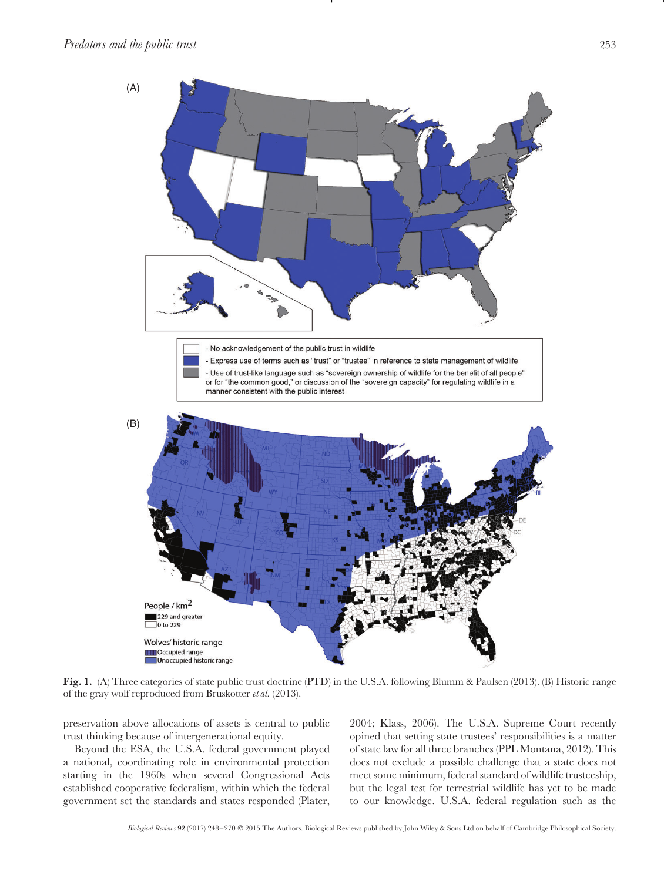**Fig. 1.** (A) Three categories of state public trust doctrine (PTD) in the U.S.A. following Blumm & Paulsen (2013). (B) Historic range of the gray wolf reproduced from Bruskotter *et al.* (2013).

preservation above allocations of assets is central to public trust thinking because of intergenerational equity.

Beyond the ESA, the U.S.A. federal government played a national, coordinating role in environmental protection starting in the 1960s when several Congressional Acts established cooperative federalism, within which the federal government set the standards and states responded (Plater, 2004; Klass, 2006). The U.S.A. Supreme Court recently opined that setting state trustees' responsibilities is a matter of state law for all three branches (PPL Montana, 2012). This does not exclude a possible challenge that a state does not meet some minimum, federal standard of wildlife trusteeship, but the legal test for terrestrial wildlife has yet to be made to our knowledge. U.S.A. federal regulation such as the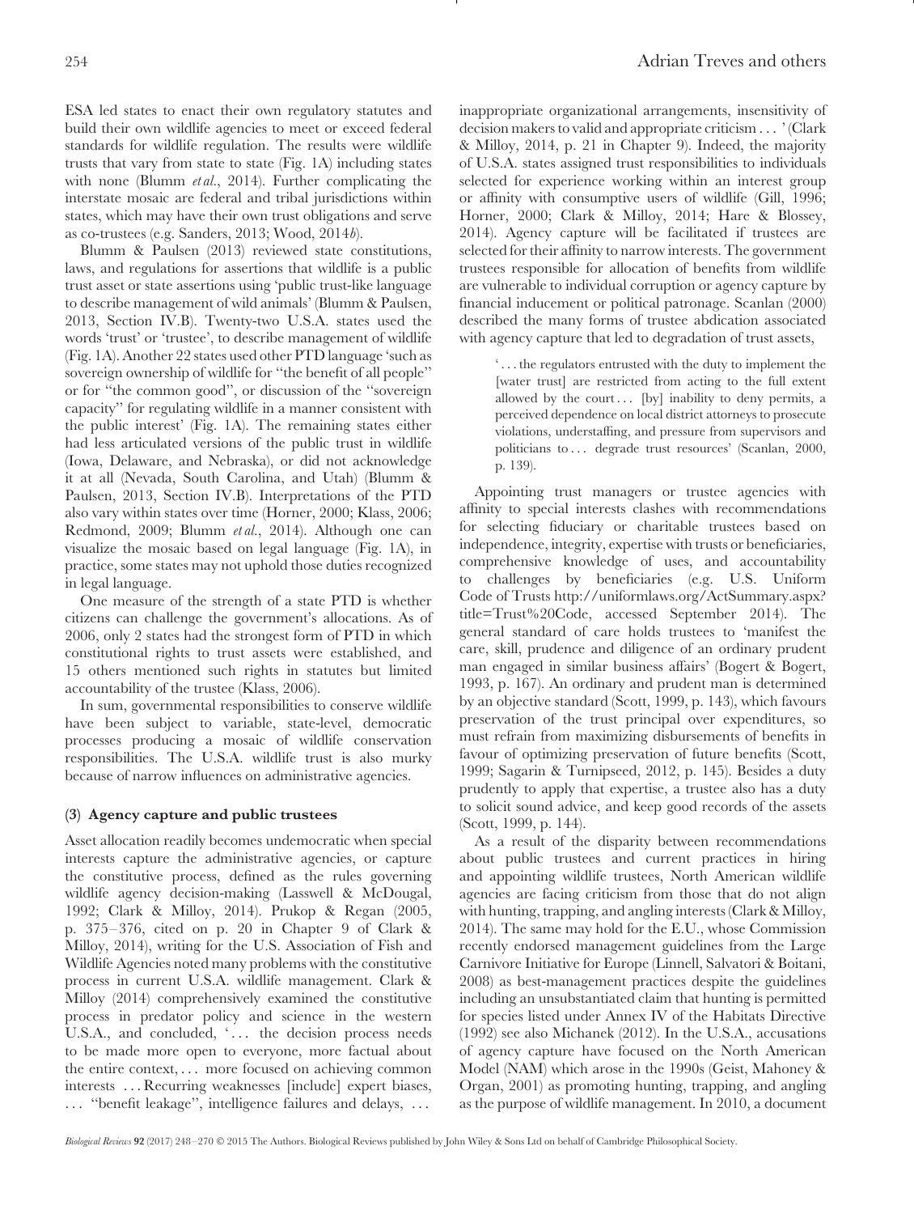ESA led states to enact their own regulatory statutes and build their own wildlife agencies to meet or exceed federal standards for wildlife regulation. The results were wildlife trusts that vary from state to state (Fig. 1A) including states with none (Blumm *et al.*, 2014). Further complicating the interstate mosaic are federal and tribal jurisdictions within states, which may have their own trust obligations and serve as co-trustees (e.g. Sanders, 2013; Wood, 2014*b*).

Blumm & Paulsen (2013) reviewed state constitutions, laws, and regulations for assertions that wildlife is a public trust asset or state assertions using 'public trust-like language to describe management of wild animals' (Blumm & Paulsen, 2013, Section IV.B). Twenty-two U.S.A. states used the words 'trust' or 'trustee', to describe management of wildlife (Fig. 1A). Another 22 states used other PTD language 'such as sovereign ownership of wildlife for "the benefit of all people" or for "the common good", or discussion of the "sovereign capacity" for regulating wildlife in a manner consistent with the public interest' (Fig. 1A). The remaining states either had less articulated versions of the public trust in wildlife (Iowa, Delaware, and Nebraska), or did not acknowledge it at all (Nevada, South Carolina, and Utah) (Blumm & Paulsen, 2013, Section IV.B). Interpretations of the PTD also vary within states over time (Horner, 2000; Klass, 2006; Redmond, 2009; Blumm *et al.*, 2014). Although one can visualize the mosaic based on legal language (Fig. 1A), in practice, some states may not uphold those duties recognized in legal language.

One measure of the strength of a state PTD is whether citizens can challenge the government's allocations. As of 2006, only 2 states had the strongest form of PTD in which constitutional rights to trust assets were established, and 15 others mentioned such rights in statutes but limited accountability of the trustee (Klass, 2006).

In sum, governmental responsibilities to conserve wildlife have been subject to variable, state-level, democratic processes producing a mosaic of wildlife conservation responsibilities. The U.S.A. wildlife trust is also murky because of narrow influences on administrative agencies.

### (3) Agency capture and public trustees

Asset allocation readily becomes undemocratic when special interests capture the administrative agencies, or capture the constitutive process, defined as the rules governing wildlife agency decision-making (Lasswell & McDougal, 1992; Clark & Milloy, 2014). Prukop & Regan (2005, p. 375–376, cited on p. 20 in Chapter 9 of Clark & Milloy, 2014), writing for the U.S. Association of Fish and Wildlife Agencies noted many problems with the constitutive process in current U.S.A. wildlife management. Clark & Milloy (2014) comprehensively examined the constitutive process in predator policy and science in the western U.S.A., and concluded, '... the decision process needs to be made more open to everyone, more factual about the entire context, ... more focused on achieving common interests ... Recurring weaknesses [include] expert biases, ... "benefit leakage", intelligence failures and delays, ... inappropriate organizational arrangements, insensitivity of decision makers to valid and appropriate criticism ... ' (Clark & Milloy, 2014, p. 21 in Chapter 9). Indeed, the majority of U.S.A. states assigned trust responsibilities to individuals selected for experience working within an interest group or affinity with consumptive users of wildlife (Gill, 1996; Horner, 2000; Clark & Milloy, 2014; Hare & Blossey, 2014). Agency capture will be facilitated if trustees are selected for their affinity to narrow interests. The government trustees responsible for allocation of benefits from wildlife are vulnerable to individual corruption or agency capture by financial inducement or political patronage. Scanlan (2000) described the many forms of trustee abdication associated with agency capture that led to degradation of trust assets,

> '... the regulators entrusted with the duty to implement the [water trust] are restricted from acting to the full extent allowed by the court ... [by] inability to deny permits, a perceived dependence on local district attorneys to prosecute violations, understaffing, and pressure from supervisors and politicians to ... degrade trust resources' (Scanlan, 2000, p. 139).

Appointing trust managers or trustee agencies with affinity to special interests clashes with recommendations for selecting fiduciary or charitable trustees based on independence, integrity, expertise with trusts or beneficiaries, comprehensive knowledge of uses, and accountability to challenges by beneficiaries (e.g. U.S. Uniform Code of Trusts http://uniformlaws.org/ActSummary.aspx?title=Trust%20Code, accessed September 2014). The general standard of care holds trustees to 'manifest the care, skill, prudence and diligence of an ordinary prudent man engaged in similar business affairs' (Bogert & Bogert, 1993, p. 167). An ordinary and prudent man is determined by an objective standard (Scott, 1999, p. 143), which favours preservation of the trust principal over expenditures, so must refrain from maximizing disbursements of benefits in favour of optimizing preservation of future benefits (Scott, 1999; Sagarin & Turnipseed, 2012, p. 145). Besides a duty prudently to apply that expertise, a trustee also has a duty to solicit sound advice, and keep good records of the assets (Scott, 1999, p. 144).

As a result of the disparity between recommendations about public trustees and current practices in hiring and appointing wildlife trustees, North American wildlife agencies are facing criticism from those that do not align with hunting, trapping, and angling interests (Clark & Milloy, 2014). The same may hold for the E.U., whose Commission recently endorsed management guidelines from the Large Carnivore Initiative for Europe (Linnell, Salvatori & Boitani, 2008) as best-management practices despite the guidelines including an unsubstantiated claim that hunting is permitted for species listed under Annex IV of the Habitats Directive (1992) see also Michanek (2012). In the U.S.A., accusations of agency capture have focused on the North American Model (NAM) which arose in the 1990s (Geist, Mahoney & Organ, 2001) as promoting hunting, trapping, and angling as the purpose of wildlife management. In 2010, a document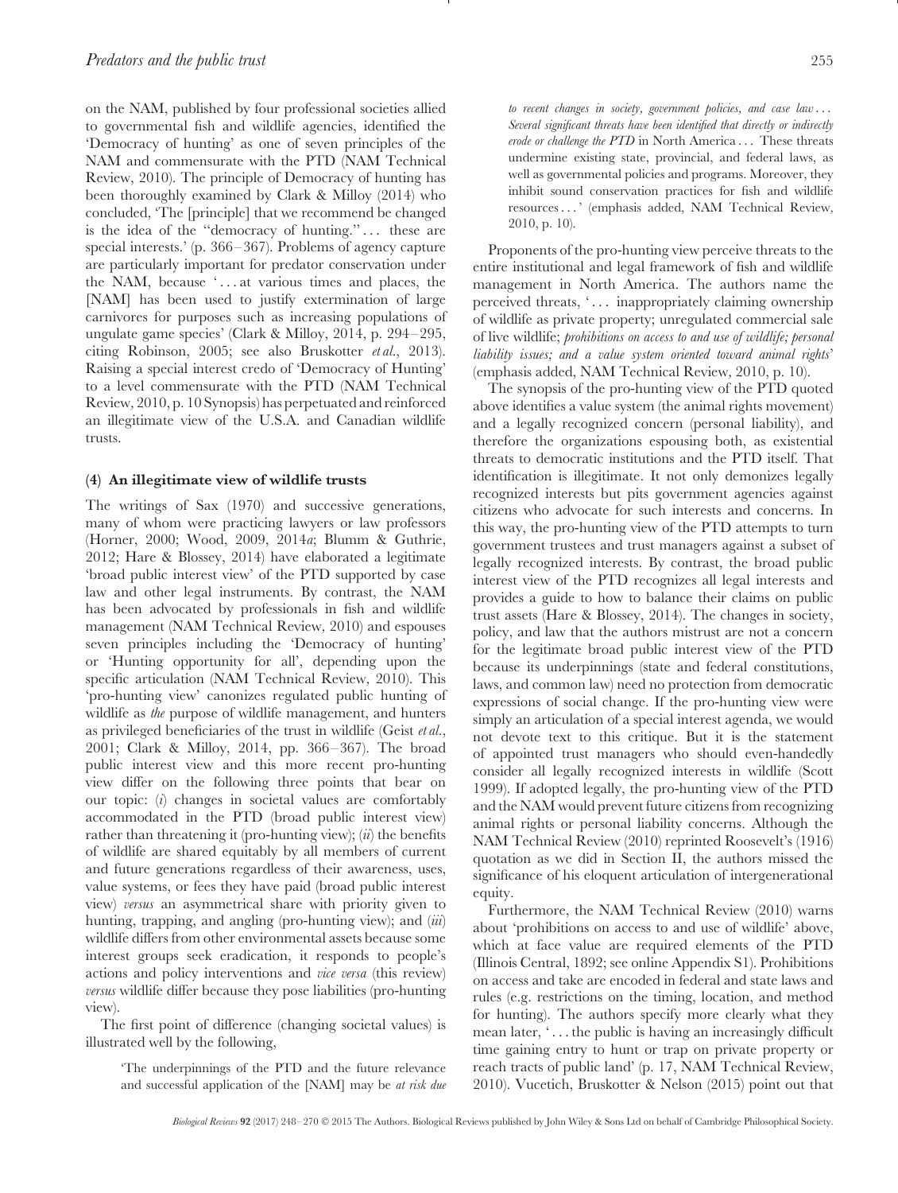on the NAM, published by four professional societies allied to governmental fish and wildlife agencies, identified the 'Democracy of hunting' as one of seven principles of the NAM and commensurate with the PTD (NAM Technical Review, 2010). The principle of Democracy of hunting has been thoroughly examined by Clark & Milloy (2014) who concluded, 'The [principle] that we recommend be changed is the idea of the ''democracy of hunting.'' ... these are special interests.' (p. 366–367). Problems of agency capture are particularly important for predator conservation under the NAM, because '... at various times and places, the [NAM] has been used to justify extermination of large carnivores for purposes such as increasing populations of ungulate game species' (Clark & Milloy, 2014, p. 294–295, citing Robinson, 2005; see also Bruskotter *et al.*, 2013). Raising a special interest credo of 'Democracy of Hunting' to a level commensurate with the PTD (NAM Technical Review, 2010, p. 10 Synopsis) has perpetuated and reinforced an illegitimate view of the U.S.A. and Canadian wildlife trusts.

### (4) An illegitimate view of wildlife trusts

The writings of Sax (1970) and successive generations, many of whom were practicing lawyers or law professors (Horner, 2000; Wood, 2009, 2014*a*; Blumm & Guthrie, 2012; Hare & Blossey, 2014) have elaborated a legitimate 'broad public interest view' of the PTD supported by case law and other legal instruments. By contrast, the NAM has been advocated by professionals in fish and wildlife management (NAM Technical Review, 2010) and espouses seven principles including the 'Democracy of hunting' or 'Hunting opportunity for all', depending upon the specific articulation (NAM Technical Review, 2010). This 'pro-hunting view' canonizes regulated public hunting of wildlife as *the* purpose of wildlife management, and hunters as privileged beneficiaries of the trust in wildlife (Geist *et al.*, 2001; Clark & Milloy, 2014, pp. 366–367). The broad public interest view and this more recent pro-hunting view differ on the following three points that bear on our topic: (*i*) changes in societal values are comfortably accommodated in the PTD (broad public interest view) rather than threatening it (pro-hunting view); (*ii*) the benefits of wildlife are shared equitably by all members of current and future generations regardless of their awareness, uses, value systems, or fees they have paid (broad public interest view) *versus* an asymmetrical share with priority given to hunting, trapping, and angling (pro-hunting view); and (*iii*) wildlife differs from other environmental assets because some interest groups seek eradication, it responds to people's actions and policy interventions and *vice versa* (this review) *versus* wildlife differ because they pose liabilities (pro-hunting view).

The first point of difference (changing societal values) is illustrated well by the following,

> 'The underpinnings of the PTD and the future relevance and successful application of the [NAM] may be *at risk due to recent changes in society, government policies, and case law ... Several significant threats have been identified that directly or indirectly erode or challenge the PTD* in North America ... These threats undermine existing state, provincial, and federal laws, as well as governmental policies and programs. Moreover, they inhibit sound conservation practices for fish and wildlife resources ...' (emphasis added, NAM Technical Review, 2010, p. 10).

Proponents of the pro-hunting view perceive threats to the entire institutional and legal framework of fish and wildlife management in North America. The authors name the perceived threats, '... inappropriately claiming ownership of wildlife as private property; unregulated commercial sale of live wildlife; *prohibitions on access to and use of wildlife; personal liability issues; and a value system oriented toward animal rights*' (emphasis added, NAM Technical Review, 2010, p. 10).

The synopsis of the pro-hunting view of the PTD quoted above identifies a value system (the animal rights movement) and a legally recognized concern (personal liability), and therefore the organizations espousing both, as existential threats to democratic institutions and the PTD itself. That identification is illegitimate. It not only demonizes legally recognized interests but pits government agencies against citizens who advocate for such interests and concerns. In this way, the pro-hunting view of the PTD attempts to turn government trustees and trust managers against a subset of legally recognized interests. By contrast, the broad public interest view of the PTD recognizes all legal interests and provides a guide to how to balance their claims on public trust assets (Hare & Blossey, 2014). The changes in society, policy, and law that the authors mistrust are not a concern for the legitimate broad public interest view of the PTD because its underpinnings (state and federal constitutions, laws, and common law) need no protection from democratic expressions of social change. If the pro-hunting view were simply an articulation of a special interest agenda, we would not devote text to this critique. But it is the statement of appointed trust managers who should even-handedly consider all legally recognized interests in wildlife (Scott 1999). If adopted legally, the pro-hunting view of the PTD and the NAM would prevent future citizens from recognizing animal rights or personal liability concerns. Although the NAM Technical Review (2010) reprinted Roosevelt's (1916) quotation as we did in Section II, the authors missed the significance of his eloquent articulation of intergenerational equity.

Furthermore, the NAM Technical Review (2010) warns about 'prohibitions on access to and use of wildlife' above, which at face value are required elements of the PTD (Illinois Central, 1892; see online Appendix S1). Prohibitions on access and take are encoded in federal and state laws and rules (e.g. restrictions on the timing, location, and method for hunting). The authors specify more clearly what they mean later, '... the public is having an increasingly difficult time gaining entry to hunt or trap on private property or reach tracts of public land' (p. 17, NAM Technical Review, 2010). Vucetich, Bruskotter & Nelson (2015) point out that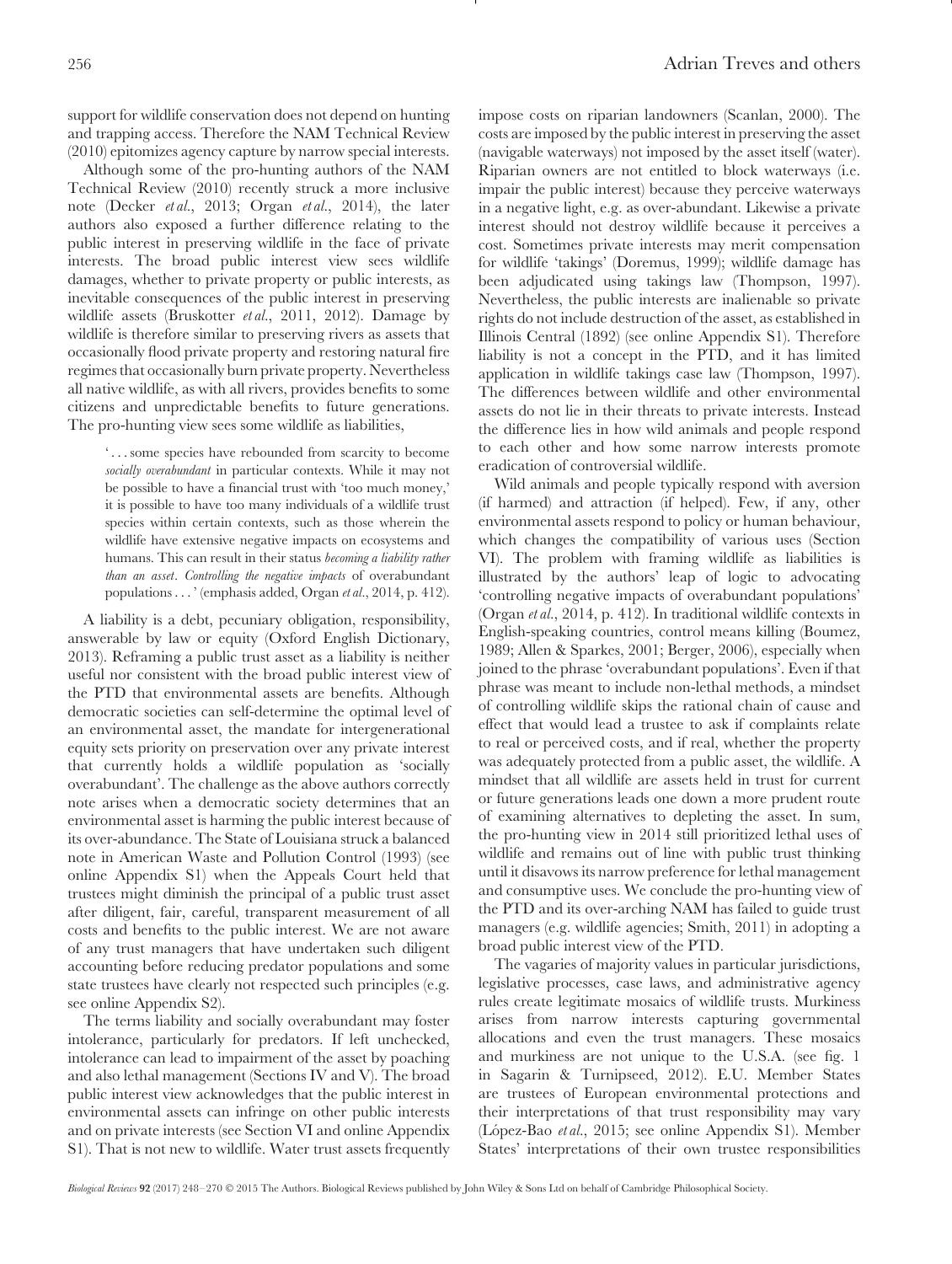support for wildlife conservation does not depend on hunting and trapping access. Therefore the NAM Technical Review (2010) epitomizes agency capture by narrow special interests.

Although some of the pro-hunting authors of the NAM Technical Review (2010) recently struck a more inclusive note (Decker *et al.*, 2013; Organ *et al.*, 2014), the later authors also exposed a further difference relating to the public interest in preserving wildlife in the face of private interests. The broad public interest view sees wildlife damages, whether to private property or public interests, as inevitable consequences of the public interest in preserving wildlife assets (Bruskotter *et al.*, 2011, 2012). Damage by wildlife is therefore similar to preserving rivers as assets that occasionally flood private property and restoring natural fire regimes that occasionally burn private property. Nevertheless all native wildlife, as with all rivers, provides benefits to some citizens and unpredictable benefits to future generations. The pro-hunting view sees some wildlife as liabilities,

> '... some species have rebounded from scarcity to become *socially overabundant* in particular contexts. While it may not be possible to have a financial trust with 'too much money,' it is possible to have too many individuals of a wildlife trust species within certain contexts, such as those wherein the wildlife have extensive negative impacts on ecosystems and humans. This can result in their status *becoming a liability rather than an asset*. *Controlling the negative impacts* of overabundant populations ...' (emphasis added, Organ *et al.*, 2014, p. 412).

A liability is a debt, pecuniary obligation, responsibility, answerable by law or equity (Oxford English Dictionary, 2013). Reframing a public trust asset as a liability is neither useful nor consistent with the broad public interest view of the PTD that environmental assets are benefits. Although democratic societies can self-determine the optimal level of an environmental asset, the mandate for intergenerational equity sets priority on preservation over any private interest that currently holds a wildlife population as 'socially overabundant'. The challenge as the above authors correctly note arises when a democratic society determines that an environmental asset is harming the public interest because of its over-abundance. The State of Louisiana struck a balanced note in American Waste and Pollution Control (1993) (see online Appendix S1) when the Appeals Court held that trustees might diminish the principal of a public trust asset after diligent, fair, careful, transparent measurement of all costs and benefits to the public interest. We are not aware of any trust managers that have undertaken such diligent accounting before reducing predator populations and some state trustees have clearly not respected such principles (e.g. see online Appendix S2).

The terms liability and socially overabundant may foster intolerance, particularly for predators. If left unchecked, intolerance can lead to impairment of the asset by poaching and also lethal management (Sections IV and V). The broad public interest view acknowledges that the public interest in environmental assets can infringe on other public interests and on private interests (see Section VI and online Appendix S1). That is not new to wildlife. Water trust assets frequently impose costs on riparian landowners (Scanlan, 2000). The costs are imposed by the public interest in preserving the asset (navigable waterways) not imposed by the asset itself (water). Riparian owners are not entitled to block waterways (i.e. impair the public interest) because they perceive waterways in a negative light, e.g. as over-abundant. Likewise a private interest should not destroy wildlife because it perceives a cost. Sometimes private interests may merit compensation for wildlife 'takings' (Doremus, 1999); wildlife damage has been adjudicated using takings law (Thompson, 1997). Nevertheless, the public interests are inalienable so private rights do not include destruction of the asset, as established in Illinois Central (1892) (see online Appendix S1). Therefore liability is not a concept in the PTD, and it has limited application in wildlife takings case law (Thompson, 1997). The differences between wildlife and other environmental assets do not lie in their threats to private interests. Instead the difference lies in how wild animals and people respond to each other and how some narrow interests promote eradication of controversial wildlife.

Wild animals and people typically respond with aversion (if harmed) and attraction (if helped). Few, if any, other environmental assets respond to policy or human behaviour, which changes the compatibility of various uses (Section VI). The problem with framing wildlife as liabilities is illustrated by the authors' leap of logic to advocating 'controlling negative impacts of overabundant populations' (Organ *et al.*, 2014, p. 412). In traditional wildlife contexts in English-speaking countries, control means killing (Boumez, 1989; Allen & Sparkes, 2001; Berger, 2006), especially when joined to the phrase 'overabundant populations'. Even if that phrase was meant to include non-lethal methods, a mindset of controlling wildlife skips the rational chain of cause and effect that would lead a trustee to ask if complaints relate to real or perceived costs, and if real, whether the property was adequately protected from a public asset, the wildlife. A mindset that all wildlife are assets held in trust for current or future generations leads one down a more prudent route of examining alternatives to depleting the asset. In sum, the pro-hunting view in 2014 still prioritized lethal uses of wildlife and remains out of line with public trust thinking until it disavows its narrow preference for lethal management and consumptive uses. We conclude the pro-hunting view of the PTD and its over-arching NAM has failed to guide trust managers (e.g. wildlife agencies; Smith, 2011) in adopting a broad public interest view of the PTD.

The vagaries of majority values in particular jurisdictions, legislative processes, case laws, and administrative agency rules create legitimate mosaics of wildlife trusts. Murkiness arises from narrow interests capturing governmental allocations and even the trust managers. These mosaics and murkiness are not unique to the U.S.A. (see fig. 1 in Sagarin & Turnipseed, 2012). E.U. Member States are trustees of European environmental protections and their interpretations of that trust responsibility may vary (López-Bao *et al.*, 2015; see online Appendix S1). Member States' interpretations of their own trustee responsibilities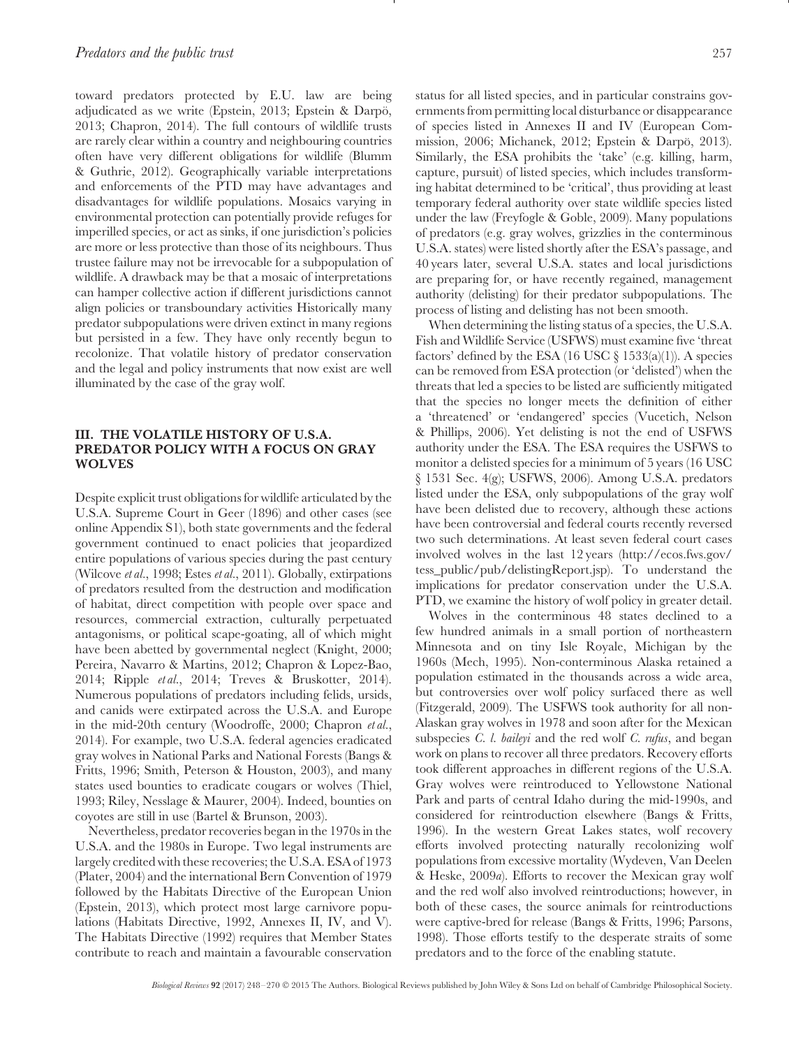toward predators protected by E.U. law are being adjudicated as we write (Epstein, 2013; Epstein & Darpö, 2013; Chapron, 2014). The full contours of wildlife trusts are rarely clear within a country and neighbouring countries often have very different obligations for wildlife (Blumm & Guthrie, 2012). Geographically variable interpretations and enforcements of the PTD may have advantages and disadvantages for wildlife populations. Mosaics varying in environmental protection can potentially provide refuges for imperilled species, or act as sinks, if one jurisdiction's policies are more or less protective than those of its neighbours. Thus trustee failure may not be irrevocable for a subpopulation of wildlife. A drawback may be that a mosaic of interpretations can hamper collective action if different jurisdictions cannot align policies or transboundary activities Historically many predator subpopulations were driven extinct in many regions but persisted in a few. They have only recently begun to recolonize. That volatile history of predator conservation and the legal and policy instruments that now exist are well illuminated by the case of the gray wolf.

## III. THE VOLATILE HISTORY OF U.S.A. PREDATOR POLICY WITH A FOCUS ON GRAY WOLVES

Despite explicit trust obligations for wildlife articulated by the U.S.A. Supreme Court in Geer (1896) and other cases (see online Appendix S1), both state governments and the federal government continued to enact policies that jeopardized entire populations of various species during the past century (Wilcove *et al.*, 1998; Estes *et al.*, 2011). Globally, extirpations of predators resulted from the destruction and modification of habitat, direct competition with people over space and resources, commercial extraction, culturally perpetuated antagonisms, or political scape-goating, all of which might have been abetted by governmental neglect (Knight, 2000; Pereira, Navarro & Martins, 2012; Chapron & Lopez-Bao, 2014; Ripple *et al.*, 2014; Treves & Bruskotter, 2014). Numerous populations of predators including felids, ursids, and canids were extirpated across the U.S.A. and Europe in the mid-20th century (Woodroffe, 2000; Chapron *et al.*, 2014). For example, two U.S.A. federal agencies eradicated gray wolves in National Parks and National Forests (Bangs & Fritts, 1996; Smith, Peterson & Houston, 2003), and many states used bounties to eradicate cougars or wolves (Thiel, 1993; Riley, Nesslage & Maurer, 2004). Indeed, bounties on coyotes are still in use (Bartel & Brunson, 2003).

Nevertheless, predator recoveries began in the 1970s in the U.S.A. and the 1980s in Europe. Two legal instruments are largely credited with these recoveries; the U.S.A. ESA of 1973 (Plater, 2004) and the international Bern Convention of 1979 followed by the Habitats Directive of the European Union (Epstein, 2013), which protect most large carnivore populations (Habitats Directive, 1992, Annexes II, IV, and V). The Habitats Directive (1992) requires that Member States contribute to reach and maintain a favourable conservation status for all listed species, and in particular constrains governments from permitting local disturbance or disappearance of species listed in Annexes II and IV (European Commission, 2006; Michanek, 2012; Epstein & Darpö, 2013). Similarly, the ESA prohibits the 'take' (e.g. killing, harm, capture, pursuit) of listed species, which includes transforming habitat determined to be 'critical', thus providing at least temporary federal authority over state wildlife species listed under the law (Freyfogle & Goble, 2009). Many populations of predators (e.g. gray wolves, grizzlies in the conterminous U.S.A. states) were listed shortly after the ESA's passage, and 40 years later, several U.S.A. states and local jurisdictions are preparing for, or have recently regained, management authority (delisting) for their predator subpopulations. The process of listing and delisting has not been smooth.

When determining the listing status of a species, the U.S.A. Fish and Wildlife Service (USFWS) must examine five 'threat factors' defined by the ESA (16 USC § 1533(a)(1)). A species can be removed from ESA protection (or 'delisted') when the threats that led a species to be listed are sufficiently mitigated that the species no longer meets the definition of either a 'threatened' or 'endangered' species (Vucetich, Nelson & Phillips, 2006). Yet delisting is not the end of USFWS authority under the ESA. The ESA requires the USFWS to monitor a delisted species for a minimum of 5 years (16 USC § 1531 Sec. 4(g); USFWS, 2006). Among U.S.A. predators listed under the ESA, only subpopulations of the gray wolf have been delisted due to recovery, although these actions have been controversial and federal courts recently reversed two such determinations. At least seven federal court cases involved wolves in the last 12 years (http://ecos.fws.gov/tess_public/pub/delistingReport.jsp). To understand the implications for predator conservation under the U.S.A. PTD, we examine the history of wolf policy in greater detail.

Wolves in the conterminous 48 states declined to a few hundred animals in a small portion of northeastern Minnesota and on tiny Isle Royale, Michigan by the 1960s (Mech, 1995). Non-conterminous Alaska retained a population estimated in the thousands across a wide area, but controversies over wolf policy surfaced there as well (Fitzgerald, 2009). The USFWS took authority for all non-Alaskan gray wolves in 1978 and soon after for the Mexican subspecies *C. l. baileyi* and the red wolf *C. rufus*, and began work on plans to recover all three predators. Recovery efforts took different approaches in different regions of the U.S.A. Gray wolves were reintroduced to Yellowstone National Park and parts of central Idaho during the mid-1990s, and considered for reintroduction elsewhere (Bangs & Fritts, 1996). In the western Great Lakes states, wolf recovery efforts involved protecting naturally recolonizing wolf populations from excessive mortality (Wydeven, Van Deelen & Heske, 2009*a*). Efforts to recover the Mexican gray wolf and the red wolf also involved reintroductions; however, in both of these cases, the source animals for reintroductions were captive-bred for release (Bangs & Fritts, 1996; Parsons, 1998). Those efforts testify to the desperate straits of some predators and to the force of the enabling statute.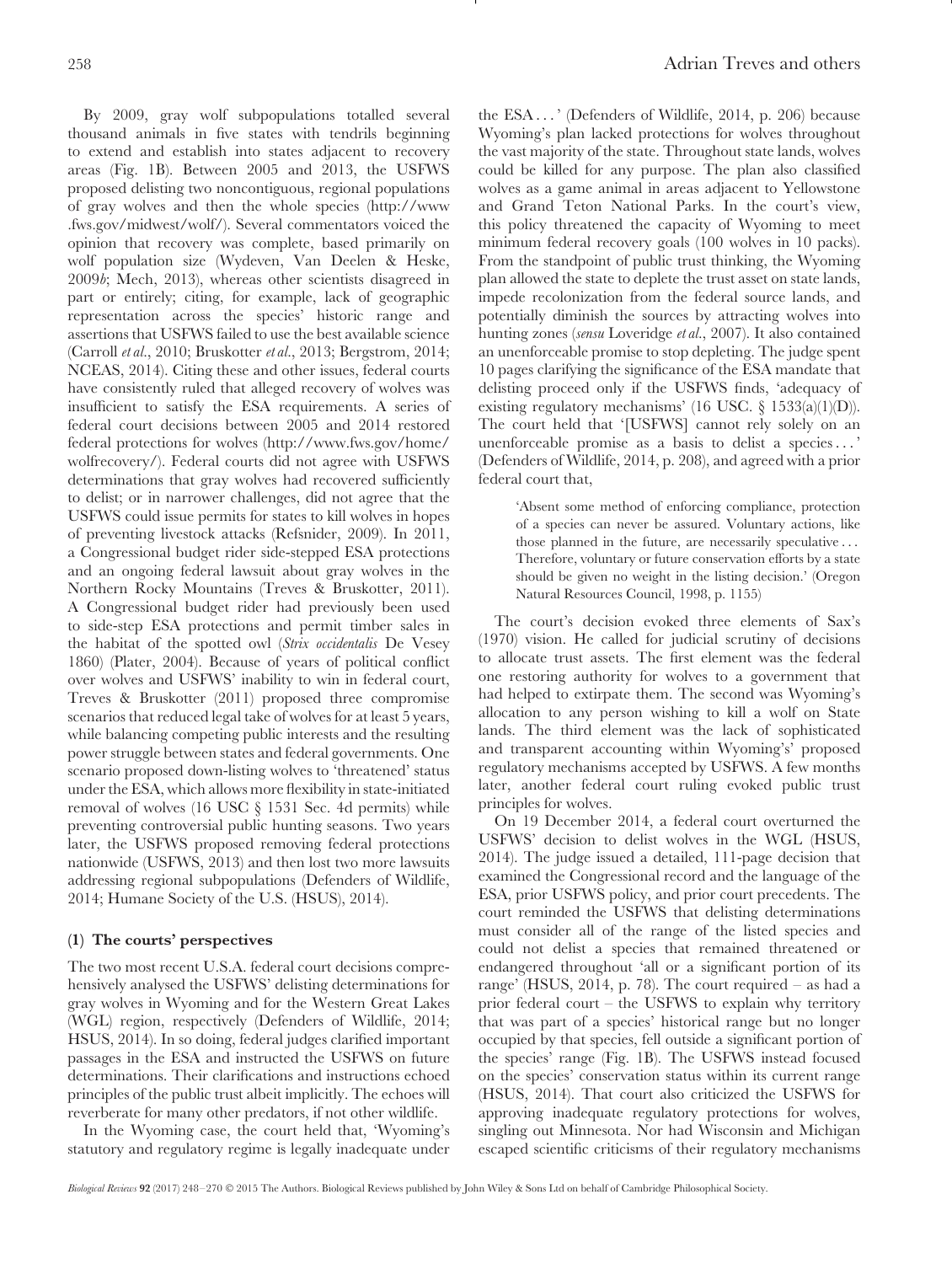By 2009, gray wolf subpopulations totalled several thousand animals in five states with tendrils beginning to extend and establish into states adjacent to recovery areas (Fig. 1B). Between 2005 and 2013, the USFWS proposed delisting two noncontiguous, regional populations of gray wolves and then the whole species (http://www.fws.gov/midwest/wolf/). Several commentators voiced the opinion that recovery was complete, based primarily on wolf population size (Wydeven, Van Deelen & Heske, 2009*b*; Mech, 2013), whereas other scientists disagreed in part or entirely; citing, for example, lack of geographic representation across the species' historic range and assertions that USFWS failed to use the best available science (Carroll *et al.*, 2010; Bruskotter *et al.*, 2013; Bergstrom, 2014; NCEAS, 2014). Citing these and other issues, federal courts have consistently ruled that alleged recovery of wolves was insufficient to satisfy the ESA requirements. A series of federal court decisions between 2005 and 2014 restored federal protections for wolves (http://www.fws.gov/home/wolfrecovery/). Federal courts did not agree with USFWS determinations that gray wolves had recovered sufficiently to delist; or in narrower challenges, did not agree that the USFWS could issue permits for states to kill wolves in hopes of preventing livestock attacks (Refsnider, 2009). In 2011, a Congressional budget rider side-stepped ESA protections and an ongoing federal lawsuit about gray wolves in the Northern Rocky Mountains (Treves & Bruskotter, 2011). A Congressional budget rider had previously been used to side-step ESA protections and permit timber sales in the habitat of the spotted owl (*Strix occidentalis* De Vesey 1860) (Plater, 2004). Because of years of political conflict over wolves and USFWS' inability to win in federal court, Treves & Bruskotter (2011) proposed three compromise scenarios that reduced legal take of wolves for at least 5 years, while balancing competing public interests and the resulting power struggle between states and federal governments. One scenario proposed down-listing wolves to 'threatened' status under the ESA, which allows more flexibility in state-initiated removal of wolves (16 USC § 1531 Sec. 4d permits) while preventing controversial public hunting seasons. Two years later, the USFWS proposed removing federal protections nationwide (USFWS, 2013) and then lost two more lawsuits addressing regional subpopulations (Defenders of Wildlife, 2014; Humane Society of the U.S. (HSUS), 2014).

### (1) The courts' perspectives

The two most recent U.S.A. federal court decisions comprehensively analysed the USFWS' delisting determinations for gray wolves in Wyoming and for the Western Great Lakes (WGL) region, respectively (Defenders of Wildlife, 2014; HSUS, 2014). In so doing, federal judges clarified important passages in the ESA and instructed the USFWS on future determinations. Their clarifications and instructions echoed principles of the public trust albeit implicitly. The echoes will reverberate for many other predators, if not other wildlife.

In the Wyoming case, the court held that, 'Wyoming's statutory and regulatory regime is legally inadequate under the ESA . . . ' (Defenders of Wildlife, 2014, p. 206) because Wyoming's plan lacked protections for wolves throughout the vast majority of the state. Throughout state lands, wolves could be killed for any purpose. The plan also classified wolves as a game animal in areas adjacent to Yellowstone and Grand Teton National Parks. In the court's view, this policy threatened the capacity of Wyoming to meet minimum federal recovery goals (100 wolves in 10 packs). From the standpoint of public trust thinking, the Wyoming plan allowed the state to deplete the trust asset on state lands, impede recolonization from the federal source lands, and potentially diminish the sources by attracting wolves into hunting zones (*sensu* Loveridge *et al.*, 2007). It also contained an unenforceable promise to stop depleting. The judge spent 10 pages clarifying the significance of the ESA mandate that delisting proceed only if the USFWS finds, 'adequacy of existing regulatory mechanisms' (16 USC. § 1533(a)(1)(D)). The court held that '[USFWS] cannot rely solely on an unenforceable promise as a basis to delist a species . . . ' (Defenders of Wildlife, 2014, p. 208), and agreed with a prior federal court that,

> 'Absent some method of enforcing compliance, protection of a species can never be assured. Voluntary actions, like those planned in the future, are necessarily speculative . . . Therefore, voluntary or future conservation efforts by a state should be given no weight in the listing decision.' (Oregon Natural Resources Council, 1998, p. 1155)

The court's decision evoked three elements of Sax's (1970) vision. He called for judicial scrutiny of decisions to allocate trust assets. The first element was the federal one restoring authority for wolves to a government that had helped to extirpate them. The second was Wyoming's allocation to any person wishing to kill a wolf on State lands. The third element was the lack of sophisticated and transparent accounting within Wyoming's' proposed regulatory mechanisms accepted by USFWS. A few months later, another federal court ruling evoked public trust principles for wolves.

On 19 December 2014, a federal court overturned the USFWS' decision to delist wolves in the WGL (HSUS, 2014). The judge issued a detailed, 111-page decision that examined the Congressional record and the language of the ESA, prior USFWS policy, and prior court precedents. The court reminded the USFWS that delisting determinations must consider all of the range of the listed species and could not delist a species that remained threatened or endangered throughout 'all or a significant portion of its range' (HSUS, 2014, p. 78). The court required – as had a prior federal court – the USFWS to explain why territory that was part of a species' historical range but no longer occupied by that species, fell outside a significant portion of the species' range (Fig. 1B). The USFWS instead focused on the species' conservation status within its current range (HSUS, 2014). That court also criticized the USFWS for approving inadequate regulatory protections for wolves, singling out Minnesota. Nor had Wisconsin and Michigan escaped scientific criticisms of their regulatory mechanisms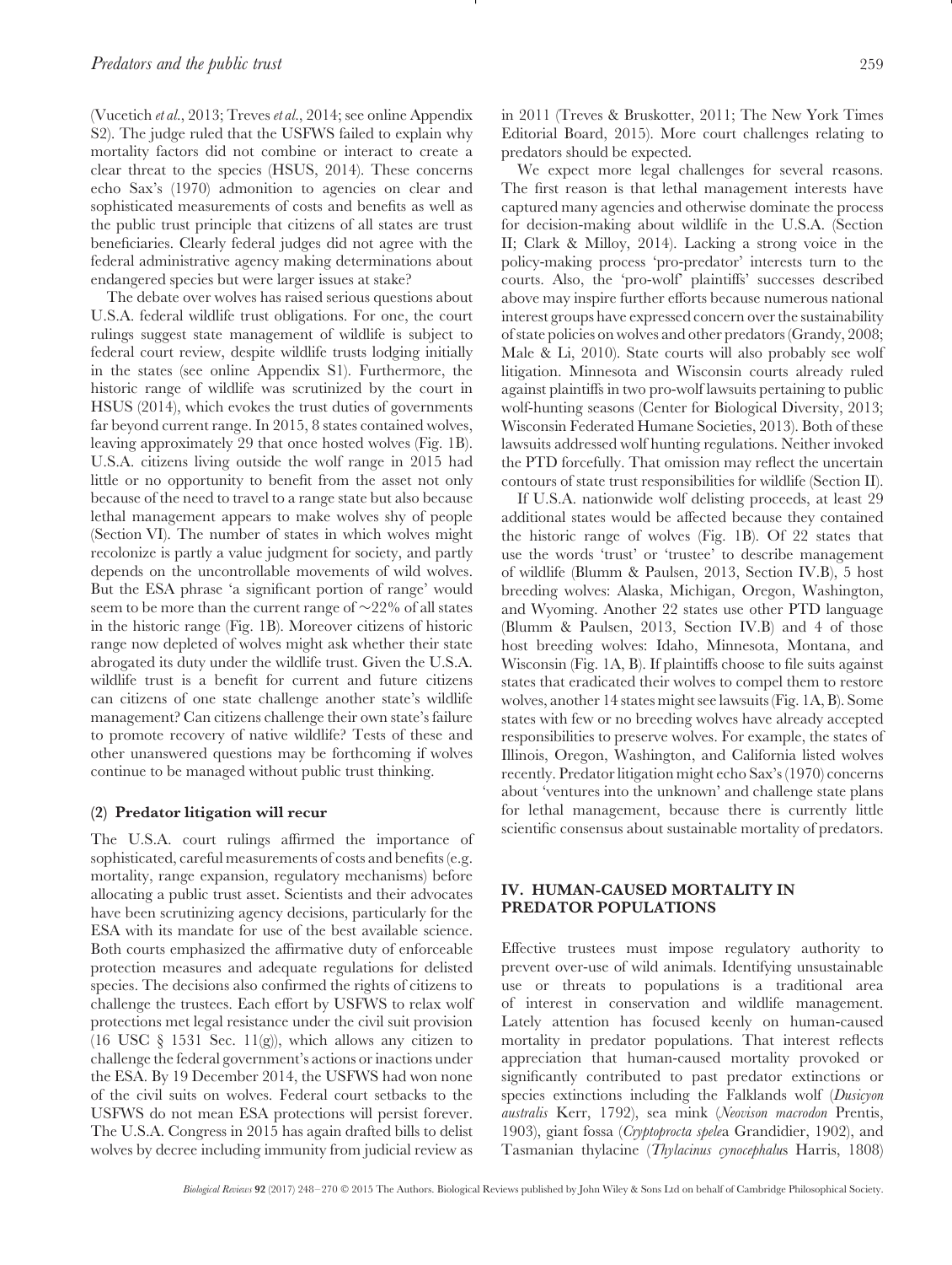(Vucetich *et al.*, 2013; Treves *et al.*, 2014; see online Appendix S2). The judge ruled that the USFWS failed to explain why mortality factors did not combine or interact to create a clear threat to the species (HSUS, 2014). These concerns echo Sax's (1970) admonition to agencies on clear and sophisticated measurements of costs and benefits as well as the public trust principle that citizens of all states are trust beneficiaries. Clearly federal judges did not agree with the federal administrative agency making determinations about endangered species but were larger issues at stake?

The debate over wolves has raised serious questions about U.S.A. federal wildlife trust obligations. For one, the court rulings suggest state management of wildlife is subject to federal court review, despite wildlife trusts lodging initially in the states (see online Appendix S1). Furthermore, the historic range of wildlife was scrutinized by the court in HSUS (2014), which evokes the trust duties of governments far beyond current range. In 2015, 8 states contained wolves, leaving approximately 29 that once hosted wolves (Fig. 1B). U.S.A. citizens living outside the wolf range in 2015 had little or no opportunity to benefit from the asset not only because of the need to travel to a range state but also because lethal management appears to make wolves shy of people (Section VI). The number of states in which wolves might recolonize is partly a value judgment for society, and partly depends on the uncontrollable movements of wild wolves. But the ESA phrase 'a significant portion of range' would seem to be more than the current range of ~22% of all states in the historic range (Fig. 1B). Moreover citizens of historic range now depleted of wolves might ask whether their state abrogated its duty under the wildlife trust. Given the U.S.A. wildlife trust is a benefit for current and future citizens can citizens of one state challenge another state's wildlife management? Can citizens challenge their own state's failure to promote recovery of native wildlife? Tests of these and other unanswered questions may be forthcoming if wolves continue to be managed without public trust thinking.

#### (2) Predator litigation will recur

The U.S.A. court rulings affirmed the importance of sophisticated, careful measurements of costs and benefits (e.g. mortality, range expansion, regulatory mechanisms) before allocating a public trust asset. Scientists and their advocates have been scrutinizing agency decisions, particularly for the ESA with its mandate for use of the best available science. Both courts emphasized the affirmative duty of enforceable protection measures and adequate regulations for delisted species. The decisions also confirmed the rights of citizens to challenge the trustees. Each effort by USFWS to relax wolf protections met legal resistance under the civil suit provision (16 USC § 1531 Sec. 11(g)), which allows any citizen to challenge the federal government's actions or inactions under the ESA. By 19 December 2014, the USFWS had won none of the civil suits on wolves. Federal court setbacks to the USFWS do not mean ESA protections will persist forever. The U.S.A. Congress in 2015 has again drafted bills to delist wolves by decree including immunity from judicial review as in 2011 (Treves & Bruskotter, 2011; The New York Times Editorial Board, 2015). More court challenges relating to predators should be expected.

We expect more legal challenges for several reasons. The first reason is that lethal management interests have captured many agencies and otherwise dominate the process for decision-making about wildlife in the U.S.A. (Section II; Clark & Milloy, 2014). Lacking a strong voice in the policy-making process 'pro-predator' interests turn to the courts. Also, the 'pro-wolf' plaintiffs' successes described above may inspire further efforts because numerous national interest groups have expressed concern over the sustainability of state policies on wolves and other predators (Grandy, 2008; Male & Li, 2010). State courts will also probably see wolf litigation. Minnesota and Wisconsin courts already ruled against plaintiffs in two pro-wolf lawsuits pertaining to public wolf-hunting seasons (Center for Biological Diversity, 2013; Wisconsin Federated Humane Societies, 2013). Both of these lawsuits addressed wolf hunting regulations. Neither invoked the PTD forcefully. That omission may reflect the uncertain contours of state trust responsibilities for wildlife (Section II).

If U.S.A. nationwide wolf delisting proceeds, at least 29 additional states would be affected because they contained the historic range of wolves (Fig. 1B). Of 22 states that use the words 'trust' or 'trustee' to describe management of wildlife (Blumm & Paulsen, 2013, Section IV.B), 5 host breeding wolves: Alaska, Michigan, Oregon, Washington, and Wyoming. Another 22 states use other PTD language (Blumm & Paulsen, 2013, Section IV.B) and 4 of those host breeding wolves: Idaho, Minnesota, Montana, and Wisconsin (Fig. 1A, B). If plaintiffs choose to file suits against states that eradicated their wolves to compel them to restore wolves, another 14 states might see lawsuits (Fig. 1A, B). Some states with few or no breeding wolves have already accepted responsibilities to preserve wolves. For example, the states of Illinois, Oregon, Washington, and California listed wolves recently. Predator litigation might echo Sax's (1970) concerns about 'ventures into the unknown' and challenge state plans for lethal management, because there is currently little scientific consensus about sustainable mortality of predators.

## IV. HUMAN-CAUSED MORTALITY IN PREDATOR POPULATIONS

Effective trustees must impose regulatory authority to prevent over-use of wild animals. Identifying unsustainable use or threats to populations is a traditional area of interest in conservation and wildlife management. Lately attention has focused keenly on human-caused mortality in predator populations. That interest reflects appreciation that human-caused mortality provoked or significantly contributed to past predator extinctions or species extinctions including the Falklands wolf (*Dusicyon australis* Kerr, 1792), sea mink (*Neovison macrodon* Prentis, 1903), giant fossa (*Cryptoprocta spelea* Grandidier, 1902), and Tasmanian thylacine (*Thylacinus cynocephalus* Harris, 1808)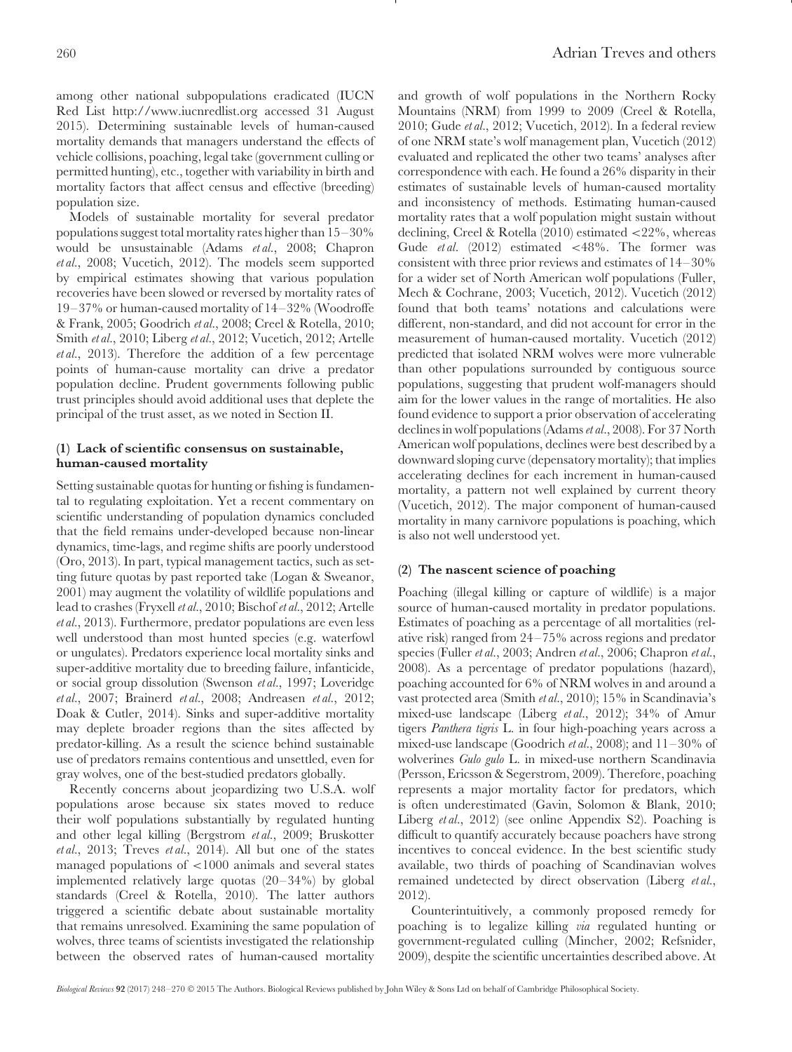among other national subpopulations eradicated (IUCN Red List http://www.iucnredlist.org accessed 31 August 2015). Determining sustainable levels of human-caused mortality demands that managers understand the effects of vehicle collisions, poaching, legal take (government culling or permitted hunting), etc., together with variability in birth and mortality factors that affect census and effective (breeding) population size.

Models of sustainable mortality for several predator populations suggest total mortality rates higher than 15–30% would be unsustainable (Adams *et al.*, 2008; Chapron *et al.*, 2008; Vucetich, 2012). The models seem supported by empirical estimates showing that various population recoveries have been slowed or reversed by mortality rates of 19–37% or human-caused mortality of 14–32% (Woodroffe & Frank, 2005; Goodrich *et al.*, 2008; Creel & Rotella, 2010; Smith *et al.*, 2010; Liberg *et al.*, 2012; Vucetich, 2012; Artelle *et al.*, 2013). Therefore the addition of a few percentage points of human-cause mortality can drive a predator population decline. Prudent governments following public trust principles should avoid additional uses that deplete the principal of the trust asset, as we noted in Section II.

### (1) Lack of scientific consensus on sustainable, human-caused mortality

Setting sustainable quotas for hunting or fishing is fundamental to regulating exploitation. Yet a recent commentary on scientific understanding of population dynamics concluded that the field remains under-developed because non-linear dynamics, time-lags, and regime shifts are poorly understood (Oro, 2013). In part, typical management tactics, such as setting future quotas by past reported take (Logan & Sweanor, 2001) may augment the volatility of wildlife populations and lead to crashes (Fryxell *et al.*, 2010; Bischof *et al.*, 2012; Artelle *et al.*, 2013). Furthermore, predator populations are even less well understood than most hunted species (e.g. waterfowl or ungulates). Predators experience local mortality sinks and super-additive mortality due to breeding failure, infanticide, or social group dissolution (Swenson *et al.*, 1997; Loveridge *et al.*, 2007; Brainerd *et al.*, 2008; Andreasen *et al.*, 2012; Doak & Cutler, 2014). Sinks and super-additive mortality may deplete broader regions than the sites affected by predator-killing. As a result the science behind sustainable use of predators remains contentious and unsettled, even for gray wolves, one of the best-studied predators globally.

Recently concerns about jeopardizing two U.S.A. wolf populations arose because six states moved to reduce their wolf populations substantially by regulated hunting and other legal killing (Bergstrom *et al.*, 2009; Bruskotter *et al.*, 2013; Treves *et al.*, 2014). All but one of the states managed populations of <1000 animals and several states implemented relatively large quotas (20–34%) by global standards (Creel & Rotella, 2010). The latter authors triggered a scientific debate about sustainable mortality that remains unresolved. Examining the same population of wolves, three teams of scientists investigated the relationship between the observed rates of human-caused mortality and growth of wolf populations in the Northern Rocky Mountains (NRM) from 1999 to 2009 (Creel & Rotella, 2010; Gude *et al.*, 2012; Vucetich, 2012). In a federal review of one NRM state's wolf management plan, Vucetich (2012) evaluated and replicated the other two teams' analyses after correspondence with each. He found a 26% disparity in their estimates of sustainable levels of human-caused mortality and inconsistency of methods. Estimating human-caused mortality rates that a wolf population might sustain without declining, Creel & Rotella (2010) estimated <22%, whereas Gude *et al.* (2012) estimated <48%. The former was consistent with three prior reviews and estimates of 14–30% for a wider set of North American wolf populations (Fuller, Mech & Cochrane, 2003; Vucetich, 2012). Vucetich (2012) found that both teams' notations and calculations were different, non-standard, and did not account for error in the measurement of human-caused mortality. Vucetich (2012) predicted that isolated NRM wolves were more vulnerable than other populations surrounded by contiguous source populations, suggesting that prudent wolf-managers should aim for the lower values in the range of mortalities. He also found evidence to support a prior observation of accelerating declines in wolf populations (Adams *et al.*, 2008). For 37 North American wolf populations, declines were best described by a downward sloping curve (depensatory mortality); that implies accelerating declines for each increment in human-caused mortality, a pattern not well explained by current theory (Vucetich, 2012). The major component of human-caused mortality in many carnivore populations is poaching, which is also not well understood yet.

### (2) The nascent science of poaching

Poaching (illegal killing or capture of wildlife) is a major source of human-caused mortality in predator populations. Estimates of poaching as a percentage of all mortalities (relative risk) ranged from 24–75% across regions and predator species (Fuller *et al.*, 2003; Andren *et al.*, 2006; Chapron *et al.*, 2008). As a percentage of predator populations (hazard), poaching accounted for 6% of NRM wolves in and around a vast protected area (Smith *et al.*, 2010); 15% in Scandinavia's mixed-use landscape (Liberg *et al.*, 2012); 34% of Amur tigers *Panthera tigris* L. in four high-poaching years across a mixed-use landscape (Goodrich *et al.*, 2008); and 11–30% of wolverines *Gulo gulo* L. in mixed-use northern Scandinavia (Persson, Ericsson & Segerstrom, 2009). Therefore, poaching represents a major mortality factor for predators, which is often underestimated (Gavin, Solomon & Blank, 2010; Liberg *et al.*, 2012) (see online Appendix S2). Poaching is difficult to quantify accurately because poachers have strong incentives to conceal evidence. In the best scientific study available, two thirds of poaching of Scandinavian wolves remained undetected by direct observation (Liberg *et al.*, 2012).

Counterintuitively, a commonly proposed remedy for poaching is to legalize killing *via* regulated hunting or government-regulated culling (Mincher, 2002; Refsnider, 2009), despite the scientific uncertainties described above. At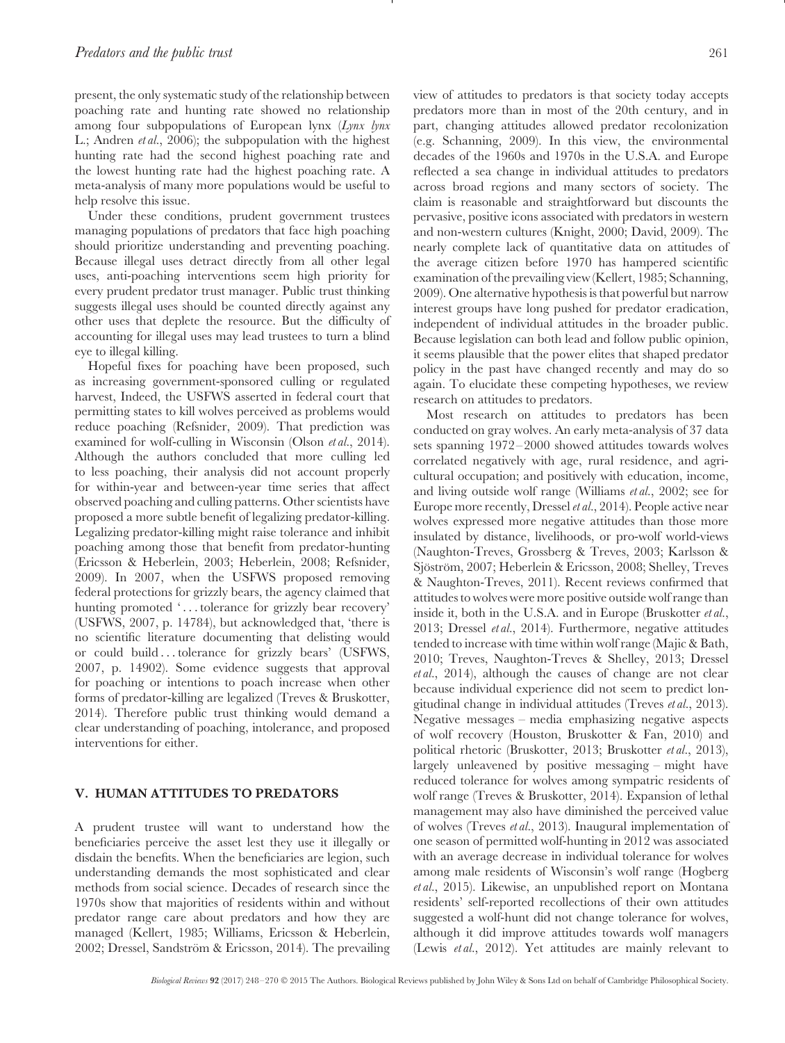present, the only systematic study of the relationship between poaching rate and hunting rate showed no relationship among four subpopulations of European lynx (*Lynx lynx* L.; Andren *et al*., 2006); the subpopulation with the highest hunting rate had the second highest poaching rate and the lowest hunting rate had the highest poaching rate. A meta-analysis of many more populations would be useful to help resolve this issue.

Under these conditions, prudent government trustees managing populations of predators that face high poaching should prioritize understanding and preventing poaching. Because illegal uses detract directly from all other legal uses, anti-poaching interventions seem high priority for every prudent predator trust manager. Public trust thinking suggests illegal uses should be counted directly against any other uses that deplete the resource. But the difficulty of accounting for illegal uses may lead trustees to turn a blind eye to illegal killing.

Hopeful fixes for poaching have been proposed, such as increasing government-sponsored culling or regulated harvest, Indeed, the USFWS asserted in federal court that permitting states to kill wolves perceived as problems would reduce poaching (Refsnider, 2009). That prediction was examined for wolf-culling in Wisconsin (Olson *et al*., 2014). Although the authors concluded that more culling led to less poaching, their analysis did not account properly for within-year and between-year time series that affect observed poaching and culling patterns. Other scientists have proposed a more subtle benefit of legalizing predator-killing. Legalizing predator-killing might raise tolerance and inhibit poaching among those that benefit from predator-hunting (Ericsson & Heberlein, 2003; Heberlein, 2008; Refsnider, 2009). In 2007, when the USFWS proposed removing federal protections for grizzly bears, the agency claimed that hunting promoted '... tolerance for grizzly bear recovery' (USFWS, 2007, p. 14784), but acknowledged that, 'there is no scientific literature documenting that delisting would or could build ... tolerance for grizzly bears' (USFWS, 2007, p. 14902). Some evidence suggests that approval for poaching or intentions to poach increase when other forms of predator-killing are legalized (Treves & Bruskotter, 2014). Therefore public trust thinking would demand a clear understanding of poaching, intolerance, and proposed interventions for either.

## V. HUMAN ATTITUDES TO PREDATORS

A prudent trustee will want to understand how the beneficiaries perceive the asset lest they use it illegally or disdain the benefits. When the beneficiaries are legion, such understanding demands the most sophisticated and clear methods from social science. Decades of research since the 1970s show that majorities of residents within and without predator range care about predators and how they are managed (Kellert, 1985; Williams, Ericsson & Heberlein, 2002; Dressel, Sandström & Ericsson, 2014). The prevailing view of attitudes to predators is that society today accepts predators more than in most of the 20th century, and in part, changing attitudes allowed predator recolonization (e.g. Schanning, 2009). In this view, the environmental decades of the 1960s and 1970s in the U.S.A. and Europe reflected a sea change in individual attitudes to predators across broad regions and many sectors of society. The claim is reasonable and straightforward but discounts the pervasive, positive icons associated with predators in western and non-western cultures (Knight, 2000; David, 2009). The nearly complete lack of quantitative data on attitudes of the average citizen before 1970 has hampered scientific examination of the prevailing view (Kellert, 1985; Schanning, 2009). One alternative hypothesis is that powerful but narrow interest groups have long pushed for predator eradication, independent of individual attitudes in the broader public. Because legislation can both lead and follow public opinion, it seems plausible that the power elites that shaped predator policy in the past have changed recently and may do so again. To elucidate these competing hypotheses, we review research on attitudes to predators.

Most research on attitudes to predators has been conducted on gray wolves. An early meta-analysis of 37 data sets spanning 1972–2000 showed attitudes towards wolves correlated negatively with age, rural residence, and agricultural occupation; and positively with education, income, and living outside wolf range (Williams *et al*., 2002; see for Europe more recently, Dressel *et al*., 2014). People active near wolves expressed more negative attitudes than those more insulated by distance, livelihoods, or pro-wolf world-views (Naughton-Treves, Grossberg & Treves, 2003; Karlsson & Sjöström, 2007; Heberlein & Ericsson, 2008; Shelley, Treves & Naughton-Treves, 2011). Recent reviews confirmed that attitudes to wolves were more positive outside wolf range than inside it, both in the U.S.A. and in Europe (Bruskotter *et al*., 2013; Dressel *et al*., 2014). Furthermore, negative attitudes tended to increase with time within wolf range (Majic & Bath, 2010; Treves, Naughton-Treves & Shelley, 2013; Dressel *et al*., 2014), although the causes of change are not clear because individual experience did not seem to predict longitudinal change in individual attitudes (Treves *et al*., 2013). Negative messages – media emphasizing negative aspects of wolf recovery (Houston, Bruskotter & Fan, 2010) and political rhetoric (Bruskotter, 2013; Bruskotter *et al*., 2013), largely unleavened by positive messaging – might have reduced tolerance for wolves among sympatric residents of wolf range (Treves & Bruskotter, 2014). Expansion of lethal management may also have diminished the perceived value of wolves (Treves *et al*., 2013). Inaugural implementation of one season of permitted wolf-hunting in 2012 was associated with an average decrease in individual tolerance for wolves among male residents of Wisconsin's wolf range (Hogberg *et al*., 2015). Likewise, an unpublished report on Montana residents' self-reported recollections of their own attitudes suggested a wolf-hunt did not change tolerance for wolves, although it did improve attitudes towards wolf managers (Lewis *et al*., 2012). Yet attitudes are mainly relevant to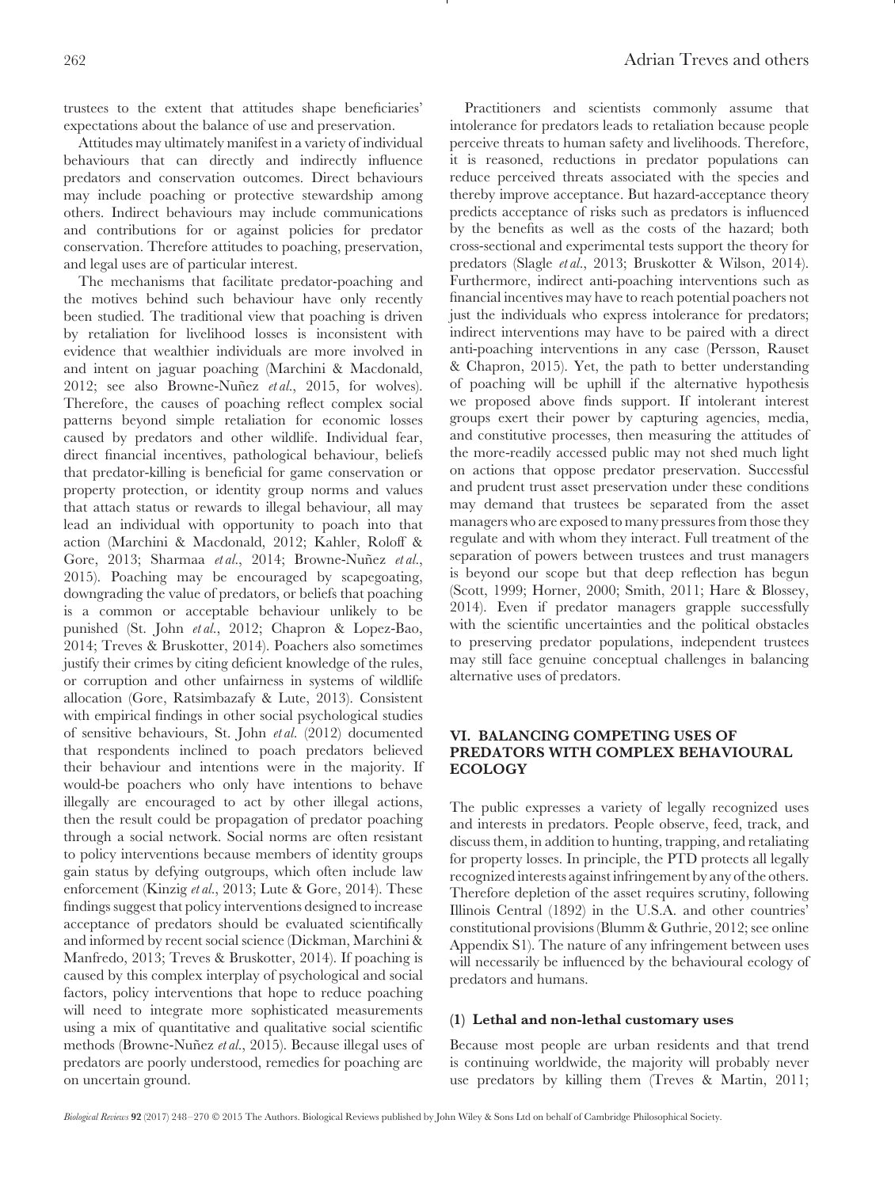trustees to the extent that attitudes shape beneficiaries' expectations about the balance of use and preservation.

Attitudes may ultimately manifest in a variety of individual behaviours that can directly and indirectly influence predators and conservation outcomes. Direct behaviours may include poaching or protective stewardship among others. Indirect behaviours may include communications and contributions for or against policies for predator conservation. Therefore attitudes to poaching, preservation, and legal uses are of particular interest.

The mechanisms that facilitate predator-poaching and the motives behind such behaviour have only recently been studied. The traditional view that poaching is driven by retaliation for livelihood losses is inconsistent with evidence that wealthier individuals are more involved in and intent on jaguar poaching (Marchini & Macdonald, 2012; see also Browne-Nuñez *et al.*, 2015, for wolves). Therefore, the causes of poaching reflect complex social patterns beyond simple retaliation for economic losses caused by predators and other wildlife. Individual fear, direct financial incentives, pathological behaviour, beliefs that predator-killing is beneficial for game conservation or property protection, or identity group norms and values that attach status or rewards to illegal behaviour, all may lead an individual with opportunity to poach into that action (Marchini & Macdonald, 2012; Kahler, Roloff & Gore, 2013; Sharmaa *et al.*, 2014; Browne-Nuñez *et al.*, 2015). Poaching may be encouraged by scapegoating, downgrading the value of predators, or beliefs that poaching is a common or acceptable behaviour unlikely to be punished (St. John *et al.*, 2012; Chapron & Lopez-Bao, 2014; Treves & Bruskotter, 2014). Poachers also sometimes justify their crimes by citing deficient knowledge of the rules, or corruption and other unfairness in systems of wildlife allocation (Gore, Ratsimbazafy & Lute, 2013). Consistent with empirical findings in other social psychological studies of sensitive behaviours, St. John *et al.* (2012) documented that respondents inclined to poach predators believed their behaviour and intentions were in the majority. If would-be poachers who only have intentions to behave illegally are encouraged to act by other illegal actions, then the result could be propagation of predator poaching through a social network. Social norms are often resistant to policy interventions because members of identity groups gain status by defying outgroups, which often include law enforcement (Kinzig *et al.*, 2013; Lute & Gore, 2014). These findings suggest that policy interventions designed to increase acceptance of predators should be evaluated scientifically and informed by recent social science (Dickman, Marchini & Manfredo, 2013; Treves & Bruskotter, 2014). If poaching is caused by this complex interplay of psychological and social factors, policy interventions that hope to reduce poaching will need to integrate more sophisticated measurements using a mix of quantitative and qualitative social scientific methods (Browne-Nuñez *et al.*, 2015). Because illegal uses of predators are poorly understood, remedies for poaching are on uncertain ground.

Practitioners and scientists commonly assume that intolerance for predators leads to retaliation because people perceive threats to human safety and livelihoods. Therefore, it is reasoned, reductions in predator populations can reduce perceived threats associated with the species and thereby improve acceptance. But hazard-acceptance theory predicts acceptance of risks such as predators is influenced by the benefits as well as the costs of the hazard; both cross-sectional and experimental tests support the theory for predators (Slagle *et al.*, 2013; Bruskotter & Wilson, 2014). Furthermore, indirect anti-poaching interventions such as financial incentives may have to reach potential poachers not just the individuals who express intolerance for predators; indirect interventions may have to be paired with a direct anti-poaching interventions in any case (Persson, Rauset & Chapron, 2015). Yet, the path to better understanding of poaching will be uphill if the alternative hypothesis we proposed above finds support. If intolerant interest groups exert their power by capturing agencies, media, and constitutive processes, then measuring the attitudes of the more-readily accessed public may not shed much light on actions that oppose predator preservation. Successful and prudent trust asset preservation under these conditions may demand that trustees be separated from the asset managers who are exposed to many pressures from those they regulate and with whom they interact. Full treatment of the separation of powers between trustees and trust managers is beyond our scope but that deep reflection has begun (Scott, 1999; Horner, 2000; Smith, 2011; Hare & Blossey, 2014). Even if predator managers grapple successfully with the scientific uncertainties and the political obstacles to preserving predator populations, independent trustees may still face genuine conceptual challenges in balancing alternative uses of predators.

## VI. BALANCING COMPETING USES OF PREDATORS WITH COMPLEX BEHAVIOURAL ECOLOGY

The public expresses a variety of legally recognized uses and interests in predators. People observe, feed, track, and discuss them, in addition to hunting, trapping, and retaliating for property losses. In principle, the PTD protects all legally recognized interests against infringement by any of the others. Therefore depletion of the asset requires scrutiny, following Illinois Central (1892) in the U.S.A. and other countries' constitutional provisions (Blumm & Guthrie, 2012; see online Appendix S1). The nature of any infringement between uses will necessarily be influenced by the behavioural ecology of predators and humans.

### (1) Lethal and non-lethal customary uses

Because most people are urban residents and that trend is continuing worldwide, the majority will probably never use predators by killing them (Treves & Martin, 2011;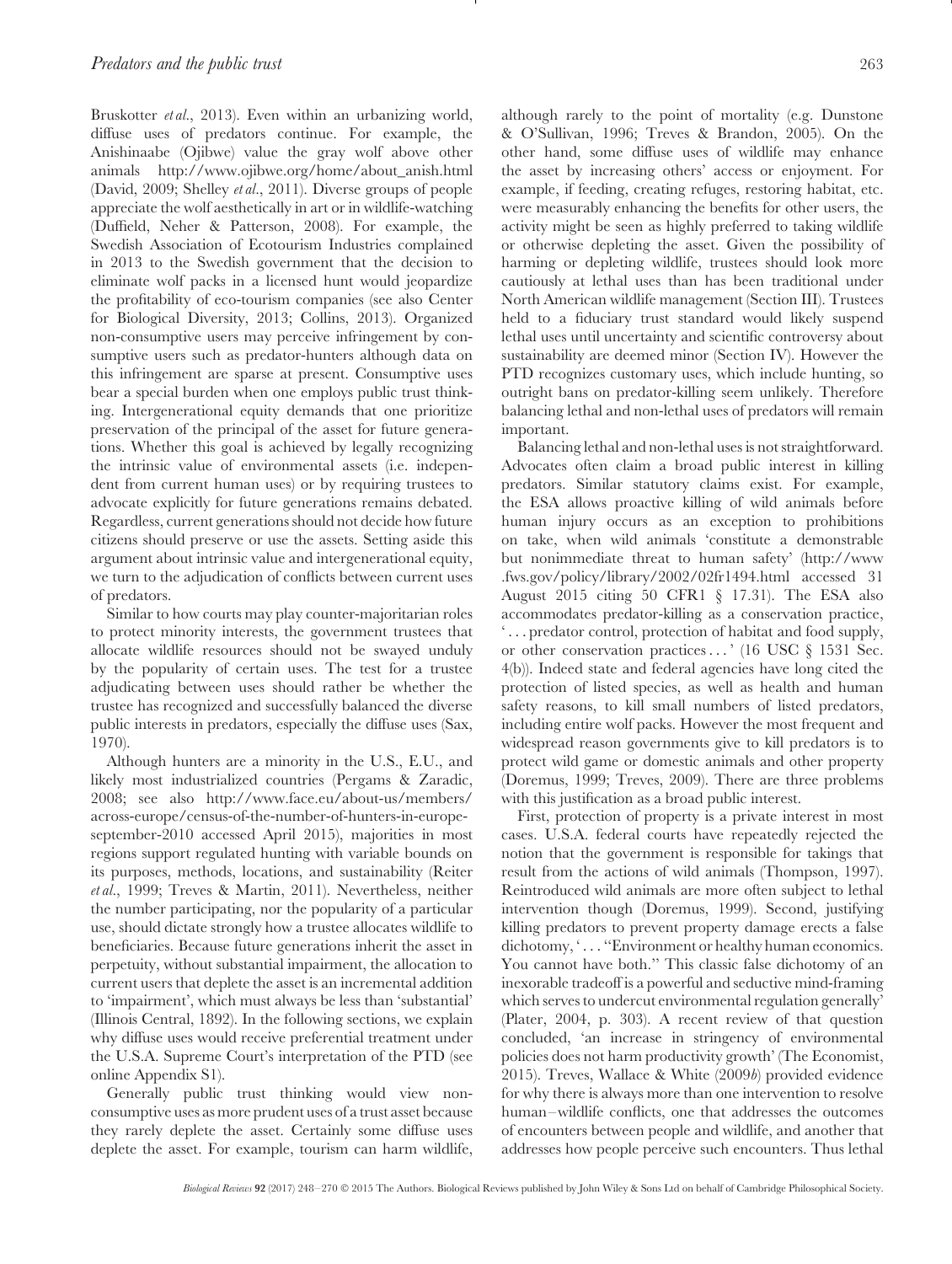Bruskotter *et al*., 2013). Even within an urbanizing world, diffuse uses of predators continue. For example, the Anishinaabe (Ojibwe) value the gray wolf above other animals http://www.ojibwe.org/home/about_anish.html (David, 2009; Shelley *et al*., 2011). Diverse groups of people appreciate the wolf aesthetically in art or in wildlife-watching (Duffield, Neher & Patterson, 2008). For example, the Swedish Association of Ecotourism Industries complained in 2013 to the Swedish government that the decision to eliminate wolf packs in a licensed hunt would jeopardize the profitability of eco-tourism companies (see also Center for Biological Diversity, 2013; Collins, 2013). Organized non-consumptive users may perceive infringement by consumptive users such as predator-hunters although data on this infringement are sparse at present. Consumptive uses bear a special burden when one employs public trust thinking. Intergenerational equity demands that one prioritize preservation of the principal of the asset for future generations. Whether this goal is achieved by legally recognizing the intrinsic value of environmental assets (i.e. independent from current human uses) or by requiring trustees to advocate explicitly for future generations remains debated. Regardless, current generations should not decide how future citizens should preserve or use the assets. Setting aside this argument about intrinsic value and intergenerational equity, we turn to the adjudication of conflicts between current uses of predators.

Similar to how courts may play counter-majoritarian roles to protect minority interests, the government trustees that allocate wildlife resources should not be swayed unduly by the popularity of certain uses. The test for a trustee adjudicating between uses should rather be whether the trustee has recognized and successfully balanced the diverse public interests in predators, especially the diffuse uses (Sax, 1970).

Although hunters are a minority in the U.S., E.U., and likely most industrialized countries (Pergams & Zaradic, 2008; see also http://www.face.eu/about-us/members/across-europe/census-of-the-number-of-hunters-in-europe-september-2010 accessed April 2015), majorities in most regions support regulated hunting with variable bounds on its purposes, methods, locations, and sustainability (Reiter *et al*., 1999; Treves & Martin, 2011). Nevertheless, neither the number participating, nor the popularity of a particular use, should dictate strongly how a trustee allocates wildlife to beneficiaries. Because future generations inherit the asset in perpetuity, without substantial impairment, the allocation to current users that deplete the asset is an incremental addition to 'impairment', which must always be less than 'substantial' (Illinois Central, 1892). In the following sections, we explain why diffuse uses would receive preferential treatment under the U.S.A. Supreme Court's interpretation of the PTD (see online Appendix S1).

Generally public trust thinking would view non-consumptive uses as more prudent uses of a trust asset because they rarely deplete the asset. Certainly some diffuse uses deplete the asset. For example, tourism can harm wildlife, although rarely to the point of mortality (e.g. Dunstone & O'Sullivan, 1996; Treves & Brandon, 2005). On the other hand, some diffuse uses of wildlife may enhance the asset by increasing others' access or enjoyment. For example, if feeding, creating refuges, restoring habitat, etc. were measurably enhancing the benefits for other users, the activity might be seen as highly preferred to taking wildlife or otherwise depleting the asset. Given the possibility of harming or depleting wildlife, trustees should look more cautiously at lethal uses than has been traditional under North American wildlife management (Section III). Trustees held to a fiduciary trust standard would likely suspend lethal uses until uncertainty and scientific controversy about sustainability are deemed minor (Section IV). However the PTD recognizes customary uses, which include hunting, so outright bans on predator-killing seem unlikely. Therefore balancing lethal and non-lethal uses of predators will remain important.

Balancing lethal and non-lethal uses is not straightforward. Advocates often claim a broad public interest in killing predators. Similar statutory claims exist. For example, the ESA allows proactive killing of wild animals before human injury occurs as an exception to prohibitions on take, when wild animals 'constitute a demonstrable but nonimmediate threat to human safety' (http://www.fws.gov/policy/library/2002/02fr1494.html accessed 31 August 2015 citing 50 CFR1 § 17.31). The ESA also accommodates predator-killing as a conservation practice, '... predator control, protection of habitat and food supply, or other conservation practices ...' (16 USC § 1531 Sec. 4(b)). Indeed state and federal agencies have long cited the protection of listed species, as well as health and human safety reasons, to kill small numbers of listed predators, including entire wolf packs. However the most frequent and widespread reason governments give to kill predators is to protect wild game or domestic animals and other property (Doremus, 1999; Treves, 2009). There are three problems with this justification as a broad public interest.

First, protection of property is a private interest in most cases. U.S.A. federal courts have repeatedly rejected the notion that the government is responsible for takings that result from the actions of wild animals (Thompson, 1997). Reintroduced wild animals are more often subject to lethal intervention though (Doremus, 1999). Second, justifying killing predators to prevent property damage erects a false dichotomy, '... "Environment or healthy human economics. You cannot have both." This classic false dichotomy of an inexorable tradeoff is a powerful and seductive mind-framing which serves to undercut environmental regulation generally' (Plater, 2004, p. 303). A recent review of that question concluded, 'an increase in stringency of environmental policies does not harm productivity growth' (The Economist, 2015). Treves, Wallace & White (2009*b*) provided evidence for why there is always more than one intervention to resolve human–wildlife conflicts, one that addresses the outcomes of encounters between people and wildlife, and another that addresses how people perceive such encounters. Thus lethal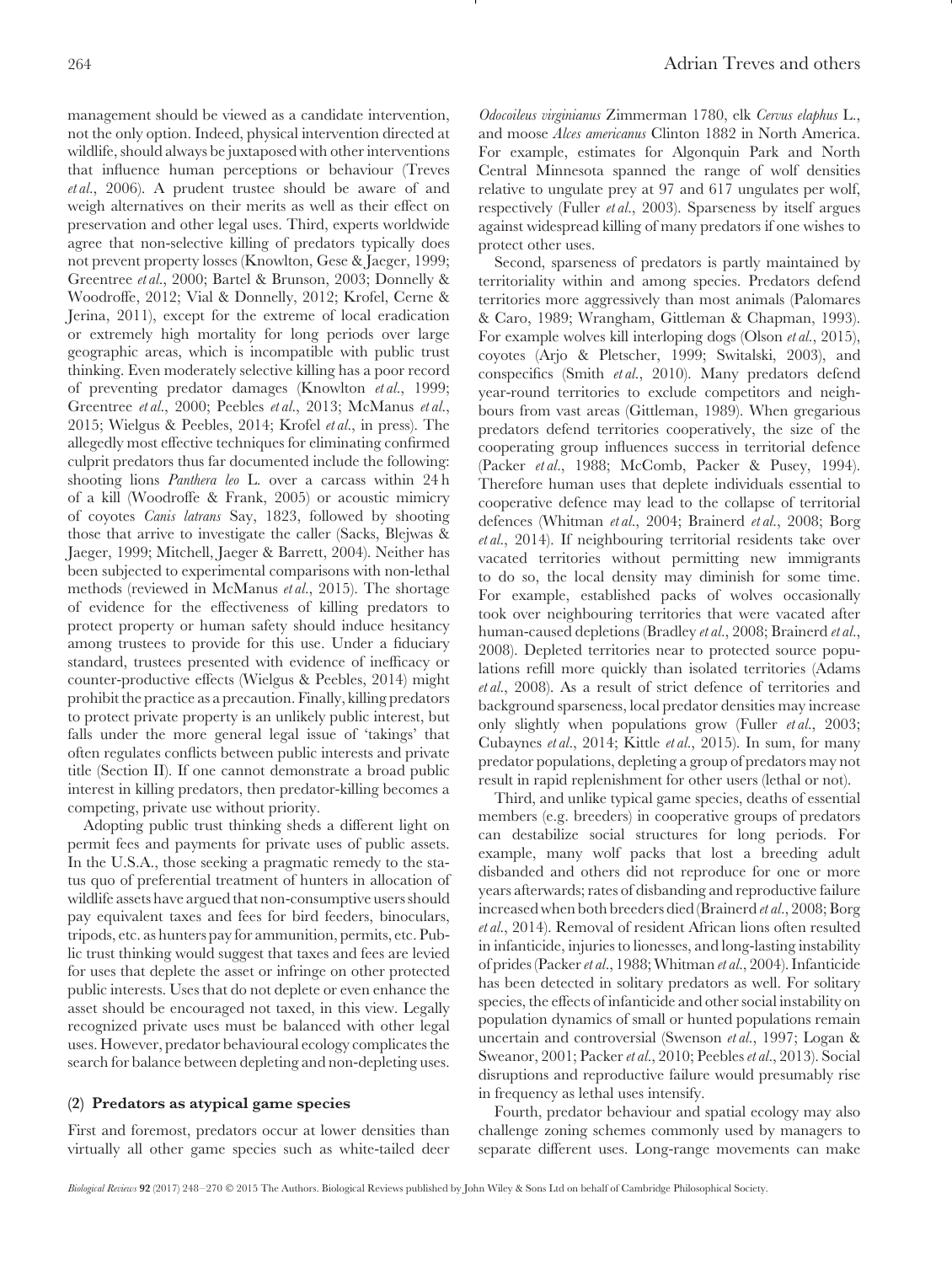management should be viewed as a candidate intervention, not the only option. Indeed, physical intervention directed at wildlife, should always be juxtaposed with other interventions that influence human perceptions or behaviour (Treves *et al.*, 2006). A prudent trustee should be aware of and weigh alternatives on their merits as well as their effect on preservation and other legal uses. Third, experts worldwide agree that non-selective killing of predators typically does not prevent property losses (Knowlton, Gese & Jaeger, 1999; Greentree *et al.*, 2000; Bartel & Brunson, 2003; Donnelly & Woodroffe, 2012; Vial & Donnelly, 2012; Krofel, Cerne & Jerina, 2011), except for the extreme of local eradication or extremely high mortality for long periods over large geographic areas, which is incompatible with public trust thinking. Even moderately selective killing has a poor record of preventing predator damages (Knowlton *et al.*, 1999; Greentree *et al.*, 2000; Peebles *et al.*, 2013; McManus *et al.*, 2015; Wielgus & Peebles, 2014; Krofel *et al.*, in press). The allegedly most effective techniques for eliminating confirmed culprit predators thus far documented include the following: shooting lions *Panthera leo* L. over a carcass within 24 h of a kill (Woodroffe & Frank, 2005) or acoustic mimicry of coyotes *Canis latrans* Say, 1823, followed by shooting those that arrive to investigate the caller (Sacks, Blejwas & Jaeger, 1999; Mitchell, Jaeger & Barrett, 2004). Neither has been subjected to experimental comparisons with non-lethal methods (reviewed in McManus *et al.*, 2015). The shortage of evidence for the effectiveness of killing predators to protect property or human safety should induce hesitancy among trustees to provide for this use. Under a fiduciary standard, trustees presented with evidence of inefficacy or counter-productive effects (Wielgus & Peebles, 2014) might prohibit the practice as a precaution. Finally, killing predators to protect private property is an unlikely public interest, but falls under the more general legal issue of 'takings' that often regulates conflicts between public interests and private title (Section II). If one cannot demonstrate a broad public interest in killing predators, then predator-killing becomes a competing, private use without priority.

Adopting public trust thinking sheds a different light on permit fees and payments for private uses of public assets. In the U.S.A., those seeking a pragmatic remedy to the status quo of preferential treatment of hunters in allocation of wildlife assets have argued that non-consumptive users should pay equivalent taxes and fees for bird feeders, binoculars, tripods, etc. as hunters pay for ammunition, permits, etc. Public trust thinking would suggest that taxes and fees are levied for uses that deplete the asset or infringe on other protected public interests. Uses that do not deplete or even enhance the asset should be encouraged not taxed, in this view. Legally recognized private uses must be balanced with other legal uses. However, predator behavioural ecology complicates the search for balance between depleting and non-depleting uses.

### (2) Predators as atypical game species

First and foremost, predators occur at lower densities than virtually all other game species such as white-tailed deer *Odocoileus virginianus* Zimmerman 1780, elk *Cervus elaphus* L., and moose *Alces americanus* Clinton 1882 in North America. For example, estimates for Algonquin Park and North Central Minnesota spanned the range of wolf densities relative to ungulate prey at 97 and 617 ungulates per wolf, respectively (Fuller *et al.*, 2003). Sparseness by itself argues against widespread killing of many predators if one wishes to protect other uses.

Second, sparseness of predators is partly maintained by territoriality within and among species. Predators defend territories more aggressively than most animals (Palomares & Caro, 1989; Wrangham, Gittleman & Chapman, 1993). For example wolves kill interloping dogs (Olson *et al.*, 2015), coyotes (Arjo & Pletscher, 1999; Switalski, 2003), and conspecifics (Smith *et al.*, 2010). Many predators defend year-round territories to exclude competitors and neighbours from vast areas (Gittleman, 1989). When gregarious predators defend territories cooperatively, the size of the cooperating group influences success in territorial defence (Packer *et al.*, 1988; McComb, Packer & Pusey, 1994). Therefore human uses that deplete individuals essential to cooperative defence may lead to the collapse of territorial defences (Whitman *et al.*, 2004; Brainerd *et al.*, 2008; Borg *et al.*, 2014). If neighbouring territorial residents take over vacated territories without permitting new immigrants to do so, the local density may diminish for some time. For example, established packs of wolves occasionally took over neighbouring territories that were vacated after human-caused depletions (Bradley *et al.*, 2008; Brainerd *et al.*, 2008). Depleted territories near to protected source populations refill more quickly than isolated territories (Adams *et al.*, 2008). As a result of strict defence of territories and background sparseness, local predator densities may increase only slightly when populations grow (Fuller *et al.*, 2003; Cubaynes *et al.*, 2014; Kittle *et al.*, 2015). In sum, for many predator populations, depleting a group of predators may not result in rapid replenishment for other users (lethal or not).

Third, and unlike typical game species, deaths of essential members (e.g. breeders) in cooperative groups of predators can destabilize social structures for long periods. For example, many wolf packs that lost a breeding adult disbanded and others did not reproduce for one or more years afterwards; rates of disbanding and reproductive failure increased when both breeders died (Brainerd *et al.*, 2008; Borg *et al.*, 2014). Removal of resident African lions often resulted in infanticide, injuries to lionesses, and long-lasting instability of prides (Packer *et al.*, 1988; Whitman *et al.*, 2004). Infanticide has been detected in solitary predators as well. For solitary species, the effects of infanticide and other social instability on population dynamics of small or hunted populations remain uncertain and controversial (Swenson *et al.*, 1997; Logan & Sweanor, 2001; Packer *et al.*, 2010; Peebles *et al.*, 2013). Social disruptions and reproductive failure would presumably rise in frequency as lethal uses intensify.

Fourth, predator behaviour and spatial ecology may also challenge zoning schemes commonly used by managers to separate different uses. Long-range movements can make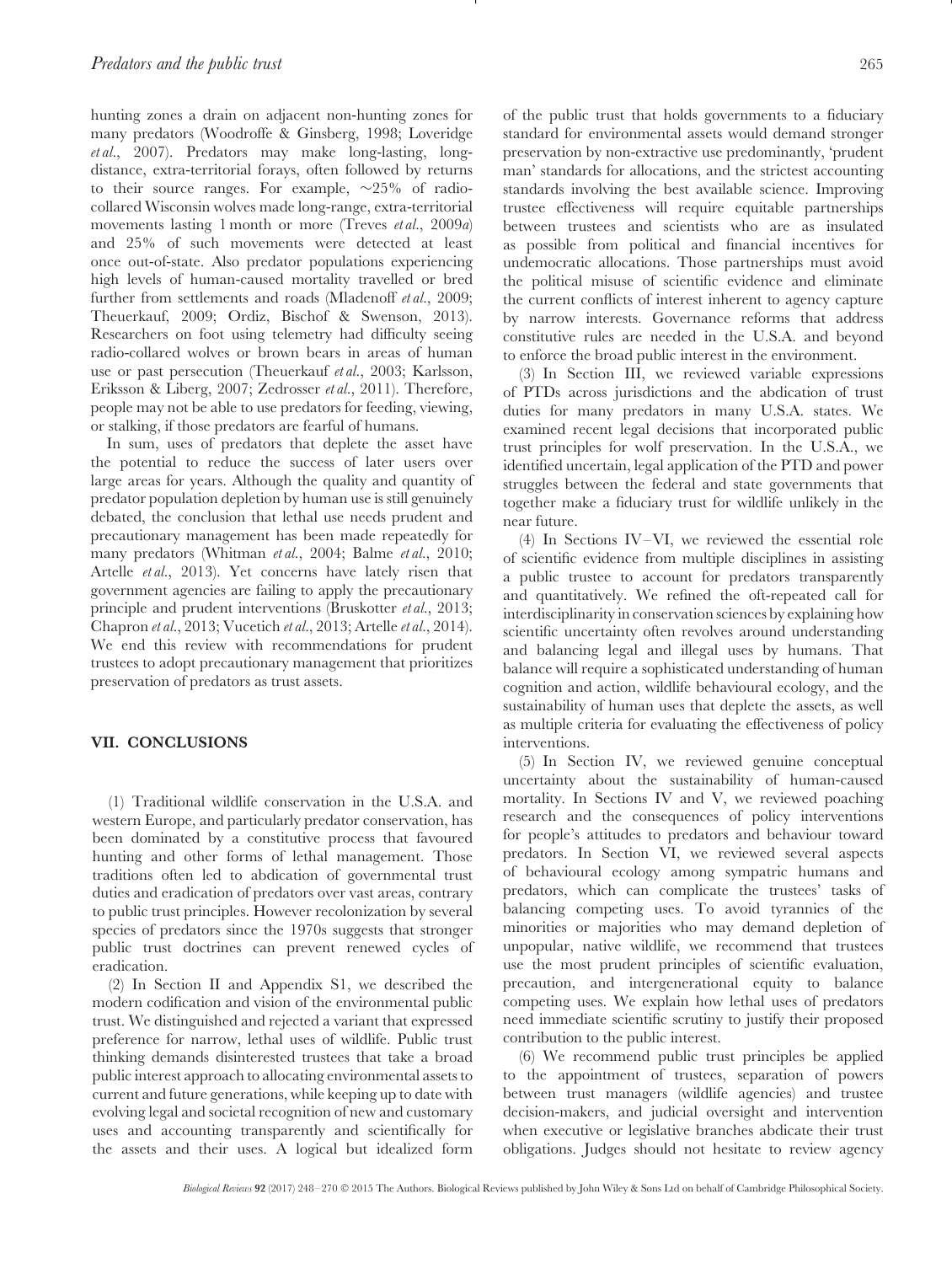hunting zones a drain on adjacent non-hunting zones for many predators (Woodroffe & Ginsberg, 1998; Loveridge *et al.*, 2007). Predators may make long-lasting, long-distance, extra-territorial forays, often followed by returns to their source ranges. For example, ∼25% of radio-collared Wisconsin wolves made long-range, extra-territorial movements lasting 1 month or more (Treves *et al.*, 2009*a*) and 25% of such movements were detected at least once out-of-state. Also predator populations experiencing high levels of human-caused mortality travelled or bred further from settlements and roads (Mladenoff *et al.*, 2009; Theuerkauf, 2009; Ordiz, Bischof & Swenson, 2013). Researchers on foot using telemetry had difficulty seeing radio-collared wolves or brown bears in areas of human use or past persecution (Theuerkauf *et al.*, 2003; Karlsson, Eriksson & Liberg, 2007; Zedrosser *et al.*, 2011). Therefore, people may not be able to use predators for feeding, viewing, or stalking, if those predators are fearful of humans.

In sum, uses of predators that deplete the asset have the potential to reduce the success of later users over large areas for years. Although the quality and quantity of predator population depletion by human use is still genuinely debated, the conclusion that lethal use needs prudent and precautionary management has been made repeatedly for many predators (Whitman *et al.*, 2004; Balme *et al.*, 2010; Artelle *et al.*, 2013). Yet concerns have lately risen that government agencies are failing to apply the precautionary principle and prudent interventions (Bruskotter *et al.*, 2013; Chapron *et al.*, 2013; Vucetich *et al.*, 2013; Artelle *et al.*, 2014). We end this review with recommendations for prudent trustees to adopt precautionary management that prioritizes preservation of predators as trust assets.

## VII. CONCLUSIONS

(1) Traditional wildlife conservation in the U.S.A. and western Europe, and particularly predator conservation, has been dominated by a constitutive process that favoured hunting and other forms of lethal management. Those traditions often led to abdication of governmental trust duties and eradication of predators over vast areas, contrary to public trust principles. However recolonization by several species of predators since the 1970s suggests that stronger public trust doctrines can prevent renewed cycles of eradication.

(2) In Section II and Appendix S1, we described the modern codification and vision of the environmental public trust. We distinguished and rejected a variant that expressed preference for narrow, lethal uses of wildlife. Public trust thinking demands disinterested trustees that take a broad public interest approach to allocating environmental assets to current and future generations, while keeping up to date with evolving legal and societal recognition of new and customary uses and accounting transparently and scientifically for the assets and their uses. A logical but idealized form of the public trust that holds governments to a fiduciary standard for environmental assets would demand stronger preservation by non-extractive use predominantly, 'prudent man' standards for allocations, and the strictest accounting standards involving the best available science. Improving trustee effectiveness will require equitable partnerships between trustees and scientists who are as insulated as possible from political and financial incentives for undemocratic allocations. Those partnerships must avoid the political misuse of scientific evidence and eliminate the current conflicts of interest inherent to agency capture by narrow interests. Governance reforms that address constitutive rules are needed in the U.S.A. and beyond to enforce the broad public interest in the environment.

(3) In Section III, we reviewed variable expressions of PTDs across jurisdictions and the abdication of trust duties for many predators in many U.S.A. states. We examined recent legal decisions that incorporated public trust principles for wolf preservation. In the U.S.A., we identified uncertain, legal application of the PTD and power struggles between the federal and state governments that together make a fiduciary trust for wildlife unlikely in the near future.

(4) In Sections IV–VI, we reviewed the essential role of scientific evidence from multiple disciplines in assisting a public trustee to account for predators transparently and quantitatively. We refined the oft-repeated call for interdisciplinarity in conservation sciences by explaining how scientific uncertainty often revolves around understanding and balancing legal and illegal uses by humans. That balance will require a sophisticated understanding of human cognition and action, wildlife behavioural ecology, and the sustainability of human uses that deplete the assets, as well as multiple criteria for evaluating the effectiveness of policy interventions.

(5) In Section IV, we reviewed genuine conceptual uncertainty about the sustainability of human-caused mortality. In Sections IV and V, we reviewed poaching research and the consequences of policy interventions for people's attitudes to predators and behaviour toward predators. In Section VI, we reviewed several aspects of behavioural ecology among sympatric humans and predators, which can complicate the trustees' tasks of balancing competing uses. To avoid tyrannies of the minorities or majorities who may demand depletion of unpopular, native wildlife, we recommend that trustees use the most prudent principles of scientific evaluation, precaution, and intergenerational equity to balance competing uses. We explain how lethal uses of predators need immediate scientific scrutiny to justify their proposed contribution to the public interest.

(6) We recommend public trust principles be applied to the appointment of trustees, separation of powers between trust managers (wildlife agencies) and trustee decision-makers, and judicial oversight and intervention when executive or legislative branches abdicate their trust obligations. Judges should not hesitate to review agency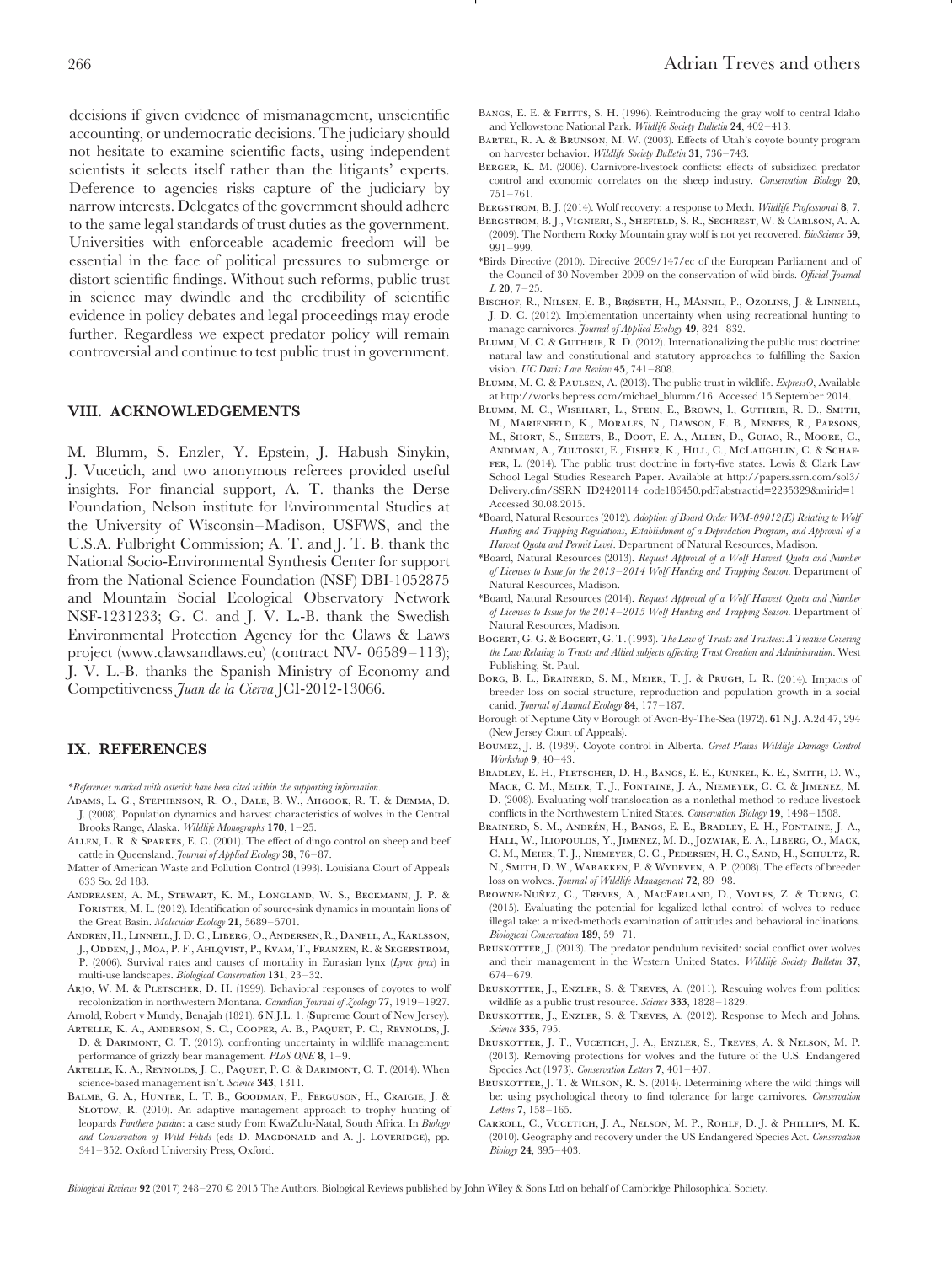decisions if given evidence of mismanagement, unscientific accounting, or undemocratic decisions. The judiciary should not hesitate to examine scientific facts, using independent scientists it selects itself rather than the litigants' experts. Deference to agencies risks capture of the judiciary by narrow interests. Delegates of the government should adhere to the same legal standards of trust duties as the government. Universities with enforceable academic freedom will be essential in the face of political pressures to submerge or distort scientific findings. Without such reforms, public trust in science may dwindle and the credibility of scientific evidence in policy debates and legal proceedings may erode further. Regardless we expect predator policy will remain controversial and continue to test public trust in government.

## VIII. ACKNOWLEDGEMENTS

M. Blumm, S. Enzler, Y. Epstein, J. Habush Sinykin, J. Vucetich, and two anonymous referees provided useful insights. For financial support, A. T. thanks the Derse Foundation, Nelson institute for Environmental Studies at the University of Wisconsin–Madison, USFWS, and the U.S.A. Fulbright Commission; A. T. and J. T. B. thank the National Socio-Environmental Synthesis Center for support from the National Science Foundation (NSF) DBI-1052875 and Mountain Social Ecological Observatory Network NSF-1231233; G. C. and J. V. L.-B. thank the Swedish Environmental Protection Agency for the Claws & Laws project (www.clawsandlaws.eu) (contract NV- 06589–113); J. V. L.-B. thanks the Spanish Ministry of Economy and Competitiveness *Juan de la Cierva* JCI-2012-13066.

## IX. REFERENCES

*\*References marked with asterisk have been cited within the supporting information.*

Adams, L. G., Stephenson, R. O., Dale, B. W., Ahgook, R. T. & Demma, D. J. (2008). Population dynamics and harvest characteristics of wolves in the Central Brooks Range, Alaska. *Wildlife Monographs* **170**, 1–25.

Allen, L. R. & Sparkes, E. C. (2001). The effect of dingo control on sheep and beef cattle in Queensland. *Journal of Applied Ecology* **38**, 76–87.

Matter of American Waste and Pollution Control (1993). Louisiana Court of Appeals 633 So. 2d 188.

Andreasen, A. M., Stewart, K. M., Longland, W. S., Beckmann, J. P. & Forister, M. L. (2012). Identification of source-sink dynamics in mountain lions of the Great Basin. *Molecular Ecology* **21**, 5689–5701.

Andren, H., Linnell, J. D. C., Liberg, O., Andersen, R., Danell, A., Karlsson, J., Odden, J., Moa, P. F., Ahlqvist, P., Kvam, T., Franzen, R. & Segerstrom, P. (2006). Survival rates and causes of mortality in Eurasian lynx (*Lynx lynx*) in multi-use landscapes. *Biological Conservation* **131**, 23–32.

Arjo, W. M. & Pletscher, D. H. (1999). Behavioral responses of coyotes to wolf recolonization in northwestern Montana. *Canadian Journal of Zoology* **77**, 1919–1927.

Arnold, Robert v Mundy, Benajah (1821). **6** N.J.L. 1. (**S**upreme Court of New Jersey).

Artelle, K. A., Anderson, S. C., Cooper, A. B., Paquet, P. C., Reynolds, J. D. & Darimont, C. T. (2013). confronting uncertainty in wildlife management: performance of grizzly bear management. *PLoS ONE* **8**, 1–9.

Artelle, K. A., Reynolds, J. C., Paquet, P. C. & Darimont, C. T. (2014). When science-based management isn't. *Science* **343**, 1311.

Balme, G. A., Hunter, L. T. B., Goodman, P., Ferguson, H., Craigie, J. & Slotow, R. (2010). An adaptive management approach to trophy hunting of leopards *Panthera pardus*: a case study from KwaZulu-Natal, South Africa. In *Biology and Conservation of Wild Felids* (eds D. Macdonald and A. J. Loveridge), pp. 341–352. Oxford University Press, Oxford.

Bangs, E. E. & Fritts, S. H. (1996). Reintroducing the gray wolf to central Idaho and Yellowstone National Park. *Wildlife Society Bulletin* **24**, 402–413.

Bartel, R. A. & Brunson, M. W. (2003). Effects of Utah's coyote bounty program on harvester behavior. *Wildlife Society Bulletin* **31**, 736–743.

Berger, K. M. (2006). Carnivore-livestock conflicts: effects of subsidized predator control and economic correlates on the sheep industry. *Conservation Biology* **20**, 751–761.

Bergstrom, B. J. (2014). Wolf recovery: a response to Mech. *Wildlife Professional* **8**, 7.

Bergstrom, B. J., Vignieri, S., Shefield, S. R., Sechrest, W. & Carlson, A. A. (2009). The Northern Rocky Mountain gray wolf is not yet recovered. *BioScience* **59**, 991–999.

\*Birds Directive (2010). Directive 2009/147/ec of the European Parliament and of the Council of 30 November 2009 on the conservation of wild birds. *Official Journal L* **20**, 7–25.

Bischof, R., Nilsen, E. B., Brøseth, H., MAnnil, P., Ozolins, J. & Linnell, J. D. C. (2012). Implementation uncertainty when using recreational hunting to manage carnivores. *Journal of Applied Ecology* **49**, 824–832.

Blumm, M. C. & Guthrie, R. D. (2012). Internationalizing the public trust doctrine: natural law and constitutional and statutory approaches to fulfilling the Saxion vision. *UC Davis Law Review* **45**, 741–808.

Blumm, M. C. & Paulsen, A. (2013). The public trust in wildlife. *ExpressO*, Available at http://works.bepress.com/michael_blumm/16. Accessed 15 September 2014.

Blumm, M. C., Wisehart, L., Stein, E., Brown, I., Guthrie, R. D., Smith, M., Marienfeld, K., Morales, N., Dawson, E. B., Menees, R., Parsons, M., Short, S., Sheets, B., Doot, E. A., Allen, D., Guiao, R., Moore, C., Andiman, A., Zultoski, E., Fisher, K., Hill, C., McLaughlin, C. & Schaffer, L. (2014). The public trust doctrine in forty-five states. Lewis & Clark Law School Legal Studies Research Paper. Available at http://papers.ssrn.com/sol3/Delivery.cfm/SSRN_ID2420114_code186450.pdf?abstractid=2235329&mirid=1 Accessed 30.08.2015.

\*Board, Natural Resources (2012). *Adoption of Board Order WM-09012(E) Relating to Wolf Hunting and Trapping Regulations, Establishment of a Depredation Program, and Approval of a Harvest Quota and Permit Level*. Department of Natural Resources, Madison.

\*Board, Natural Resources (2013). *Request Approval of a Wolf Harvest Quota and Number of Licenses to Issue for the 2013–2014 Wolf Hunting and Trapping Season*. Department of Natural Resources, Madison.

\*Board, Natural Resources (2014). *Request Approval of a Wolf Harvest Quota and Number of Licenses to Issue for the 2014–2015 Wolf Hunting and Trapping Season*. Department of Natural Resources, Madison.

Bogert, G. G. & Bogert, G. T. (1993). *The Law of Trusts and Trustees: A Treatise Covering the Law Relating to Trusts and Allied subjects affecting Trust Creation and Administration*. West Publishing, St. Paul.

Borg, B. L., Brainerd, S. M., Meier, T. J. & Prugh, L. R. (2014). Impacts of breeder loss on social structure, reproduction and population growth in a social canid. *Journal of Animal Ecology* **84**, 177–187.

Borough of Neptune City v Borough of Avon-By-The-Sea (1972). **61** N.J. A.2d 47, 294 (New Jersey Court of Appeals).

Boumez, J. B. (1989). Coyote control in Alberta. *Great Plains Wildlife Damage Control Workshop* **9**, 40–43.

Bradley, E. H., Pletscher, D. H., Bangs, E. E., Kunkel, K. E., Smith, D. W., Mack, C. M., Meier, T. J., Fontaine, J. A., Niemeyer, C. C. & Jimenez, M. D. (2008). Evaluating wolf translocation as a nonlethal method to reduce livestock conflicts in the Northwestern United States. *Conservation Biology* **19**, 1498–1508.

Brainerd, S. M., Andrén, H., Bangs, E. E., Bradley, E. H., Fontaine, J. A., Hall, W., Iliopoulos, Y., Jimenez, M. D., Jozwiak, E. A., Liberg, O., Mack, C. M., Meier, T. J., Niemeyer, C. C., Pedersen, H. C., Sand, H., Schultz, R. N., Smith, D. W., Wabakken, P. & Wydeven, A. P. (2008). The effects of breeder loss on wolves. *Journal of Wildlife Management* **72**, 89–98.

Browne-Nuñez, C., Treves, A., MacFarland, D., Voyles, Z. & Turng, C. (2015). Evaluating the potential for legalized lethal control of wolves to reduce illegal take: a mixed-methods examination of attitudes and behavioral inclinations. *Biological Conservation* **189**, 59–71.

Bruskotter, J. (2013). The predator pendulum revisited: social conflict over wolves and their management in the Western United States. *Wildlife Society Bulletin* **37**, 674–679.

Bruskotter, J., Enzler, S. & Treves, A. (2011). Rescuing wolves from politics: wildlife as a public trust resource. *Science* **333**, 1828–1829.

Bruskotter, J., Enzler, S. & Treves, A. (2012). Response to Mech and Johns. *Science* **335**, 795.

Bruskotter, J. T., Vucetich, J. A., Enzler, S., Treves, A. & Nelson, M. P. (2013). Removing protections for wolves and the future of the U.S. Endangered Species Act (1973). *Conservation Letters* **7**, 401–407.

Bruskotter, J. T. & Wilson, R. S. (2014). Determining where the wild things will be: using psychological theory to find tolerance for large carnivores. *Conservation Letters* **7**, 158–165.

Carroll, C., Vucetich, J. A., Nelson, M. P., Rohlf, D. J. & Phillips, M. K. (2010). Geography and recovery under the US Endangered Species Act. *Conservation Biology* **24**, 395–403.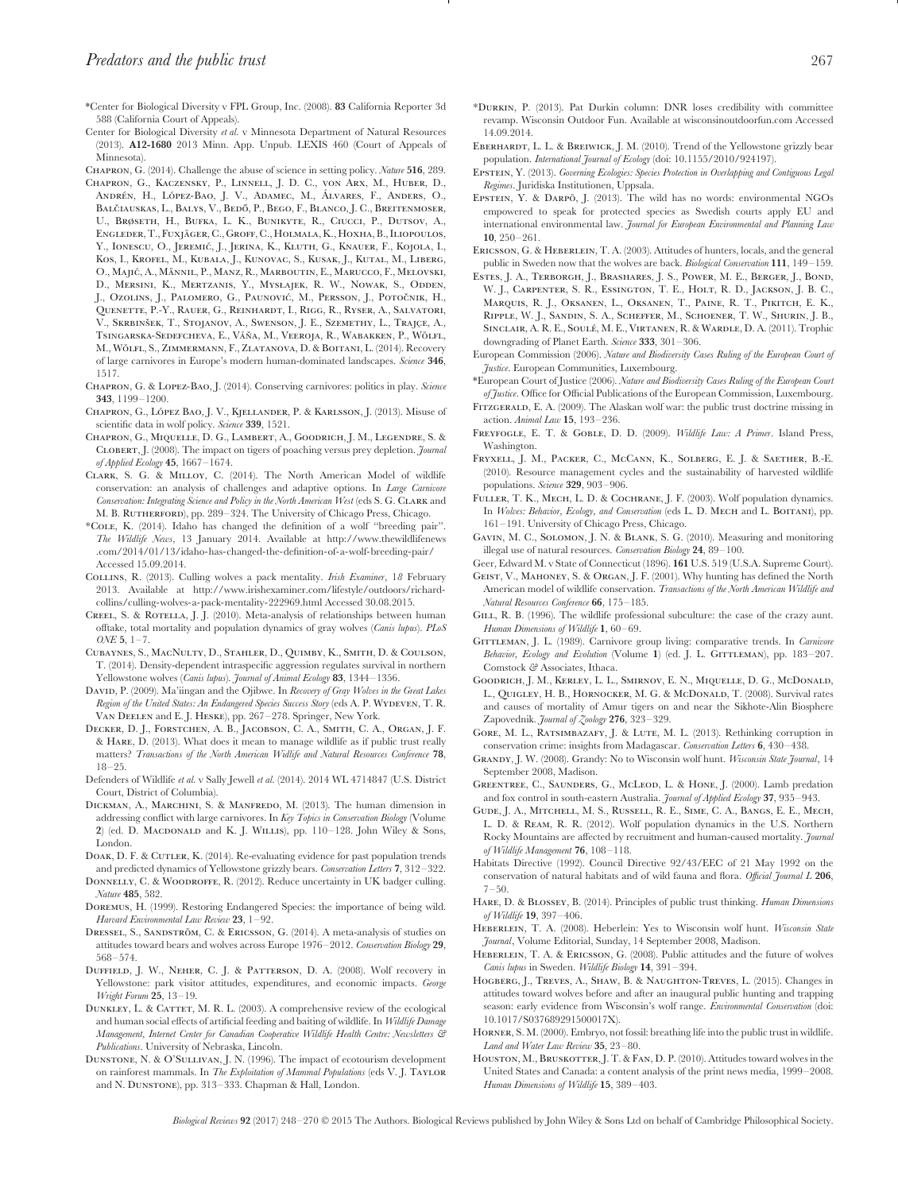\*Center for Biological Diversity v FPL Group, Inc. (2008). **83** California Reporter 3d 588 (California Court of Appeals).

Center for Biological Diversity *et al.* v Minnesota Department of Natural Resources (2013). **A12-1680** 2013 Minn. App. Unpub. LEXIS 460 (Court of Appeals of Minnesota).

Chapron, G. (2014). Challenge the abuse of science in setting policy. *Nature* **516**, 289.

Chapron, G., Kaczensky, P., Linnell, J. D. C., von Arx, M., Huber, D., Andrén, H., López-Bao, J. V., Adamec, M., Álvares, F., Anders, O., Balčiauskas, L., Balys, V., Bedő, P., Bego, F., Blanco, J. C., Breitenmoser, U., Brøseth, H., Bufka, L. K., Bunikyte, R., Ciucci, P., Dutsov, A., Engleder, T., Fuxjäger, C., Groff, C., Holmala, K., Hoxha, B., Iliopoulos, Y., Ionescu, O., Jeremić, J., Jerina, K., Kluth, G., Knauer, F., Kojola, I., Kos, I., Krofel, M., Kubala, J., Kunovac, S., Kusak, J., Kutal, M., Liberg, O., Majić, A., Männil, P., Manz, R., Marboutin, E., Marucco, F., Melovski, D., Mersini, K., Mertzanis, Y., Mysłajek, R. W., Nowak, S., Odden, J., Ozolins, J., Palomero, G., Paunović, M., Persson, J., Potočnik, H., Quenette, P.-Y., Rauer, G., Reinhardt, I., Rigg, R., Ryser, A., Salvatori, V., Skrbinšek, T., Stojanov, A., Swenson, J. E., Szemethy, L., Trajçe, A., Tsingarska-Sedefcheva, E., Váňa, M., Veeroja, R., Wabakken, P., Wölfl, M., Wölfl, S., Zimmermann, F., Zlatanova, D. & Boitani, L. (2014). Recovery of large carnivores in Europe's modern human-dominated landscapes. *Science* **346**, 1517.

Chapron, G. & Lopez-Bao, J. (2014). Conserving carnivores: politics in play. *Science* **343**, 1199–1200.

Chapron, G., López Bao, J. V., Kjellander, P. & Karlsson, J. (2013). Misuse of scientific data in wolf policy. *Science* **339**, 1521.

Chapron, G., Miquelle, D. G., Lambert, A., Goodrich, J. M., Legendre, S. & Clobert, J. (2008). The impact on tigers of poaching versus prey depletion. *Journal of Applied Ecology* **45**, 1667–1674.

Clark, S. G. & Milloy, C. (2014). The North American Model of wildlife conservation: an analysis of challenges and adaptive options. In *Large Carnivore Conservation: Integrating Science and Policy in the North American West* (eds S. G. Clark and M. B. Rutherford), pp. 289–324. The University of Chicago Press, Chicago.

\*Cole, K. (2014). Idaho has changed the definition of a wolf "breeding pair". *The Wildlife News*, 13 January 2014. Available at http://www.thewildlifenews.com/2014/01/13/idaho-has-changed-the-definition-of-a-wolf-breeding-pair/ Accessed 15.09.2014.

Collins, R. (2013). Culling wolves a pack mentality. *Irish Examiner*, 18 February 2013. Available at http://www.irishexaminer.com/lifestyle/outdoors/richard-collins/culling-wolves-a-pack-mentality-222969.html Accessed 30.08.2015.

Creel, S. & Rotella, J. J. (2010). Meta-analysis of relationships between human offtake, total mortality and population dynamics of gray wolves (*Canis lupus*). *PLoS ONE* **5**, 1–7.

Cubaynes, S., MacNulty, D., Stahler, D., Quimby, K., Smith, D. & Coulson, T. (2014). Density-dependent intraspecific aggression regulates survival in northern Yellowstone wolves (*Canis lupus*). *Journal of Animal Ecology* **83**, 1344–1356.

David, P. (2009). Ma'iingan and the Ojibwe. In *Recovery of Gray Wolves in the Great Lakes Region of the United States: An Endangered Species Success Story* (eds A. P. Wydeven, T. R. Van Deelen and E. J. Heske), pp. 267–278. Springer, New York.

Decker, D. J., Forstchen, A. B., Jacobson, C. A., Smith, C. A., Organ, J. F. & Hare, D. (2013). What does it mean to manage wildlife as if public trust really matters? *Transactions of the North American Wildlife and Natural Resources Conference* **78**, 18–25.

Defenders of Wildlife *et al.* v Sally Jewell *et al.* (2014). 2014 WL 4714847 (U.S. District Court, District of Columbia).

Dickman, A., Marchini, S. & Manfredo, M. (2013). The human dimension in addressing conflict with large carnivores. In *Key Topics in Conservation Biology* (Volume **2**) (ed. D. Macdonald and K. J. Willis), pp. 110–128. John Wiley & Sons, London.

Doak, D. F. & Cutler, K. (2014). Re-evaluating evidence for past population trends and predicted dynamics of Yellowstone grizzly bears. *Conservation Letters* **7**, 312–322.

Donnelly, C. & Woodroffe, R. (2012). Reduce uncertainty in UK badger culling. *Nature* **485**, 582.

Doremus, H. (1999). Restoring Endangered Species: the importance of being wild. *Harvard Environmental Law Review* **23**, 1–92.

Dressel, S., Sandström, C. & Ericsson, G. (2014). A meta-analysis of studies on attitudes toward bears and wolves across Europe 1976–2012. *Conservation Biology* **29**, 568–574.

Duffield, J. W., Neher, C. J. & Patterson, D. A. (2008). Wolf recovery in Yellowstone: park visitor attitudes, expenditures, and economic impacts. *George Wright Forum* **25**, 13–19.

Dunkley, L. & Cattet, M. R. L. (2003). A comprehensive review of the ecological and human social effects of artificial feeding and baiting of wildlife. In *Wildlife Damage Management, Internet Center for Canadian Cooperative Wildlife Health Centre: Newsletters & Publications*. University of Nebraska, Lincoln.

Dunstone, N. & O'Sullivan, J. N. (1996). The impact of ecotourism development on rainforest mammals. In *The Exploitation of Mammal Populations* (eds V. J. Taylor and N. Dunstone), pp. 313–333. Chapman & Hall, London.

\*Durkin, P. (2013). Pat Durkin column: DNR loses credibility with committee revamp. Wisconsin Outdoor Fun. Available at wisconsinoutdoorfun.com Accessed 14.09.2014.

Eberhardt, L. L. & Breiwick, J. M. (2010). Trend of the Yellowstone grizzly bear population. *International Journal of Ecology* (doi: 10.1155/2010/924197).

Epstein, Y. (2013). *Governing Ecologies: Species Protection in Overlapping and Contiguous Legal Regimes*. Juridiska Institutionen, Uppsala.

Epstein, Y. & Darpö, J. (2013). The wild has no words: environmental NGOs empowered to speak for protected species as Swedish courts apply EU and international environmental law. *Journal for European Environmental and Planning Law* **10**, 250–261.

Ericsson, G. & Heberlein, T. A. (2003). Attitudes of hunters, locals, and the general public in Sweden now that the wolves are back. *Biological Conservation* **111**, 149–159.

Estes, J. A., Terborgh, J., Brashares, J. S., Power, M. E., Berger, J., Bond, W. J., Carpenter, S. R., Essington, T. E., Holt, R. D., Jackson, J. B. C., Marquis, R. J., Oksanen, L., Oksanen, T., Paine, R. T., Pikitch, E. K., Ripple, W. J., Sandin, S. A., Scheffer, M., Schoener, T. W., Shurin, J. B., Sinclair, A. R. E., Soulé, M. E., Virtanen, R. & Wardle, D. A. (2011). Trophic downgrading of Planet Earth. *Science* **333**, 301–306.

European Commission (2006). *Nature and Biodiversity Cases Ruling of the European Court of Justice*. European Communities, Luxembourg.

\*European Court of Justice (2006). *Nature and Biodiversity Cases Ruling of the European Court of Justice*. Office for Official Publications of the European Commission, Luxembourg.

Fitzgerald, E. A. (2009). The Alaskan wolf war: the public trust doctrine missing in action. *Animal Law* **15**, 193–236.

Freyfogle, E. T. & Goble, D. D. (2009). *Wildlife Law: A Primer*. Island Press, Washington.

Fryxell, J. M., Packer, C., McCann, K., Solberg, E. J. & Saether, B.-E. (2010). Resource management cycles and the sustainability of harvested wildlife populations. *Science* **329**, 903–906.

Fuller, T. K., Mech, L. D. & Cochrane, J. F. (2003). Wolf population dynamics. In *Wolves: Behavior, Ecology, and Conservation* (eds L. D. Mech and L. Boitani), pp. 161–191. University of Chicago Press, Chicago.

Gavin, M. C., Solomon, J. N. & Blank, S. G. (2010). Measuring and monitoring illegal use of natural resources. *Conservation Biology* **24**, 89–100.

Geer, Edward M. v State of Connecticut (1896). **161** U.S. 519 (U.S.A. Supreme Court).

Geist, V., Mahoney, S. & Organ, J. F. (2001). Why hunting has defined the North American model of wildlife conservation. *Transactions of the North American Wildlife and Natural Resources Conference* **66**, 175–185.

Gill, R. B. (1996). The wildlife professional subculture: the case of the crazy aunt. *Human Dimensions of Wildlife* **1**, 60–69.

Gittleman, J. L. (1989). Carnivore group living: comparative trends. In *Carnivore Behavior, Ecology and Evolution* (Volume **1**) (ed. J. L. Gittleman), pp. 183–207. Comstock & Associates, Ithaca.

Goodrich, J. M., Kerley, L. L., Smirnov, E. N., Miquelle, D. G., McDonald, L., Quigley, H. B., Hornocker, M. G. & McDonald, T. (2008). Survival rates and causes of mortality of Amur tigers on and near the Sikhote-Alin Biosphere Zapovednik. *Journal of Zoology* **276**, 323–329.

Gore, M. L., Ratsimbazafy, J. & Lute, M. L. (2013). Rethinking corruption in conservation crime: insights from Madagascar. *Conservation Letters* **6**, 430–438.

Grandy, J. W. (2008). Grandy: No to Wisconsin wolf hunt. *Wisconsin State Journal*, 14 September 2008, Madison.

Greentree, C., Saunders, G., McLeod, L. & Hone, J. (2000). Lamb predation and fox control in south-eastern Australia. *Journal of Applied Ecology* **37**, 935–943.

Gude, J. A., Mitchell, M. S., Russell, R. E., Sime, C. A., Bangs, E. E., Mech, L. D. & Ream, R. R. (2012). Wolf population dynamics in the U.S. Northern Rocky Mountains are affected by recruitment and human-caused mortality. *Journal of Wildlife Management* **76**, 108–118.

Habitats Directive (1992). Council Directive 92/43/EEC of 21 May 1992 on the conservation of natural habitats and of wild fauna and flora. *Official Journal L* **206**, 7–50.

Hare, D. & Blossey, B. (2014). Principles of public trust thinking. *Human Dimensions of Wildlife* **19**, 397–406.

Heberlein, T. A. (2008). Heberlein: Yes to Wisconsin wolf hunt. *Wisconsin State Journal*, Volume Editorial, Sunday, 14 September 2008, Madison.

Heberlein, T. A. & Ericsson, G. (2008). Public attitudes and the future of wolves *Canis lupus* in Sweden. *Wildlife Biology* **14**, 391–394.

Hogberg, J., Treves, A., Shaw, B. & Naughton-Treves, L. (2015). Changes in attitudes toward wolves before and after an inaugural public hunting and trapping season: early evidence from Wisconsin's wolf range. *Environmental Conservation* (doi: 10.1017/S037689291500017X).

Horner, S. M. (2000). Embryo, not fossil: breathing life into the public trust in wildlife. *Land and Water Law Review* **35**, 23–80.

Houston, M., Bruskotter, J. T. & Fan, D. P. (2010). Attitudes toward wolves in the United States and Canada: a content analysis of the print news media, 1999–2008. *Human Dimensions of Wildlife* **15**, 389–403.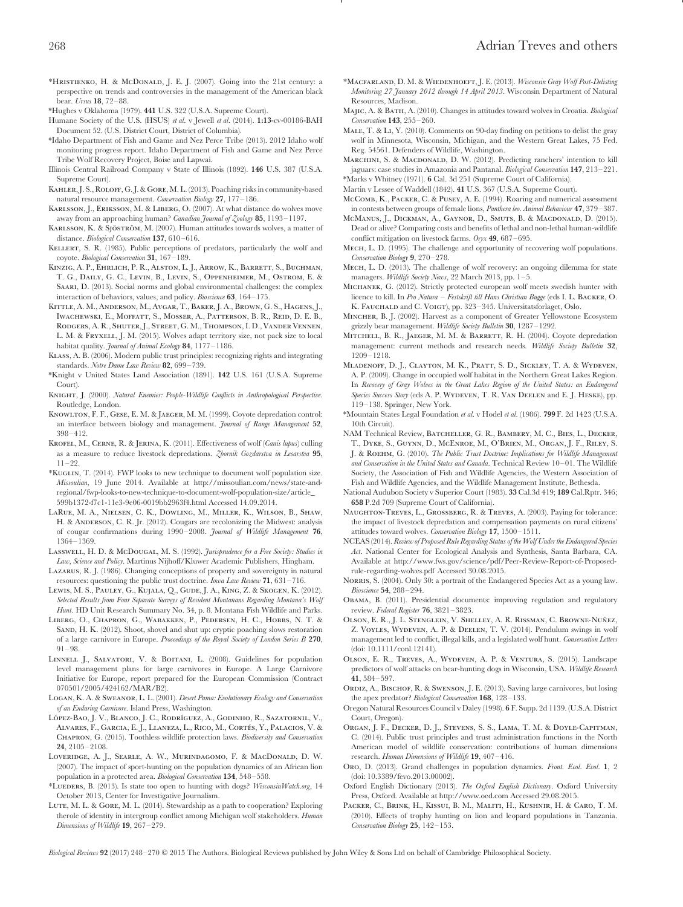\*Hristienko, H. & McDonald, J. E. J. (2007). Going into the 21st century: a perspective on trends and controversies in the management of the American black bear. *Ursus* **18**, 72–88.

\*Hughes v Oklahoma (1979). **441** U.S. 322 (U.S.A. Supreme Court).

Humane Society of the U.S. (HSUS) *et al.* v Jewell *et al.* (2014). **1:13**-cv-00186-BAH Document 52. (U.S. District Court, District of Columbia).

\*Idaho Department of Fish and Game and Nez Perce Tribe (2013). 2012 Idaho wolf monitoring progress report. Idaho Department of Fish and Game and Nez Perce Tribe Wolf Recovery Project, Boise and Lapwai.

Illinois Central Railroad Company v State of Illinois (1892). **146** U.S. 387 (U.S.A. Supreme Court).

Kahler, J. S., Roloff, G. J. & Gore, M. L. (2013). Poaching risks in community-based natural resource management. *Conservation Biology* **27**, 177–186.

Karlsson, J., Eriksson, M. & Liberg, O. (2007). At what distance do wolves move away from an approaching human? *Canadian Journal of Zoology* **85**, 1193–1197.

Karlsson, K. & Sjöström, M. (2007). Human attitudes towards wolves, a matter of distance. *Biological Conservation* **137**, 610–616.

Kellert, S. R. (1985). Public perceptions of predators, particularly the wolf and coyote. *Biological Conservation* **31**, 167–189.

Kinzig, A. P., Ehrlich, P. R., Alston, L. J., Arrow, K., Barrett, S., Buchman, T. G., Daily, G. C., Levin, B., Levin, S., Oppenheimer, M., Ostrom, E. & Saari, D. (2013). Social norms and global environmental challenges: the complex interaction of behaviors, values, and policy. *Bioscience* **63**, 164–175.

Kittle, A. M., Anderson, M., Avgar, T., Baker, J. A., Brown, G. S., Hagens, J., Iwachewski, E., Moffatt, S., Mosser, A., Patterson, B. R., Reid, D. E. B., Rodgers, A. R., Shuter, J., Street, G. M., Thompson, I. D., Vander Vennen, L. M. & Fryxell, J. M. (2015). Wolves adapt territory size, not pack size to local habitat quality. *Journal of Animal Ecology* **84**, 1177–1186.

Klass, A. B. (2006). Modern public trust principles: recognizing rights and integrating standards. *Notre Dame Law Review* **82**, 699–739.

\*Knight v United States Land Association (1891). **142** U.S. 161 (U.S.A. Supreme Court).

Knight, J. (2000). *Natural Enemies: People-Wildlife Conflicts in Anthropological Perspective*. Routledge, London.

Knowlton, F. F., Gese, E. M. & Jaeger, M. M. (1999). Coyote depredation control: an interface between biology and management. *Journal of Range Management* **52**, 398–412.

Krofel, M., Cerne, R. & Jerina, K. (2011). Effectiveness of wolf (*Canis lupus*) culling as a measure to reduce livestock depredations. *Zbornik Gozdarstva in Lesarstva* **95**, 11–22.

\*Kuglin, T. (2014). FWP looks to new technique to document wolf population size. *Missoulian*, 19 June 2014. Available at http://missoulian.com/news/state-and-regional/fwp-looks-to-new-technique-to-document-wolf-population-size/article_599b1372-f7c1-11e3-9e06-0019bb2963f4.html Accessed 14.09.2014.

LaRue, M. A., Nielsen, C. K., Dowling, M., Miller, K., Wilson, B., Shaw, H. & Anderson, C. R. Jr. (2012). Cougars are recolonizing the Midwest: analysis of cougar confirmations during 1990–2008. *Journal of Wildlife Management* **76**, 1364–1369.

Lasswell, H. D. & McDougal, M. S. (1992). *Jurisprudence for a Free Society: Studies in Law, Science and Policy*. Martinus Nijhoff/Kluwer Academic Publishers, Hingham.

Lazarus, R. J. (1986). Changing conceptions of property and sovereignty in natural resources: questioning the public trust doctrine. *Iowa Law Review* **71**, 631–716.

Lewis, M. S., Pauley, G., Kujala, Q., Gude, J. A., King, Z. & Skogen, K. (2012). *Selected Results from Four Separate Surveys of Resident Montanans Regarding Montana's Wolf Hunt*. HD Unit Research Summary No. 34, p. 8. Montana Fish Wildlife and Parks.

Liberg, O., Chapron, G., Wabakken, P., Pedersen, H. C., Hobbs, N. T. & Sand, H. K. (2012). Shoot, shovel and shut up: cryptic poaching slows restoration of a large carnivore in Europe. *Proceedings of the Royal Society of London Series B* **270**, 91–98.

Linnell J., Salvatori, V. & Boitani, L. (2008). Guidelines for population level management plans for large carnivores in Europe. A Large Carnivore Initiative for Europe, report prepared for the European Commission (Contract 070501/2005/424162/MAR/B2).

Logan, K. A. & Sweanor, L. L. (2001). *Desert Puma: Evolutionary Ecology and Conservation of an Enduring Carnivore*. Island Press, Washington.

López-Bao, J. V., Blanco, J. C., Rodríguez, A., Godinho, R., Sazatornil, V., Alvares, F., Garcia, E. J., Llaneza, L., Rico, M., Cortés, Y., Palacios, V. & Chapron, G. (2015). Toothless wildlife protection laws. *Biodiversity and Conservation* **24**, 2105–2108.

Loveridge, A. J., Searle, A. W., Murindagomo, F. & MacDonald, D. W. (2007). The impact of sport-hunting on the population dynamics of an African lion population in a protected area. *Biological Conservation* **134**, 548–558.

\*Lueders, B. (2013). Is state too open to hunting with dogs? *WisconsinWatch.org*, 14 October 2013, Center for Investigative Journalism.

Lute, M. L. & Gore, M. L. (2014). Stewardship as a path to cooperation? Exploring therole of identity in intergroup conflict among Michigan wolf stakeholders. *Human Dimensions of Wildlife* **19**, 267–279.

\*MacFarland, D. M. & Wiedenhoeft, J. E. (2013). *Wisconsin Gray Wolf Post-Delisting Monitoring 27 January 2012 through 14 April 2013*. Wisconsin Department of Natural Resources, Madison.

Majic, A. & Bath, A. (2010). Changes in attitudes toward wolves in Croatia. *Biological Conservation* **143**, 255–260.

Male, T. & Li, Y. (2010). Comments on 90-day finding on petitions to delist the gray wolf in Minnesota, Wisconsin, Michigan, and the Western Great Lakes, 75 Fed. Reg. 54561. Defenders of Wildlife, Washington.

Marchini, S. & Macdonald, D. W. (2012). Predicting ranchers' intention to kill jaguars: case studies in Amazonia and Pantanal. *Biological Conservation* **147**, 213–221.

\*Marks v Whitney (1971). **6** Cal. 3d 251 (Supreme Court of California).

Martin v Lessee of Waddell (1842). **41** U.S. 367 (U.S.A. Supreme Court).

McComb, K., Packer, C. & Pusey, A. E. (1994). Roaring and numerical assessment in contests between groups of female lions, *Panthera leo*. *Animal Behaviour* **47**, 379–387.

McManus, J., Dickman, A., Gaynor, D., Smuts, B. & Macdonald, D. (2015). Dead or alive? Comparing costs and benefits of lethal and non-lethal human-wildlife conflict mitigation on livestock farms. *Oryx* **49**, 687–695.

Mech, L. D. (1995). The challenge and opportunity of recovering wolf populations. *Conservation Biology* **9**, 270–278.

Mech, L. D. (2013). The challenge of wolf recovery: an ongoing dilemma for state managers. *Wildlife Society News*, 22 March 2013, pp. 1–5.

Michanek, G. (2012). Strictly protected european wolf meets swedish hunter with licence to kill. In *Pro Natura – Festskrift till Hans Christian Bugge* (eds I. L. Backer, O. K. Fauchald and C. Voigt), pp. 323–345. Universitatsforlaget, Oslo.

Mincher, B. J. (2002). Harvest as a component of Greater Yellowstone Ecosystem grizzly bear management. *Wildlife Society Bulletin* **30**, 1287–1292.

Mitchell, B. R., Jaeger, M. M. & Barrett, R. H. (2004). Coyote depredation management: current methods and research needs. *Wildlife Society Bulletin* **32**, 1209–1218.

Mladenoff, D. J., Clayton, M. K., Pratt, S. D., Sickley, T. A. & Wydeven, A. P. (2009). Change in occupied wolf habitat in the Northern Great Lakes Region. In *Recovery of Gray Wolves in the Great Lakes Region of the United States: an Endangered Species Success Story* (eds A. P. Wydeven, T. R. Van Deelen and E. J. Heske), pp. 119–138. Springer, New York.

\*Mountain States Legal Foundation *et al.* v Hodel *et al.* (1986). **799** F. 2d 1423 (U.S.A. 10th Circuit).

NAM Technical Review, Batcheller, G. R., Bambery, M. C., Bies, L., Decker, T., Dyke, S., Guynn, D., McEnroe, M., O'Brien, M., Organ, J. F., Riley, S. J. & Roehm, G. (2010). *The Public Trust Doctrine: Implications for Wildlife Management and Conservation in the United States and Canada*. Technical Review 10–01. The Wildlife Society, the Association of Fish and Wildlife Agencies, the Western Association of Fish and Wildlife Agencies, and the Wildlife Management Institute, Bethesda.

National Audubon Society v Superior Court (1983). **33** Cal.3d 419; **189** Cal.Rptr. 346; **658** P.2d 709 (Supreme Court of California).

Naughton-Treves, L., Grossberg, R. & Treves, A. (2003). Paying for tolerance: the impact of livestock depredation and compensation payments on rural citizens' attitudes toward wolves. *Conservation Biology* **17**, 1500–1511.

NCEAS (2014). *Review of Proposed Rule Regarding Status of the Wolf Under the Endangered Species Act*. National Center for Ecological Analysis and Synthesis, Santa Barbara, CA. Available at http://www.fws.gov/science/pdf/Peer-Review-Report-of-Proposed-rule-regarding-wolves.pdf Accessed 30.08.2015.

Norris, S. (2004). Only 30: a portrait of the Endangered Species Act as a young law. *Bioscience* **54**, 288–294.

Obama, B. (2011). Presidential documents: improving regulation and regulatory review. *Federal Register* **76**, 3821–3823.

Olson, E. R., J. L. Stenglein, V. Shelley, A. R. Rissman, C. Browne-Nuñez, Z. Voyles, Wydeven, A. P. & Deelen, T. V. (2014). Pendulum swings in wolf management led to conflict, illegal kills, and a legislated wolf hunt. *Conservation Letters* (doi: 10.1111/conl.12141).

Olson, E. R., Treves, A., Wydeven, A. P. & Ventura, S. (2015). Landscape predictors of wolf attacks on bear-hunting dogs in Wisconsin, USA. *Wildlife Research* **41**, 584–597.

Ordiz, A., Bischof, R. & Swenson, J. E. (2013). Saving large carnivores, but losing the apex predator? *Biological Conservation* **168**, 128–133.

Oregon Natural Resources Council v Daley (1998). **6** F. Supp. 2d 1139. (U.S.A. District Court, Oregon).

Organ, J. F., Decker, D. J., Stevens, S. S., Lama, T. M. & Doyle-Capitman, C. (2014). Public trust principles and trust administration functions in the North American model of wildlife conservation: contributions of human dimensions research. *Human Dimensions of Wildlife* **19**, 407–416.

Oro, D. (2013). Grand challenges in population dynamics. *Front. Ecol. Evol.* **1**, 2 (doi: 10.3389/fevo.2013.00002).

Oxford English Dictionary (2013). *The Oxford English Dictionary*. Oxford University Press, Oxford. Available at http://www.oed.com Accessed 29.08.2015.

Packer, C., Brink, H., Kissui, B. M., Maliti, H., Kushnir, H. & Caro, T. M. (2010). Effects of trophy hunting on lion and leopard populations in Tanzania. *Conservation Biology* **25**, 142–153.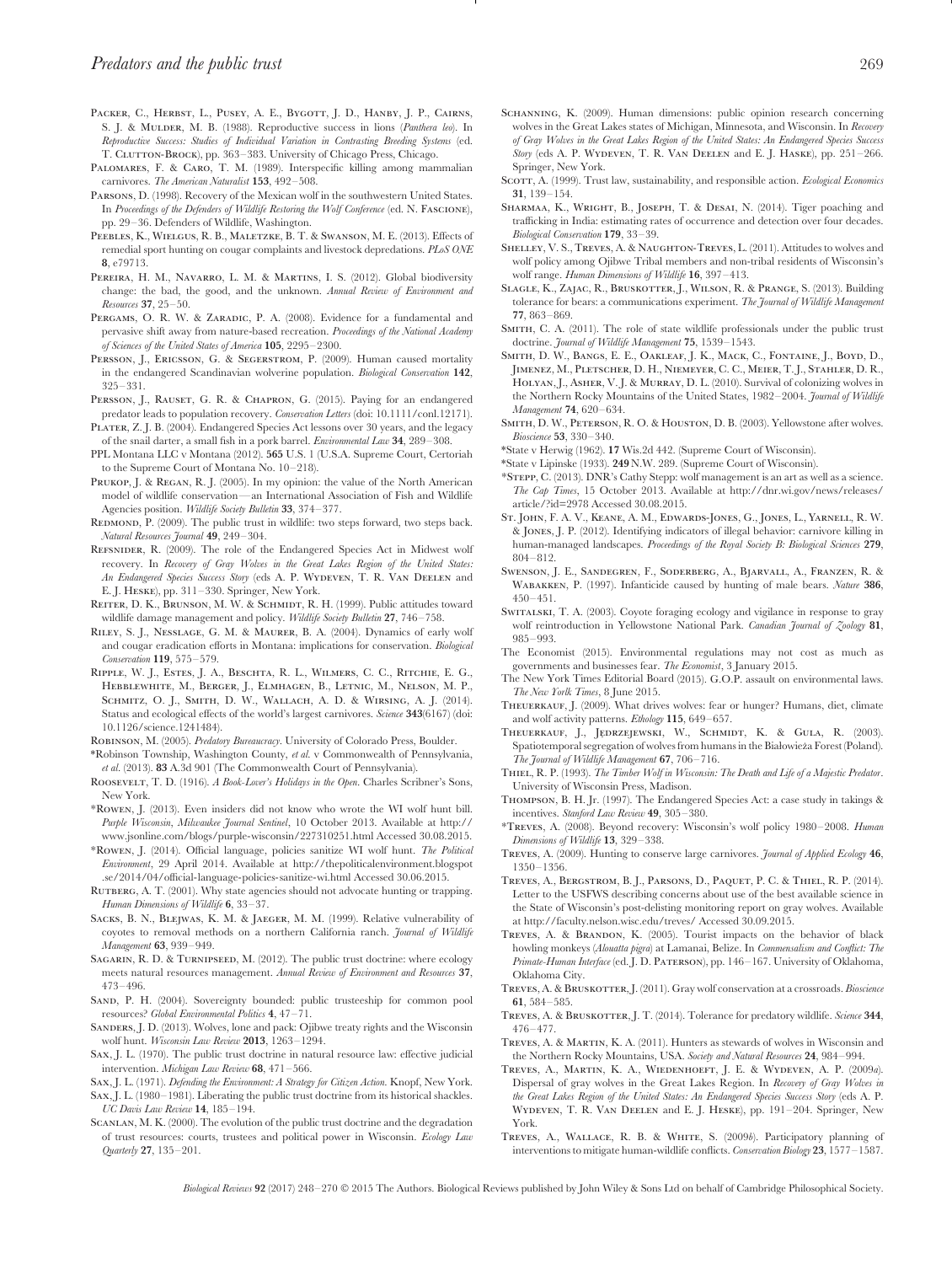Packer, C., Herbst, L., Pusey, A. E., Bygott, J. D., Hanby, J. P., Cairns, S. J. & Mulder, M. B. (1988). Reproductive success in lions (*Panthera leo*). In *Reproductive Success: Studies of Individual Variation in Contrasting Breeding Systems* (ed. T. Clutton-Brock), pp. 363–383. University of Chicago Press, Chicago.

Palomares, F. & Caro, T. M. (1989). Interspecific killing among mammalian carnivores. *The American Naturalist* **153**, 492–508.

Parsons, D. (1998). Recovery of the Mexican wolf in the southwestern United States. In *Proceedings of the Defenders of Wildlife Restoring the Wolf Conference* (ed. N. Fascione), pp. 29–36. Defenders of Wildlife, Washington.

Peebles, K., Wielgus, R. B., Maletzke, B. T. & Swanson, M. E. (2013). Effects of remedial sport hunting on cougar complaints and livestock depredations. *PLoS ONE* **8**, e79713.

Pereira, H. M., Navarro, L. M. & Martins, I. S. (2012). Global biodiversity change: the bad, the good, and the unknown. *Annual Review of Environment and Resources* **37**, 25–50.

Pergams, O. R. W. & Zaradic, P. A. (2008). Evidence for a fundamental and pervasive shift away from nature-based recreation. *Proceedings of the National Academy of Sciences of the United States of America* **105**, 2295–2300.

Persson, J., Ericsson, G. & Segerstrom, P. (2009). Human caused mortality in the endangered Scandinavian wolverine population. *Biological Conservation* **142**, 325–331.

Persson, J., Rauset, G. R. & Chapron, G. (2015). Paying for an endangered predator leads to population recovery. *Conservation Letters* (doi: 10.1111/conl.12171).

Plater, Z. J. B. (2004). Endangered Species Act lessons over 30 years, and the legacy of the snail darter, a small fish in a pork barrel. *Environmental Law* **34**, 289–308.

PPL Montana LLC v Montana (2012). **565** U.S. 1 (U.S.A. Supreme Court, Certoriah to the Supreme Court of Montana No. 10–218).

Prukop, J. & Regan, R. J. (2005). In my opinion: the value of the North American model of wildlife conservation—an International Association of Fish and Wildlife Agencies position. *Wildlife Society Bulletin* **33**, 374–377.

Redmond, P. (2009). The public trust in wildlife: two steps forward, two steps back. *Natural Resources Journal* **49**, 249–304.

Refsnider, R. (2009). The role of the Endangered Species Act in Midwest wolf recovery. In *Recovery of Gray Wolves in the Great Lakes Region of the United States: An Endangered Species Success Story* (eds A. P. Wydeven, T. R. Van Deelen and E. J. Heske), pp. 311–330. Springer, New York.

Reiter, D. K., Brunson, M. W. & Schmidt, R. H. (1999). Public attitudes toward wildlife damage management and policy. *Wildlife Society Bulletin* **27**, 746–758.

Riley, S. J., Nesslage, G. M. & Maurer, B. A. (2004). Dynamics of early wolf and cougar eradication efforts in Montana: implications for conservation. *Biological Conservation* **119**, 575–579.

Ripple, W. J., Estes, J. A., Beschta, R. L., Wilmers, C. C., Ritchie, E. G., Hebblewhite, M., Berger, J., Elmhagen, B., Letnic, M., Nelson, M. P., Schmitz, O. J., Smith, D. W., Wallach, A. D. & Wirsing, A. J. (2014). Status and ecological effects of the world's largest carnivores. *Science* **343**(6167) (doi: 10.1126/science.1241484).

Robinson, M. (2005). *Predatory Bureaucracy*. University of Colorado Press, Boulder.

*Robinson Township, Washington County, *et al.* v Commonwealth of Pennsylvania, *et al.* (2013). **83** A.3d 901 (The Commonwealth Court of Pennsylvania).

Roosevelt, T. D. (1916). *A Book-Lover's Holidays in the Open*. Charles Scribner's Sons, New York.

*Rowen, J. (2013). Even insiders did not know who wrote the WI wolf hunt bill. *Purple Wisconsin, Milwaukee Journal Sentinel*, 10 October 2013. Available at http://www.jsonline.com/blogs/purple-wisconsin/227310251.html Accessed 30.08.2015.

*Rowen, J. (2014). Official language, policies sanitize WI wolf hunt. *The Political Environment*, 29 April 2014. Available at http://thepoliticalenvironment.blogspot.se/2014/04/official-language-policies-sanitize-wi.html Accessed 30.06.2015.

Rutberg, A. T. (2001). Why state agencies should not advocate hunting or trapping. *Human Dimensions of Wildlife* **6**, 33–37.

Sacks, B. N., Blejwas, K. M. & Jaeger, M. M. (1999). Relative vulnerability of coyotes to removal methods on a northern California ranch. *Journal of Wildlife Management* **63**, 939–949.

Sagarin, R. D. & Turnipseed, M. (2012). The public trust doctrine: where ecology meets natural resources management. *Annual Review of Environment and Resources* **37**, 473–496.

Sand, P. H. (2004). Sovereignty bounded: public trusteeship for common pool resources? *Global Environmental Politics* **4**, 47–71.

Sanders, J. D. (2013). Wolves, lone and pack: Ojibwe treaty rights and the Wisconsin wolf hunt. *Wisconsin Law Review* **2013**, 1263–1294.

Sax, J. L. (1970). The public trust doctrine in natural resource law: effective judicial intervention. *Michigan Law Review* **68**, 471–566.

Sax, J. L. (1971). *Defending the Environment: A Strategy for Citizen Action*. Knopf, New York.

Sax, J. L. (1980–1981). Liberating the public trust doctrine from its historical shackles. *UC Davis Law Review* **14**, 185–194.

Scanlan, M. K. (2000). The evolution of the public trust doctrine and the degradation of trust resources: courts, trustees and political power in Wisconsin. *Ecology Law Quarterly* **27**, 135–201.

Schanning, K. (2009). Human dimensions: public opinion research concerning wolves in the Great Lakes states of Michigan, Minnesota, and Wisconsin. In *Recovery of Gray Wolves in the Great Lakes Region of the United States: An Endangered Species Success Story* (eds A. P. Wydeven, T. R. Van Deelen and E. J. Haske), pp. 251–266. Springer, New York.

Scott, A. (1999). Trust law, sustainability, and responsible action. *Ecological Economics* **31**, 139–154.

Sharmaa, K., Wright, B., Joseph, T. & Desai, N. (2014). Tiger poaching and trafficking in India: estimating rates of occurrence and detection over four decades. *Biological Conservation* **179**, 33–39.

Shelley, V. S., Treves, A. & Naughton-Treves, L. (2011). Attitudes to wolves and wolf policy among Ojibwe Tribal members and non-tribal residents of Wisconsin's wolf range. *Human Dimensions of Wildlife* **16**, 397–413.

Slagle, K., Zajac, R., Bruskotter, J., Wilson, R. & Prange, S. (2013). Building tolerance for bears: a communications experiment. *The Journal of Wildlife Management* **77**, 863–869.

Smith, C. A. (2011). The role of state wildlife professionals under the public trust doctrine. *Journal of Wildlife Management* **75**, 1539–1543.

Smith, D. W., Bangs, E. E., Oakleaf, J. K., Mack, C., Fontaine, J., Boyd, D., Jimenez, M., Pletscher, D. H., Niemeyer, C. C., Meier, T. J., Stahler, D. R., Holyan, J., Asher, V. J. & Murray, D. L. (2010). Survival of colonizing wolves in the Northern Rocky Mountains of the United States, 1982–2004. *Journal of Wildlife Management* **74**, 620–634.

Smith, D. W., Peterson, R. O. & Houston, D. B. (2003). Yellowstone after wolves. *Bioscience* **53**, 330–340.

*State v Herwig (1962). **17** Wis.2d 442. (Supreme Court of Wisconsin).

*State v Lipinske (1933). **249** N.W. 289. (Supreme Court of Wisconsin).

*Stepp, C. (2013). DNR's Cathy Stepp: wolf management is an art as well as a science. *The Cap Times*, 15 October 2013. Available at http://dnr.wi.gov/news/releases/article/?id=2978 Accessed 30.08.2015.

St. John, F. A. V., Keane, A. M., Edwards-Jones, G., Jones, L., Yarnell, R. W. & Jones, J. P. (2012). Identifying indicators of illegal behavior: carnivore killing in human-managed landscapes. *Proceedings of the Royal Society B: Biological Sciences* **279**, 804–812.

Swenson, J. E., Sandegren, F., Soderberg, A., Bjarvall, A., Franzen, R. & Wabakken, P. (1997). Infanticide caused by hunting of male bears. *Nature* **386**, 450–451.

Switalski, T. A. (2003). Coyote foraging ecology and vigilance in response to gray wolf reintroduction in Yellowstone National Park. *Canadian Journal of Zoology* **81**, 985–993.

The Economist (2015). Environmental regulations may not cost as much as governments and businesses fear. *The Economist*, 3 January 2015.

The New York Times Editorial Board (2015). G.O.P. assault on environmental laws. *The New Yorlk Times*, 8 June 2015.

Theuerkauf, J. (2009). What drives wolves: fear or hunger? Humans, diet, climate and wolf activity patterns. *Ethology* **115**, 649–657.

Theuerkauf, J., Jędrzejewski, W., Schmidt, K. & Gula, R. (2003). Spatiotemporal segregation of wolves from humans in the Białowieża Forest (Poland). *The Journal of Wildlife Management* **67**, 706–716.

Thiel, R. P. (1993). *The Timber Wolf in Wisconsin: The Death and Life of a Majestic Predator*. University of Wisconsin Press, Madison.

Thompson, B. H. Jr. (1997). The Endangered Species Act: a case study in takings & incentives. *Stanford Law Review* **49**, 305–380.

*Treves, A. (2008). Beyond recovery: Wisconsin's wolf policy 1980–2008. *Human Dimensions of Wildlife* **13**, 329–338.

Treves, A. (2009). Hunting to conserve large carnivores. *Journal of Applied Ecology* **46**, 1350–1356.

Treves, A., Bergstrom, B. J., Parsons, D., Paquet, P. C. & Thiel, R. P. (2014). Letter to the USFWS describing concerns about use of the best available science in the State of Wisconsin's post-delisting monitoring report on gray wolves. Available at http://faculty.nelson.wisc.edu/treves/ Accessed 30.09.2015.

Treves, A. & Brandon, K. (2005). Tourist impacts on the behavior of black howling monkeys (*Alouatta pigra*) at Lamanai, Belize. In *Commensalism and Conflict: The Primate-Human Interface* (ed. J. D. Paterson), pp. 146–167. University of Oklahoma, Oklahoma City.

Treves, A. & Bruskotter, J. (2011). Gray wolf conservation at a crossroads. *Bioscience* **61**, 584–585.

Treves, A. & Bruskotter, J. T. (2014). Tolerance for predatory wildlife. *Science* **344**, 476–477.

Treves, A. & Martin, K. A. (2011). Hunters as stewards of wolves in Wisconsin and the Northern Rocky Mountains, USA. *Society and Natural Resources* **24**, 984–994.

Treves, A., Martin, K. A., Wiedenhoeft, J. E. & Wydeven, A. P. (2009*a*). Dispersal of gray wolves in the Great Lakes Region. In *Recovery of Gray Wolves in the Great Lakes Region of the United States: An Endangered Species Success Story* (eds A. P. Wydeven, T. R. Van Deelen and E. J. Heske), pp. 191–204. Springer, New York.

Treves, A., Wallace, R. B. & White, S. (2009*b*). Participatory planning of interventions to mitigate human-wildlife conflicts. *Conservation Biology* **23**, 1577–1587.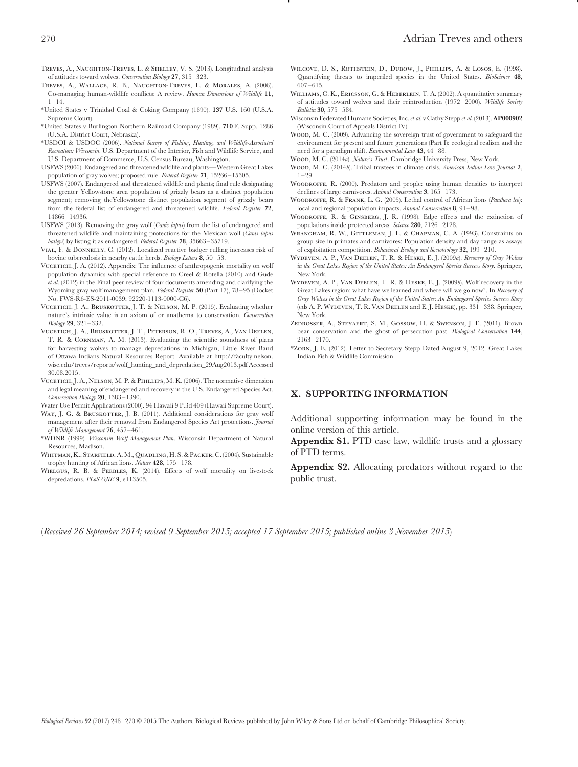Treves, A., Naughton-Treves, L. & Shelley, V. S. (2013). Longitudinal analysis of attitudes toward wolves. *Conservation Biology* **27**, 315–323.

Treves, A., Wallace, R. B., Naughton-Treves, L. & Morales, A. (2006). Co-managing human-wildlife conflicts: A review. *Human Dimensions of Wildlife* **11**, 1–14.

*United States v Trinidad Coal & Coking Company (1890). **137** U.S. 160 (U.S.A. Supreme Court).

*United States v Burlington Northern Railroad Company (1989). **710** F. Supp. 1286 (U.S.A. District Court, Nebraska).

*USDOI & USDOC (2006). *National Survey of Fishing, Hunting, and Wildlife-Associated Recreation: Wisconsin*. U.S. Department of the Interior, Fish and Wildlife Service, and U.S. Department of Commerce, U.S. Census Bureau, Washington.

USFWS (2006). Endangered and threatened wildlife and plants—Western Great Lakes population of gray wolves; proposed rule. *Federal Register* **71**, 15266–15305.

USFWS (2007). Endangered and threatened wildlife and plants; final rule designating the greater Yellowstone area population of grizzly bears as a distinct population segment; removing theYellowstone distinct population segment of grizzly bears from the federal list of endangered and threatened wildlife. *Federal Register* **72**, 14866–14936.

USFWS (2013). Removing the gray wolf (*Canis lupus*) from the list of endangered and threatened wildlife and maintaining protections for the Mexican wolf (*Canis lupus baileyi*) by listing it as endangered. *Federal Register* **78**, 35663–35719.

Vial, F. & Donnelly, C. (2012). Localized reactive badger culling increases risk of bovine tuberculosis in nearby cattle herds. *Biology Letters* **8**, 50–53.

Vucetich, J. A. (2012). Appendix: The influence of anthropogenic mortality on wolf population dynamics with special reference to Creel & Rotella (2010) and Gude *et al.* (2012) in the Final peer review of four documents amending and clarifying the Wyoming gray wolf management plan. *Federal Register* **50** (Part 17), 78–95 (Docket No. FWS-R6-ES-2011-0039; 92220-1113-0000-C6).

Vucetich, J. A., Bruskotter, J. T. & Nelson, M. P. (2015). Evaluating whether nature's intrinsic value is an axiom of or anathema to conservation. *Conservation Biology* **29**, 321–332.

Vucetich, J. A., Bruskotter, J. T., Peterson, R. O., Treves, A., Van Deelen, T. R. & Cornman, A. M. (2013). Evaluating the scientific soundness of plans for harvesting wolves to manage depredations in Michigan, Little River Band of Ottawa Indians Natural Resources Report. Available at http://faculty.nelson.wisc.edu/treves/reports/wolf_hunting_and_depredation_29Aug2013.pdf Accessed 30.08.2015.

Vucetich, J. A., Nelson, M. P. & Phillips, M. K. (2006). The normative dimension and legal meaning of endangered and recovery in the U.S. Endangered Species Act. *Conservation Biology* **20**, 1383–1390.

Water Use Permit Applications (2000). 94 Hawaii 9 P.3d 409 (Hawaii Supreme Court).

Way, J. G. & Bruskotter, J. B. (2011). Additional considerations for gray wolf management after their removal from Endangered Species Act protections. *Journal of Wildlife Management* **76**, 457–461.

*WDNR (1999). *Wisconsin Wolf Management Plan*. Wisconsin Department of Natural Resources, Madison.

Whitman, K., Starfield, A. M., Quadling, H. S. & Packer, C. (2004). Sustainable trophy hunting of African lions. *Nature* **428**, 175–178.

Wielgus, R. B. & Peebles, K. (2014). Effects of wolf mortality on livestock depredations. *PLoS ONE* **9**, e113505.

Wilcove, D. S., Rothstein, D., Dubow, J., Phillips, A. & Losos, E. (1998). Quantifying threats to imperiled species in the United States. *BioScience* **48**, 607–615.

Williams, C. K., Ericsson, G. & Heberlein, T. A. (2002). A quantitative summary of attitudes toward wolves and their reintroduction (1972–2000). *Wildlife Society Bulletin* **30**, 575–584.

Wisconsin Federated Humane Societies, Inc. *et al.* v Cathy Stepp *et al.* (2013). **AP000902** (Wisconsin Court of Appeals District IV).

Wood, M. C. (2009). Advancing the sovereign trust of government to safeguard the environment for present and future generations (Part I): ecological realism and the need for a paradigm shift. *Environmental Law* **43**, 44–88.

Wood, M. C. (2014*a*). *Nature's Trust*. Cambridge University Press, New York.

Wood, M. C. (2014*b*). Tribal trustees in climate crisis. *American Indian Law Journal* **2**, 1–29.

Woodroffe, R. (2000). Predators and people: using human densities to interpret declines of large carnivores. *Animal Conservation* **3**, 165–173.

Woodroffe, R. & Frank, L. G. (2005). Lethal control of African lions (*Panthera leo*): local and regional population impacts. *Animal Conservation* **8**, 91–98.

Woodroffe, R. & Ginsberg, J. R. (1998). Edge effects and the extinction of populations inside protected areas. *Science* **280**, 2126–2128.

Wrangham, R. W., Gittleman, J. L. & Chapman, C. A. (1993). Constraints on group size in primates and carnivores: Population density and day range as assays of exploitation competition. *Behavioral Ecology and Sociobiology* **32**, 199–210.

Wydeven, A. P., Van Deelen, T. R. & Heske, E. J. (2009*a*). *Recovery of Gray Wolves in the Great Lakes Region of the United States: An Endangered Species Success Story*. Springer, New York.

Wydeven, A. P., Van Deelen, T. R. & Heske, E. J. (2009*b*). Wolf recovery in the Great Lakes region: what have we learned and where will we go now?. In *Recovery of Gray Wolves in the Great Lakes Region of the United States: An Endangered Species Success Story* (eds A. P. Wydeven, T. R. Van Deelen and E. J. Heske), pp. 331–338. Springer, New York.

Zedrosser, A., Steyaert, S. M., Gossow, H. & Swenson, J. E. (2011). Brown bear conservation and the ghost of persecution past. *Biological Conservation* **144**, 2163–2170.

*Zorn, J. E. (2012). Letter to Secretary Stepp Dated August 9, 2012. Great Lakes Indian Fish & Wildlife Commission.

## X. SUPPORTING INFORMATION

Additional supporting information may be found in the online version of this article.

**Appendix S1.** PTD case law, wildlife trusts and a glossary of PTD terms.

**Appendix S2.** Allocating predators without regard to the public trust.

(*Received 26 September 2014; revised 9 September 2015; accepted 17 September 2015; published online 3 November 2015*)